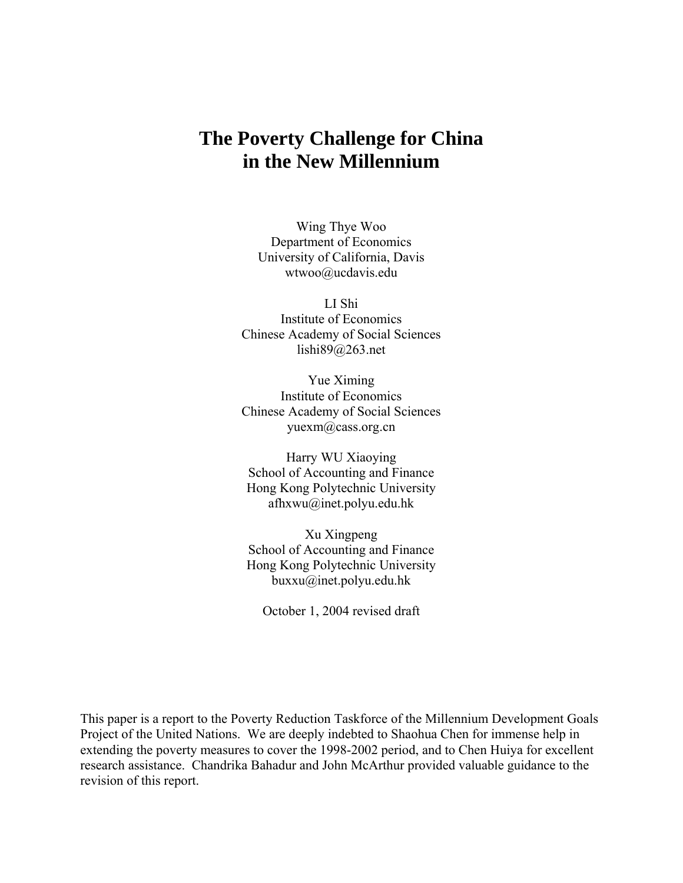# The Poverty Challenge for China in the New Millennium

Wing Thye Woo
Department of Economics
University of California, Davis
wtwoo@ucdavis.edu

LI Shi
Institute of Economics
Chinese Academy of Social Sciences
lishi89@263.net

Yue Ximing
Institute of Economics
Chinese Academy of Social Sciences
yuexm@cass.org.cn

Harry WU Xiaoying
School of Accounting and Finance
Hong Kong Polytechnic University
afhxwu@inet.polyu.edu.hk

Xu Xingpeng
School of Accounting and Finance
Hong Kong Polytechnic University
buxxu@inet.polyu.edu.hk

October 1, 2004 revised draft

This paper is a report to the Poverty Reduction Taskforce of the Millennium Development Goals Project of the United Nations. We are deeply indebted to Shaohua Chen for immense help in extending the poverty measures to cover the 1998-2002 period, and to Chen Huiya for excellent research assistance. Chandrika Bahadur and John McArthur provided valuable guidance to the revision of this report.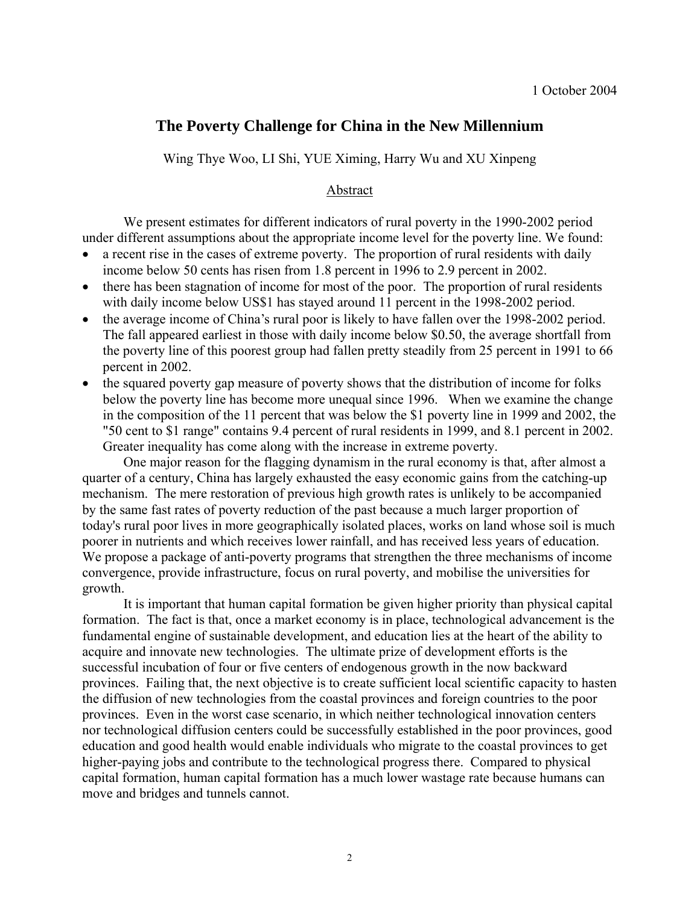1 October 2004

# The Poverty Challenge for China in the New Millennium

Wing Thye Woo, LI Shi, YUE Ximing, Harry Wu and XU Xinpeng

## Abstract

We present estimates for different indicators of rural poverty in the 1990-2002 period under different assumptions about the appropriate income level for the poverty line. We found:

- a recent rise in the cases of extreme poverty. The proportion of rural residents with daily income below 50 cents has risen from 1.8 percent in 1996 to 2.9 percent in 2002.
- there has been stagnation of income for most of the poor. The proportion of rural residents with daily income below US$1 has stayed around 11 percent in the 1998-2002 period.
- the average income of China's rural poor is likely to have fallen over the 1998-2002 period. The fall appeared earliest in those with daily income below $0.50, the average shortfall from the poverty line of this poorest group had fallen pretty steadily from 25 percent in 1991 to 66 percent in 2002.
- the squared poverty gap measure of poverty shows that the distribution of income for folks below the poverty line has become more unequal since 1996. When we examine the change in the composition of the 11 percent that was below the $1 poverty line in 1999 and 2002, the "50 cent to $1 range" contains 9.4 percent of rural residents in 1999, and 8.1 percent in 2002. Greater inequality has come along with the increase in extreme poverty.

One major reason for the flagging dynamism in the rural economy is that, after almost a quarter of a century, China has largely exhausted the easy economic gains from the catching-up mechanism. The mere restoration of previous high growth rates is unlikely to be accompanied by the same fast rates of poverty reduction of the past because a much larger proportion of today's rural poor lives in more geographically isolated places, works on land whose soil is much poorer in nutrients and which receives lower rainfall, and has received less years of education. We propose a package of anti-poverty programs that strengthen the three mechanisms of income convergence, provide infrastructure, focus on rural poverty, and mobilise the universities for growth.

It is important that human capital formation be given higher priority than physical capital formation. The fact is that, once a market economy is in place, technological advancement is the fundamental engine of sustainable development, and education lies at the heart of the ability to acquire and innovate new technologies. The ultimate prize of development efforts is the successful incubation of four or five centers of endogenous growth in the now backward provinces. Failing that, the next objective is to create sufficient local scientific capacity to hasten the diffusion of new technologies from the coastal provinces and foreign countries to the poor provinces. Even in the worst case scenario, in which neither technological innovation centers nor technological diffusion centers could be successfully established in the poor provinces, good education and good health would enable individuals who migrate to the coastal provinces to get higher-paying jobs and contribute to the technological progress there. Compared to physical capital formation, human capital formation has a much lower wastage rate because humans can move and bridges and tunnels cannot.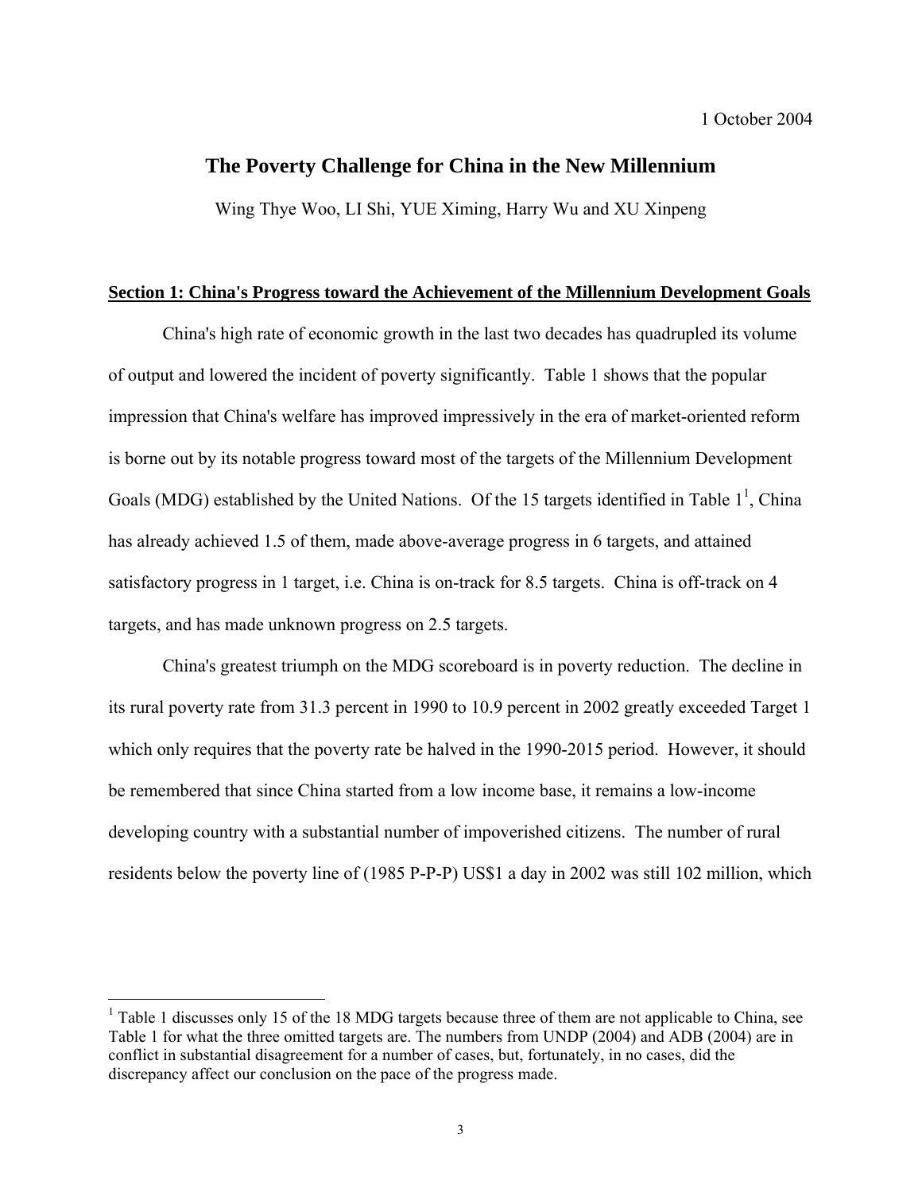1 October 2004

# The Poverty Challenge for China in the New Millennium

Wing Thye Woo, LI Shi, YUE Ximing, Harry Wu and XU Xinpeng

## Section 1: China's Progress toward the Achievement of the Millennium Development Goals

China's high rate of economic growth in the last two decades has quadrupled its volume of output and lowered the incident of poverty significantly. Table 1 shows that the popular impression that China's welfare has improved impressively in the era of market-oriented reform is borne out by its notable progress toward most of the targets of the Millennium Development Goals (MDG) established by the United Nations. Of the 15 targets identified in Table 1[1], China has already achieved 1.5 of them, made above-average progress in 6 targets, and attained satisfactory progress in 1 target, i.e. China is on-track for 8.5 targets. China is off-track on 4 targets, and has made unknown progress on 2.5 targets.

China's greatest triumph on the MDG scoreboard is in poverty reduction. The decline in its rural poverty rate from 31.3 percent in 1990 to 10.9 percent in 2002 greatly exceeded Target 1 which only requires that the poverty rate be halved in the 1990-2015 period. However, it should be remembered that since China started from a low income base, it remains a low-income developing country with a substantial number of impoverished citizens. The number of rural residents below the poverty line of (1985 P-P-P) US$1 a day in 2002 was still 102 million, which

[1] Table 1 discusses only 15 of the 18 MDG targets because three of them are not applicable to China, see Table 1 for what the three omitted targets are. The numbers from UNDP (2004) and ADB (2004) are in conflict in substantial disagreement for a number of cases, but, fortunately, in no cases, did the discrepancy affect our conclusion on the pace of the progress made.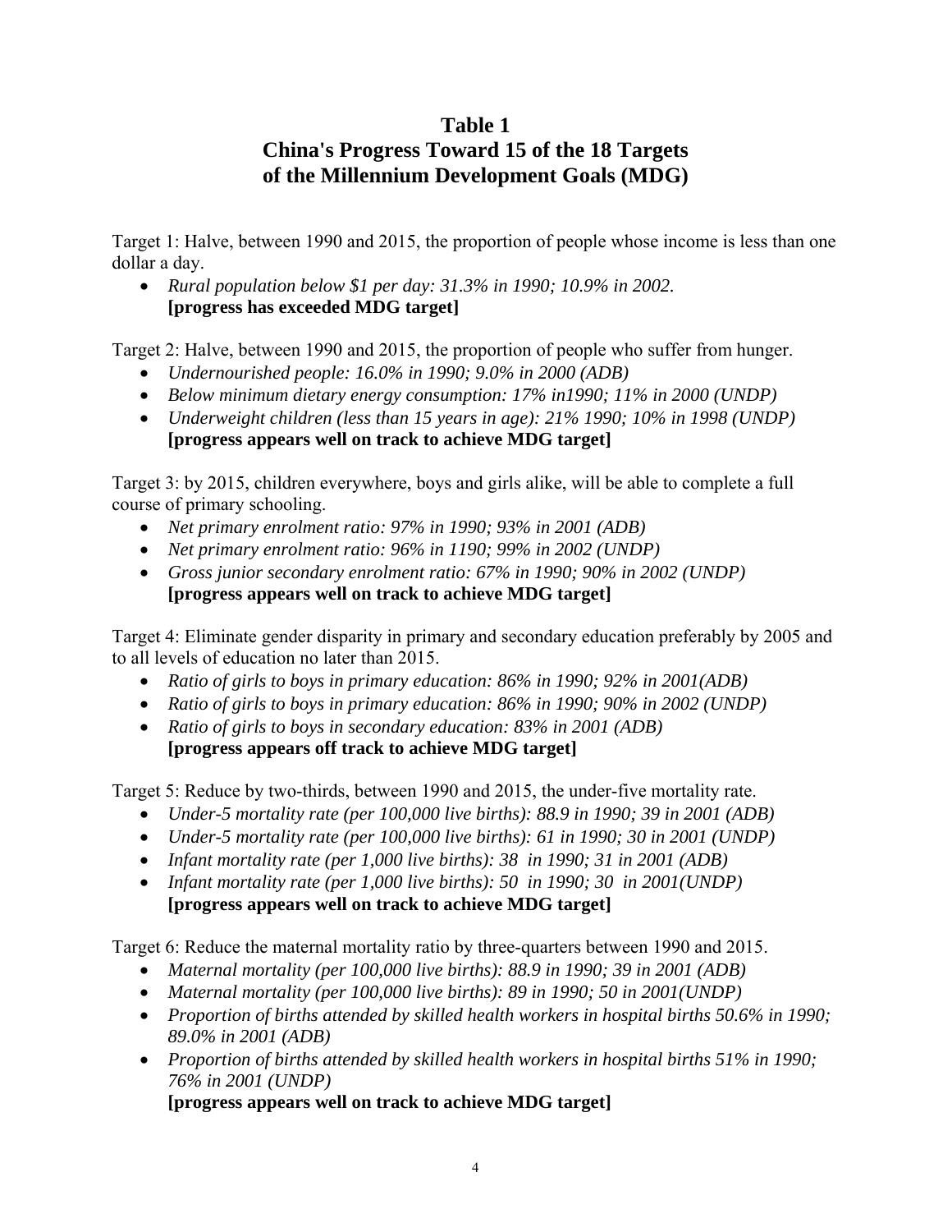# Table 1
# China's Progress Toward 15 of the 18 Targets of the Millennium Development Goals (MDG)

Target 1: Halve, between 1990 and 2015, the proportion of people whose income is less than one dollar a day.

- *Rural population below $1 per day: 31.3% in 1990; 10.9% in 2002.*
  **[progress has exceeded MDG target]**

Target 2: Halve, between 1990 and 2015, the proportion of people who suffer from hunger.

- *Undernourished people: 16.0% in 1990; 9.0% in 2000 (ADB)*
- *Below minimum dietary energy consumption: 17% in1990; 11% in 2000 (UNDP)*
- *Underweight children (less than 15 years in age): 21% 1990; 10% in 1998 (UNDP)*
  **[progress appears well on track to achieve MDG target]**

Target 3: by 2015, children everywhere, boys and girls alike, will be able to complete a full course of primary schooling.

- *Net primary enrolment ratio: 97% in 1990; 93% in 2001 (ADB)*
- *Net primary enrolment ratio: 96% in 1190; 99% in 2002 (UNDP)*
- *Gross junior secondary enrolment ratio: 67% in 1990; 90% in 2002 (UNDP)*
  **[progress appears well on track to achieve MDG target]**

Target 4: Eliminate gender disparity in primary and secondary education preferably by 2005 and to all levels of education no later than 2015.

- *Ratio of girls to boys in primary education: 86% in 1990; 92% in 2001(ADB)*
- *Ratio of girls to boys in primary education: 86% in 1990; 90% in 2002 (UNDP)*
- *Ratio of girls to boys in secondary education: 83% in 2001 (ADB)*
  **[progress appears off track to achieve MDG target]**

Target 5: Reduce by two-thirds, between 1990 and 2015, the under-five mortality rate.

- *Under-5 mortality rate (per 100,000 live births): 88.9 in 1990; 39 in 2001 (ADB)*
- *Under-5 mortality rate (per 100,000 live births): 61 in 1990; 30 in 2001 (UNDP)*
- *Infant mortality rate (per 1,000 live births): 38 in 1990; 31 in 2001 (ADB)*
- *Infant mortality rate (per 1,000 live births): 50 in 1990; 30 in 2001(UNDP)*
  **[progress appears well on track to achieve MDG target]**

Target 6: Reduce the maternal mortality ratio by three-quarters between 1990 and 2015.

- *Maternal mortality (per 100,000 live births): 88.9 in 1990; 39 in 2001 (ADB)*
- *Maternal mortality (per 100,000 live births): 89 in 1990; 50 in 2001(UNDP)*
- *Proportion of births attended by skilled health workers in hospital births 50.6% in 1990; 89.0% in 2001 (ADB)*
- *Proportion of births attended by skilled health workers in hospital births 51% in 1990; 76% in 2001 (UNDP)*
  **[progress appears well on track to achieve MDG target]**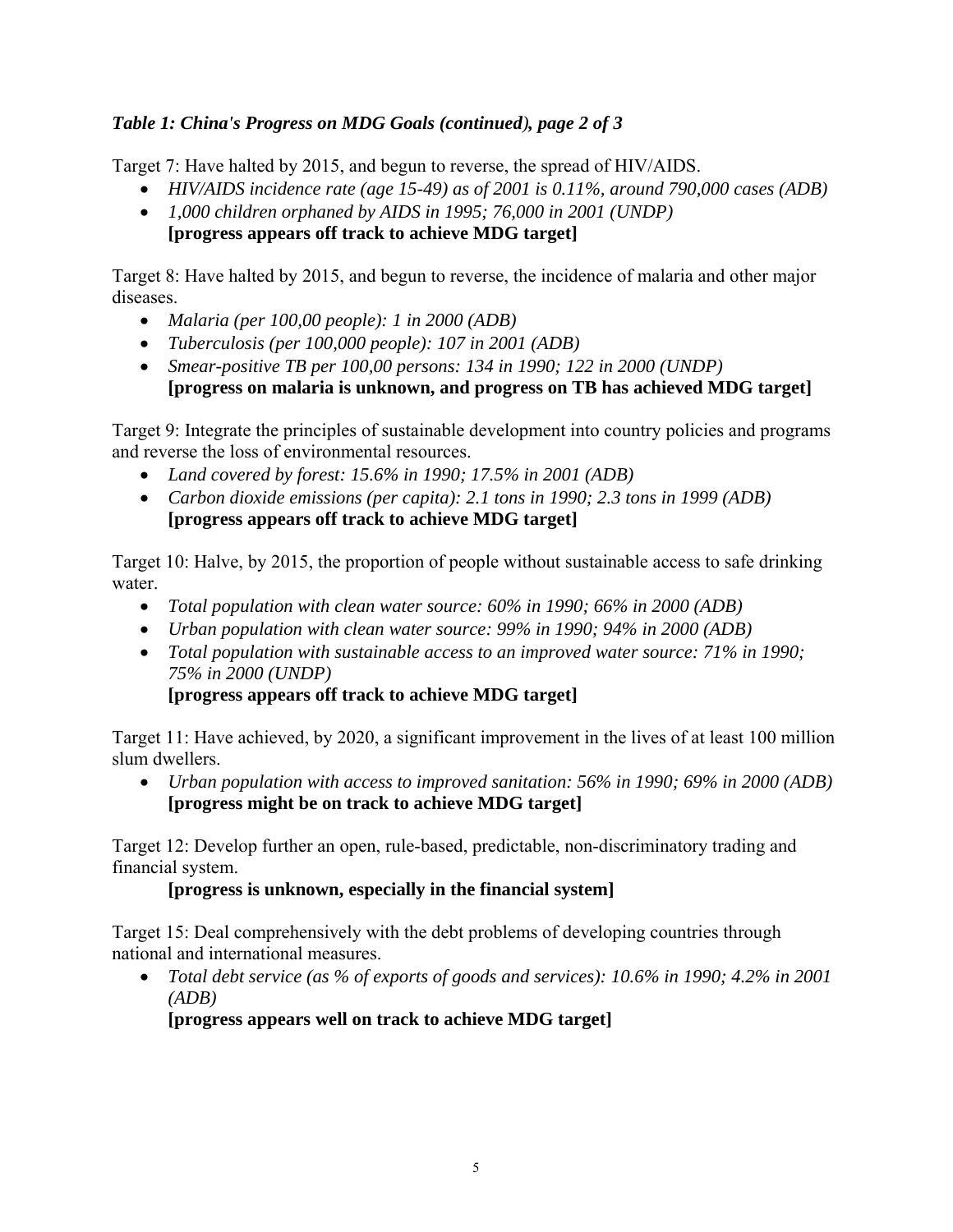***Table 1: China's Progress on MDG Goals (continued), page 2 of 3***

Target 7: Have halted by 2015, and begun to reverse, the spread of HIV/AIDS.

- *HIV/AIDS incidence rate (age 15-49) as of 2001 is 0.11%, around 790,000 cases (ADB)*
- *1,000 children orphaned by AIDS in 1995; 76,000 in 2001 (UNDP)*
  **[progress appears off track to achieve MDG target]**

Target 8: Have halted by 2015, and begun to reverse, the incidence of malaria and other major diseases.

- *Malaria (per 100,00 people): 1 in 2000 (ADB)*
- *Tuberculosis (per 100,000 people): 107 in 2001 (ADB)*
- *Smear-positive TB per 100,00 persons: 134 in 1990; 122 in 2000 (UNDP)*
  **[progress on malaria is unknown, and progress on TB has achieved MDG target]**

Target 9: Integrate the principles of sustainable development into country policies and programs and reverse the loss of environmental resources.

- *Land covered by forest: 15.6% in 1990; 17.5% in 2001 (ADB)*
- *Carbon dioxide emissions (per capita): 2.1 tons in 1990; 2.3 tons in 1999 (ADB)*
  **[progress appears off track to achieve MDG target]**

Target 10: Halve, by 2015, the proportion of people without sustainable access to safe drinking water.

- *Total population with clean water source: 60% in 1990; 66% in 2000 (ADB)*
- *Urban population with clean water source: 99% in 1990; 94% in 2000 (ADB)*
- *Total population with sustainable access to an improved water source: 71% in 1990; 75% in 2000 (UNDP)*
  **[progress appears off track to achieve MDG target]**

Target 11: Have achieved, by 2020, a significant improvement in the lives of at least 100 million slum dwellers.

- *Urban population with access to improved sanitation: 56% in 1990; 69% in 2000 (ADB)*
  **[progress might be on track to achieve MDG target]**

Target 12: Develop further an open, rule-based, predictable, non-discriminatory trading and financial system.

**[progress is unknown, especially in the financial system]**

Target 15: Deal comprehensively with the debt problems of developing countries through national and international measures.

- *Total debt service (as % of exports of goods and services): 10.6% in 1990; 4.2% in 2001 (ADB)*
  **[progress appears well on track to achieve MDG target]**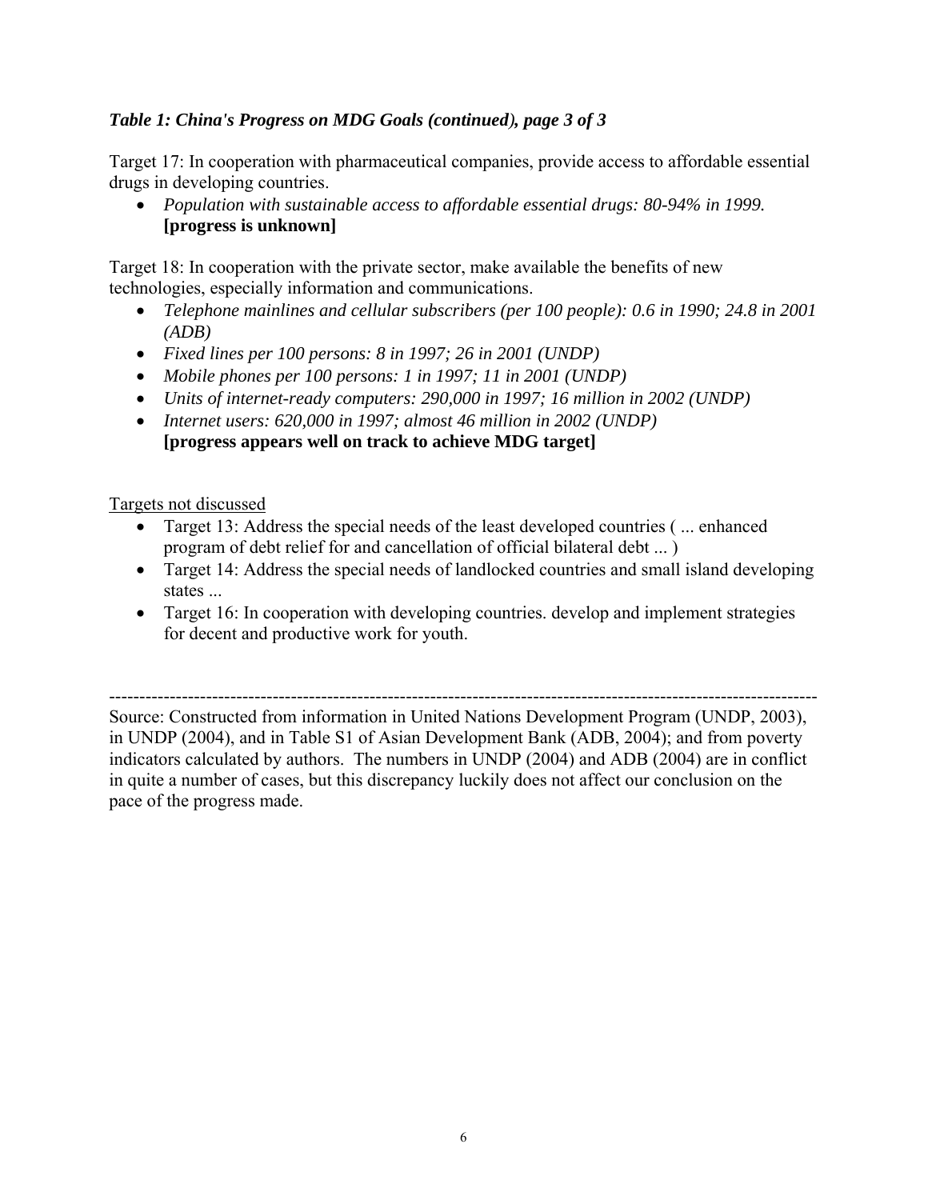***Table 1: China's Progress on MDG Goals (continued), page 3 of 3***

Target 17: In cooperation with pharmaceutical companies, provide access to affordable essential drugs in developing countries.

- *Population with sustainable access to affordable essential drugs: 80-94% in 1999.* **[progress is unknown]**

Target 18: In cooperation with the private sector, make available the benefits of new technologies, especially information and communications.

- *Telephone mainlines and cellular subscribers (per 100 people): 0.6 in 1990; 24.8 in 2001 (ADB)*
- *Fixed lines per 100 persons: 8 in 1997; 26 in 2001 (UNDP)*
- *Mobile phones per 100 persons: 1 in 1997; 11 in 2001 (UNDP)*
- *Units of internet-ready computers: 290,000 in 1997; 16 million in 2002 (UNDP)*
- *Internet users: 620,000 in 1997; almost 46 million in 2002 (UNDP)* **[progress appears well on track to achieve MDG target]**

<u>Targets not discussed</u>

- Target 13: Address the special needs of the least developed countries ( ... enhanced program of debt relief for and cancellation of official bilateral debt ... )
- Target 14: Address the special needs of landlocked countries and small island developing states ...
- Target 16: In cooperation with developing countries. develop and implement strategies for decent and productive work for youth.

---

Source: Constructed from information in United Nations Development Program (UNDP, 2003), in UNDP (2004), and in Table S1 of Asian Development Bank (ADB, 2004); and from poverty indicators calculated by authors. The numbers in UNDP (2004) and ADB (2004) are in conflict in quite a number of cases, but this discrepancy luckily does not affect our conclusion on the pace of the progress made.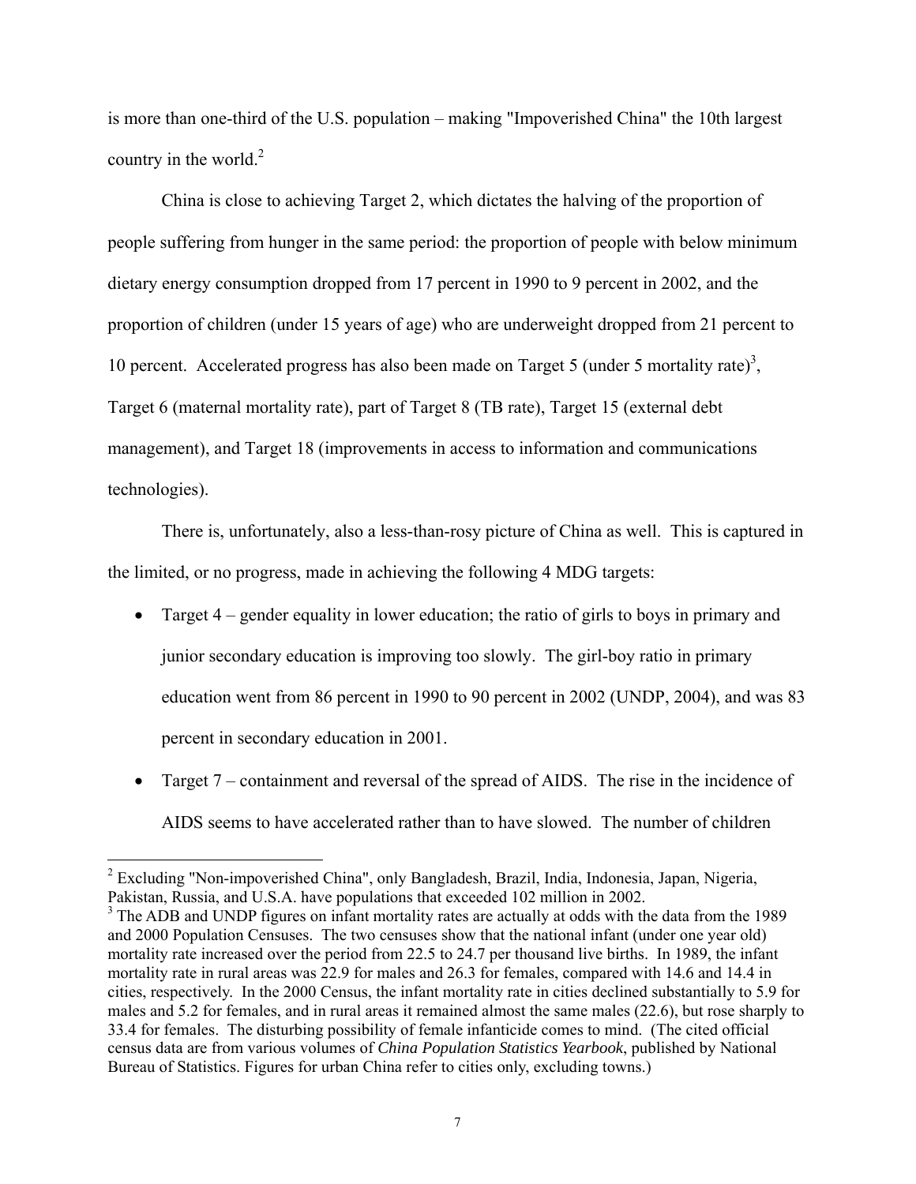is more than one-third of the U.S. population – making "Impoverished China" the 10th largest country in the world.[2]

China is close to achieving Target 2, which dictates the halving of the proportion of people suffering from hunger in the same period: the proportion of people with below minimum dietary energy consumption dropped from 17 percent in 1990 to 9 percent in 2002, and the proportion of children (under 15 years of age) who are underweight dropped from 21 percent to 10 percent. Accelerated progress has also been made on Target 5 (under 5 mortality rate)[3], Target 6 (maternal mortality rate), part of Target 8 (TB rate), Target 15 (external debt management), and Target 18 (improvements in access to information and communications technologies).

There is, unfortunately, also a less-than-rosy picture of China as well. This is captured in the limited, or no progress, made in achieving the following 4 MDG targets:

- Target 4 – gender equality in lower education; the ratio of girls to boys in primary and junior secondary education is improving too slowly. The girl-boy ratio in primary education went from 86 percent in 1990 to 90 percent in 2002 (UNDP, 2004), and was 83 percent in secondary education in 2001.
- Target 7 – containment and reversal of the spread of AIDS. The rise in the incidence of AIDS seems to have accelerated rather than to have slowed. The number of children

---

[2] Excluding "Non-impoverished China", only Bangladesh, Brazil, India, Indonesia, Japan, Nigeria, Pakistan, Russia, and U.S.A. have populations that exceeded 102 million in 2002.

[3] The ADB and UNDP figures on infant mortality rates are actually at odds with the data from the 1989 and 2000 Population Censuses. The two censuses show that the national infant (under one year old) mortality rate increased over the period from 22.5 to 24.7 per thousand live births. In 1989, the infant mortality rate in rural areas was 22.9 for males and 26.3 for females, compared with 14.6 and 14.4 in cities, respectively. In the 2000 Census, the infant mortality rate in cities declined substantially to 5.9 for males and 5.2 for females, and in rural areas it remained almost the same males (22.6), but rose sharply to 33.4 for females. The disturbing possibility of female infanticide comes to mind. (The cited official census data are from various volumes of *China Population Statistics Yearbook*, published by National Bureau of Statistics. Figures for urban China refer to cities only, excluding towns.)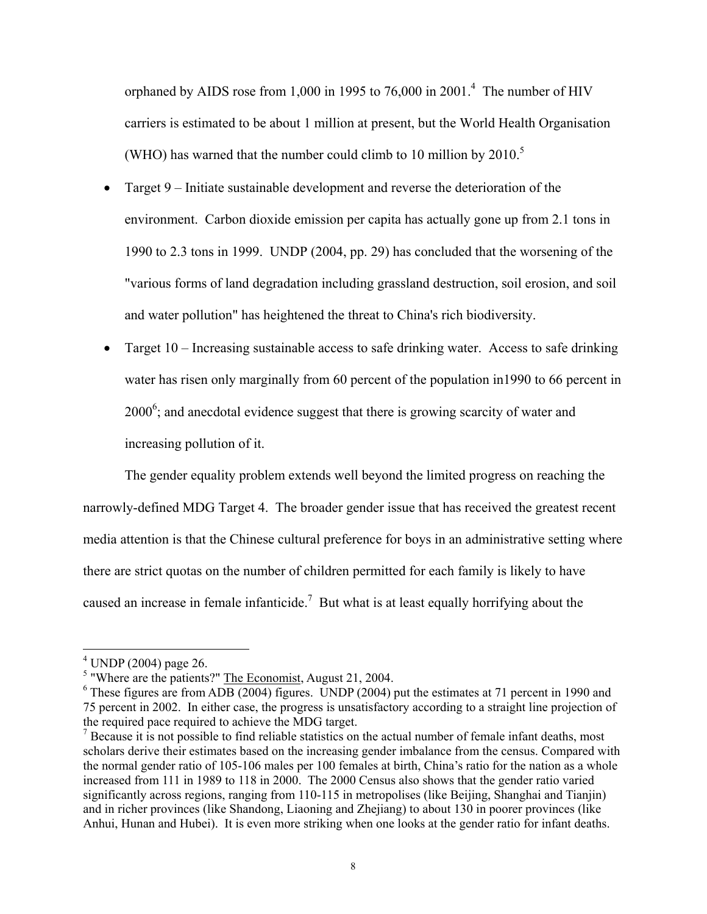orphaned by AIDS rose from 1,000 in 1995 to 76,000 in 2001.[4] The number of HIV carriers is estimated to be about 1 million at present, but the World Health Organisation (WHO) has warned that the number could climb to 10 million by 2010.[5]

- Target 9 – Initiate sustainable development and reverse the deterioration of the environment. Carbon dioxide emission per capita has actually gone up from 2.1 tons in 1990 to 2.3 tons in 1999. UNDP (2004, pp. 29) has concluded that the worsening of the "various forms of land degradation including grassland destruction, soil erosion, and soil and water pollution" has heightened the threat to China's rich biodiversity.
- Target 10 – Increasing sustainable access to safe drinking water. Access to safe drinking water has risen only marginally from 60 percent of the population in1990 to 66 percent in 2000[6]; and anecdotal evidence suggest that there is growing scarcity of water and increasing pollution of it.

The gender equality problem extends well beyond the limited progress on reaching the narrowly-defined MDG Target 4. The broader gender issue that has received the greatest recent media attention is that the Chinese cultural preference for boys in an administrative setting where there are strict quotas on the number of children permitted for each family is likely to have caused an increase in female infanticide.[7] But what is at least equally horrifying about the

---

[4] UNDP (2004) page 26.

[5] "Where are the patients?" The Economist, August 21, 2004.

[6] These figures are from ADB (2004) figures. UNDP (2004) put the estimates at 71 percent in 1990 and 75 percent in 2002. In either case, the progress is unsatisfactory according to a straight line projection of the required pace required to achieve the MDG target.

[7] Because it is not possible to find reliable statistics on the actual number of female infant deaths, most scholars derive their estimates based on the increasing gender imbalance from the census. Compared with the normal gender ratio of 105-106 males per 100 females at birth, China's ratio for the nation as a whole increased from 111 in 1989 to 118 in 2000. The 2000 Census also shows that the gender ratio varied significantly across regions, ranging from 110-115 in metropolises (like Beijing, Shanghai and Tianjin) and in richer provinces (like Shandong, Liaoning and Zhejiang) to about 130 in poorer provinces (like Anhui, Hunan and Hubei). It is even more striking when one looks at the gender ratio for infant deaths.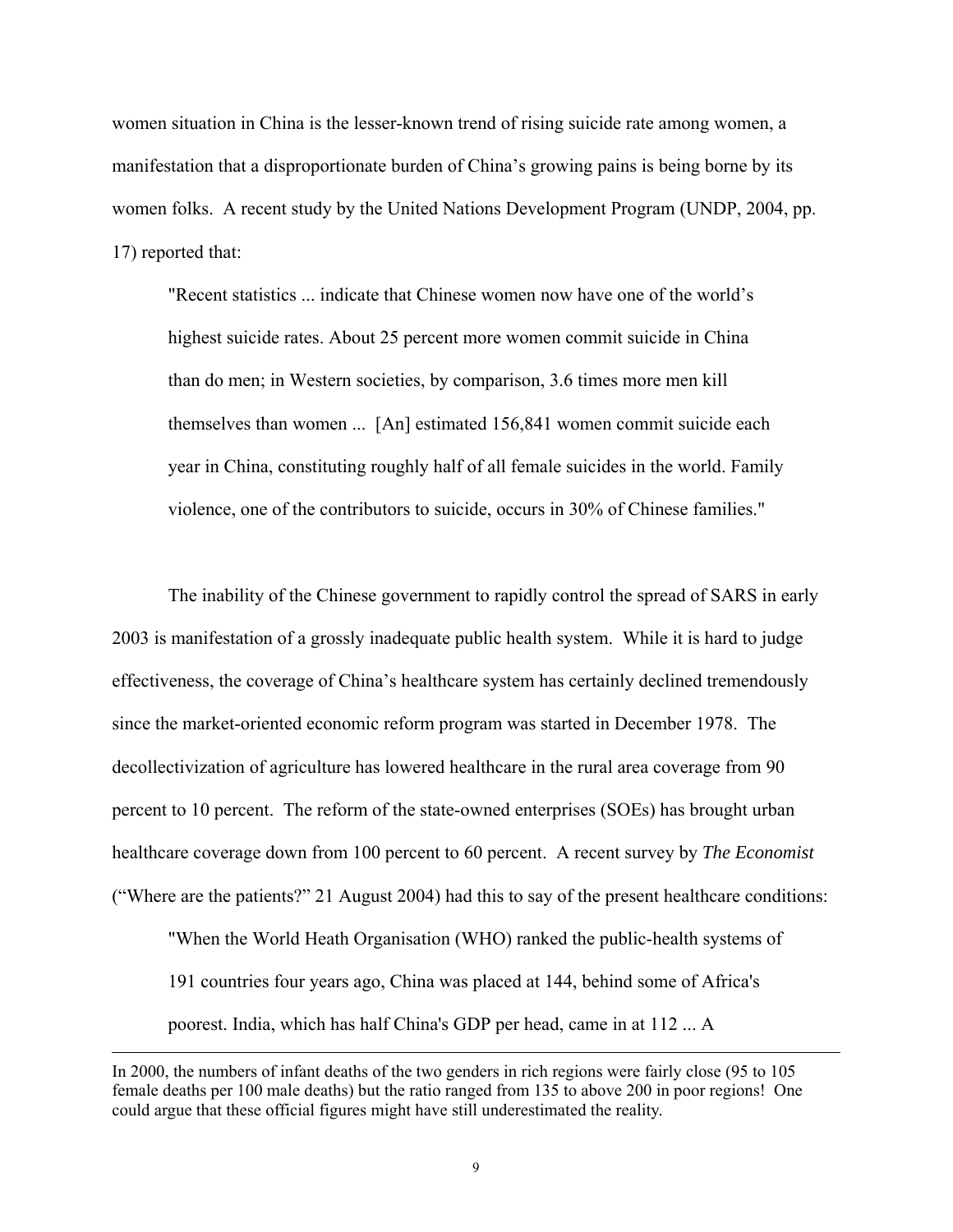women situation in China is the lesser-known trend of rising suicide rate among women, a manifestation that a disproportionate burden of China's growing pains is being borne by its women folks. A recent study by the United Nations Development Program (UNDP, 2004, pp. 17) reported that:

> "Recent statistics ... indicate that Chinese women now have one of the world's highest suicide rates. About 25 percent more women commit suicide in China than do men; in Western societies, by comparison, 3.6 times more men kill themselves than women ... [An] estimated 156,841 women commit suicide each year in China, constituting roughly half of all female suicides in the world. Family violence, one of the contributors to suicide, occurs in 30% of Chinese families."

The inability of the Chinese government to rapidly control the spread of SARS in early 2003 is manifestation of a grossly inadequate public health system. While it is hard to judge effectiveness, the coverage of China's healthcare system has certainly declined tremendously since the market-oriented economic reform program was started in December 1978. The decollectivization of agriculture has lowered healthcare in the rural area coverage from 90 percent to 10 percent. The reform of the state-owned enterprises (SOEs) has brought urban healthcare coverage down from 100 percent to 60 percent. A recent survey by *The Economist* ("Where are the patients?" 21 August 2004) had this to say of the present healthcare conditions:

> "When the World Heath Organisation (WHO) ranked the public-health systems of 191 countries four years ago, China was placed at 144, behind some of Africa's poorest. India, which has half China's GDP per head, came in at 112 ... A

---

In 2000, the numbers of infant deaths of the two genders in rich regions were fairly close (95 to 105 female deaths per 100 male deaths) but the ratio ranged from 135 to above 200 in poor regions! One could argue that these official figures might have still underestimated the reality.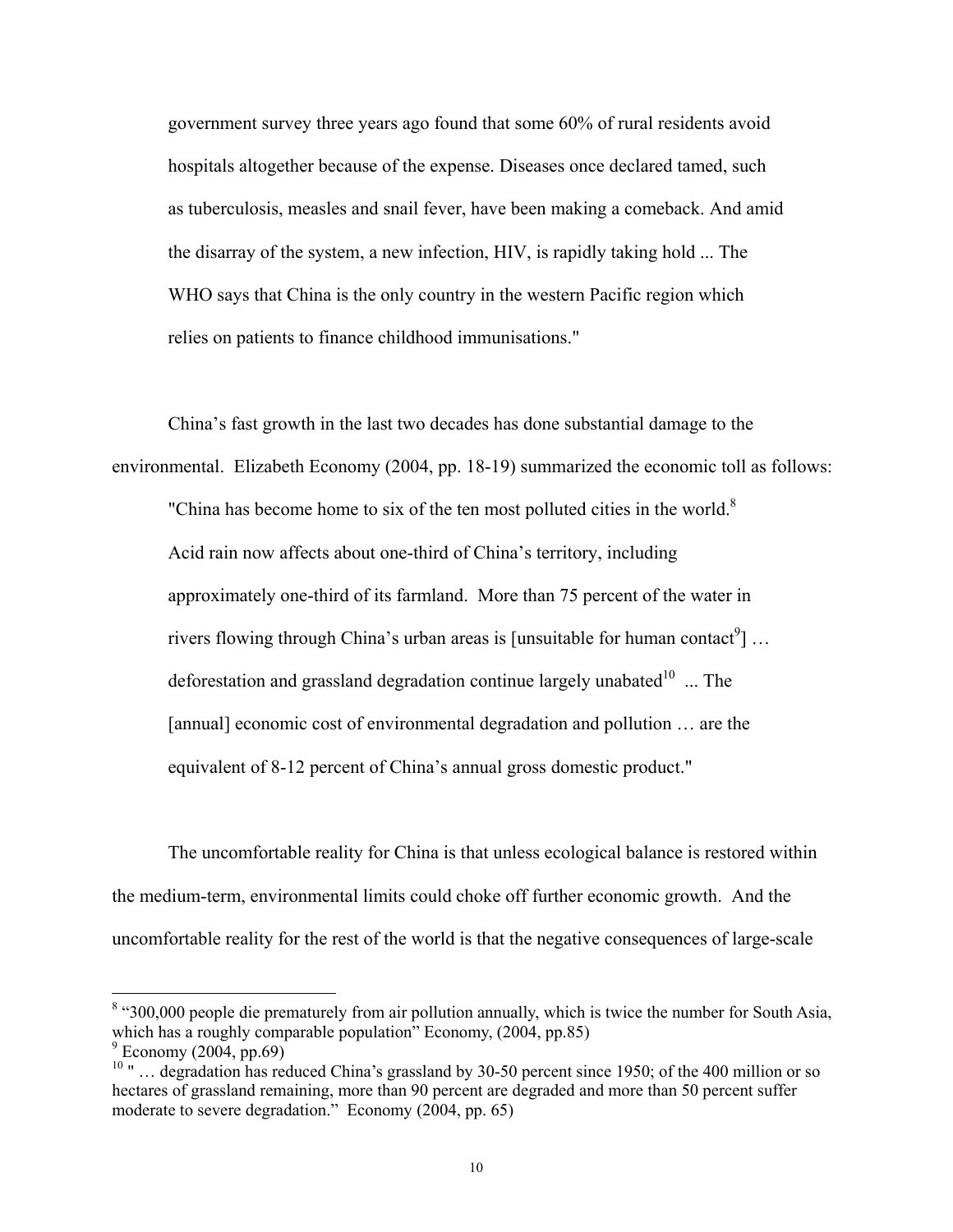> government survey three years ago found that some 60% of rural residents avoid hospitals altogether because of the expense. Diseases once declared tamed, such as tuberculosis, measles and snail fever, have been making a comeback. And amid the disarray of the system, a new infection, HIV, is rapidly taking hold ... The WHO says that China is the only country in the western Pacific region which relies on patients to finance childhood immunisations."

China's fast growth in the last two decades has done substantial damage to the environmental. Elizabeth Economy (2004, pp. 18-19) summarized the economic toll as follows:

> "China has become home to six of the ten most polluted cities in the world.[8] Acid rain now affects about one-third of China's territory, including approximately one-third of its farmland. More than 75 percent of the water in rivers flowing through China's urban areas is [unsuitable for human contact[9]] … deforestation and grassland degradation continue largely unabated[10] ... The [annual] economic cost of environmental degradation and pollution … are the equivalent of 8-12 percent of China's annual gross domestic product."

The uncomfortable reality for China is that unless ecological balance is restored within the medium-term, environmental limits could choke off further economic growth. And the uncomfortable reality for the rest of the world is that the negative consequences of large-scale

---

[8] "300,000 people die prematurely from air pollution annually, which is twice the number for South Asia, which has a roughly comparable population" Economy, (2004, pp.85)

[9] Economy (2004, pp.69)

[10] " … degradation has reduced China's grassland by 30-50 percent since 1950; of the 400 million or so hectares of grassland remaining, more than 90 percent are degraded and more than 50 percent suffer moderate to severe degradation." Economy (2004, pp. 65)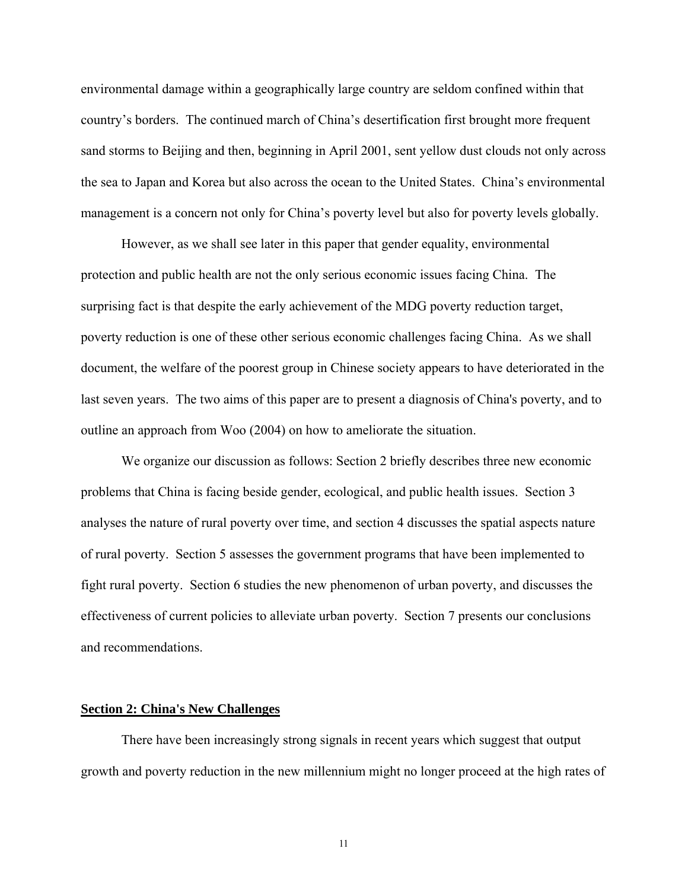environmental damage within a geographically large country are seldom confined within that country's borders. The continued march of China's desertification first brought more frequent sand storms to Beijing and then, beginning in April 2001, sent yellow dust clouds not only across the sea to Japan and Korea but also across the ocean to the United States. China's environmental management is a concern not only for China's poverty level but also for poverty levels globally.

However, as we shall see later in this paper that gender equality, environmental protection and public health are not the only serious economic issues facing China. The surprising fact is that despite the early achievement of the MDG poverty reduction target, poverty reduction is one of these other serious economic challenges facing China. As we shall document, the welfare of the poorest group in Chinese society appears to have deteriorated in the last seven years. The two aims of this paper are to present a diagnosis of China's poverty, and to outline an approach from Woo (2004) on how to ameliorate the situation.

We organize our discussion as follows: Section 2 briefly describes three new economic problems that China is facing beside gender, ecological, and public health issues. Section 3 analyses the nature of rural poverty over time, and section 4 discusses the spatial aspects nature of rural poverty. Section 5 assesses the government programs that have been implemented to fight rural poverty. Section 6 studies the new phenomenon of urban poverty, and discusses the effectiveness of current policies to alleviate urban poverty. Section 7 presents our conclusions and recommendations.

## Section 2: China's New Challenges

There have been increasingly strong signals in recent years which suggest that output growth and poverty reduction in the new millennium might no longer proceed at the high rates of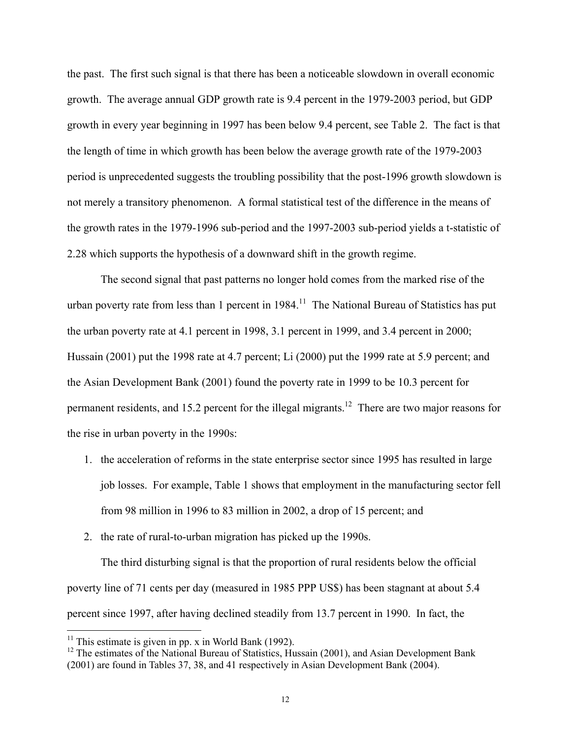the past. The first such signal is that there has been a noticeable slowdown in overall economic growth. The average annual GDP growth rate is 9.4 percent in the 1979-2003 period, but GDP growth in every year beginning in 1997 has been below 9.4 percent, see Table 2. The fact is that the length of time in which growth has been below the average growth rate of the 1979-2003 period is unprecedented suggests the troubling possibility that the post-1996 growth slowdown is not merely a transitory phenomenon. A formal statistical test of the difference in the means of the growth rates in the 1979-1996 sub-period and the 1997-2003 sub-period yields a t-statistic of 2.28 which supports the hypothesis of a downward shift in the growth regime.

The second signal that past patterns no longer hold comes from the marked rise of the urban poverty rate from less than 1 percent in 1984.[11] The National Bureau of Statistics has put the urban poverty rate at 4.1 percent in 1998, 3.1 percent in 1999, and 3.4 percent in 2000; Hussain (2001) put the 1998 rate at 4.7 percent; Li (2000) put the 1999 rate at 5.9 percent; and the Asian Development Bank (2001) found the poverty rate in 1999 to be 10.3 percent for permanent residents, and 15.2 percent for the illegal migrants.[12] There are two major reasons for the rise in urban poverty in the 1990s:

1. the acceleration of reforms in the state enterprise sector since 1995 has resulted in large job losses. For example, Table 1 shows that employment in the manufacturing sector fell from 98 million in 1996 to 83 million in 2002, a drop of 15 percent; and
2. the rate of rural-to-urban migration has picked up the 1990s.

The third disturbing signal is that the proportion of rural residents below the official poverty line of 71 cents per day (measured in 1985 PPP US$) has been stagnant at about 5.4 percent since 1997, after having declined steadily from 13.7 percent in 1990. In fact, the

[11] This estimate is given in pp. x in World Bank (1992).

[12] The estimates of the National Bureau of Statistics, Hussain (2001), and Asian Development Bank (2001) are found in Tables 37, 38, and 41 respectively in Asian Development Bank (2004).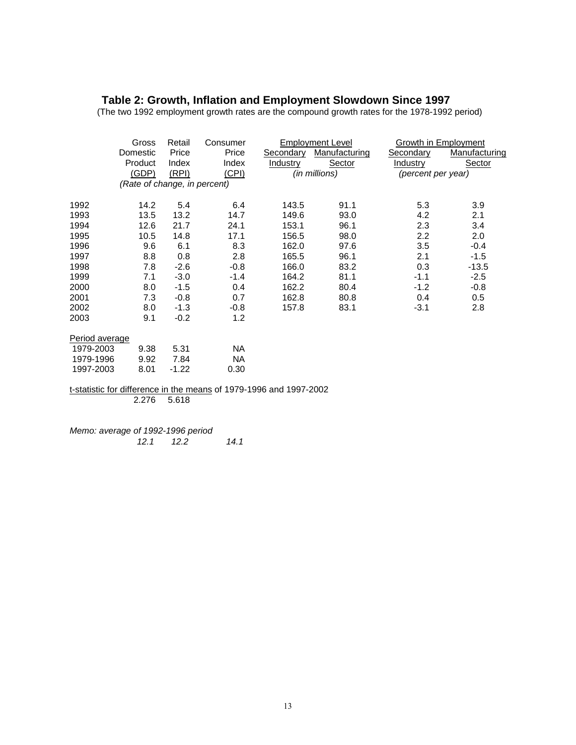## Table 2: Growth, Inflation and Employment Slowdown Since 1997

(The two 1992 employment growth rates are the compound growth rates for the 1978-1992 period)

| | Gross Domestic Product (GDP) | Retail Price Index (RPI) | Consumer Price Index (CPI) | Employment Level | | Growth in Employment | |
|---|---|---|---|---|---|---|---|
| | *(Rate of change, in percent)* | | | Secondary Industry | Manufacturing Sector | Secondary Industry | Manufacturing Sector |
| | | | | *(in millions)* | | *(percent per year)* | |
| 1992 | 14.2 | 5.4 | 6.4 | 143.5 | 91.1 | 5.3 | 3.9 |
| 1993 | 13.5 | 13.2 | 14.7 | 149.6 | 93.0 | 4.2 | 2.1 |
| 1994 | 12.6 | 21.7 | 24.1 | 153.1 | 96.1 | 2.3 | 3.4 |
| 1995 | 10.5 | 14.8 | 17.1 | 156.5 | 98.0 | 2.2 | 2.0 |
| 1996 | 9.6 | 6.1 | 8.3 | 162.0 | 97.6 | 3.5 | -0.4 |
| 1997 | 8.8 | 0.8 | 2.8 | 165.5 | 96.1 | 2.1 | -1.5 |
| 1998 | 7.8 | -2.6 | -0.8 | 166.0 | 83.2 | 0.3 | -13.5 |
| 1999 | 7.1 | -3.0 | -1.4 | 164.2 | 81.1 | -1.1 | -2.5 |
| 2000 | 8.0 | -1.5 | 0.4 | 162.2 | 80.4 | -1.2 | -0.8 |
| 2001 | 7.3 | -0.8 | 0.7 | 162.8 | 80.8 | 0.4 | 0.5 |
| 2002 | 8.0 | -1.3 | -0.8 | 157.8 | 83.1 | -3.1 | 2.8 |
| 2003 | 9.1 | -0.2 | 1.2 | | | | |
| Period average | | | | | | | |
| 1979-2003 | 9.38 | 5.31 | NA | | | | |
| 1979-1996 | 9.92 | 7.84 | NA | | | | |
| 1997-2003 | 8.01 | -1.22 | 0.30 | | | | |
| t-statistic for difference in the means of 1979-1996 and 1997-2002 | 2.276 | 5.618 | | | | | |
| *Memo: average of 1992-1996 period* | *12.1* | *12.2* | *14.1* | | | | |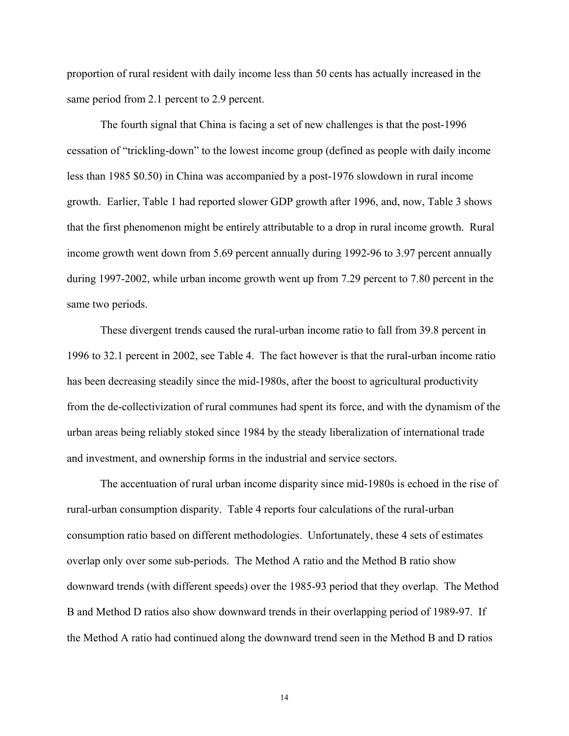proportion of rural resident with daily income less than 50 cents has actually increased in the same period from 2.1 percent to 2.9 percent.

The fourth signal that China is facing a set of new challenges is that the post-1996 cessation of "trickling-down" to the lowest income group (defined as people with daily income less than 1985 $0.50) in China was accompanied by a post-1976 slowdown in rural income growth. Earlier, Table 1 had reported slower GDP growth after 1996, and, now, Table 3 shows that the first phenomenon might be entirely attributable to a drop in rural income growth. Rural income growth went down from 5.69 percent annually during 1992-96 to 3.97 percent annually during 1997-2002, while urban income growth went up from 7.29 percent to 7.80 percent in the same two periods.

These divergent trends caused the rural-urban income ratio to fall from 39.8 percent in 1996 to 32.1 percent in 2002, see Table 4. The fact however is that the rural-urban income ratio has been decreasing steadily since the mid-1980s, after the boost to agricultural productivity from the de-collectivization of rural communes had spent its force, and with the dynamism of the urban areas being reliably stoked since 1984 by the steady liberalization of international trade and investment, and ownership forms in the industrial and service sectors.

The accentuation of rural urban income disparity since mid-1980s is echoed in the rise of rural-urban consumption disparity. Table 4 reports four calculations of the rural-urban consumption ratio based on different methodologies. Unfortunately, these 4 sets of estimates overlap only over some sub-periods. The Method A ratio and the Method B ratio show downward trends (with different speeds) over the 1985-93 period that they overlap. The Method B and Method D ratios also show downward trends in their overlapping period of 1989-97. If the Method A ratio had continued along the downward trend seen in the Method B and D ratios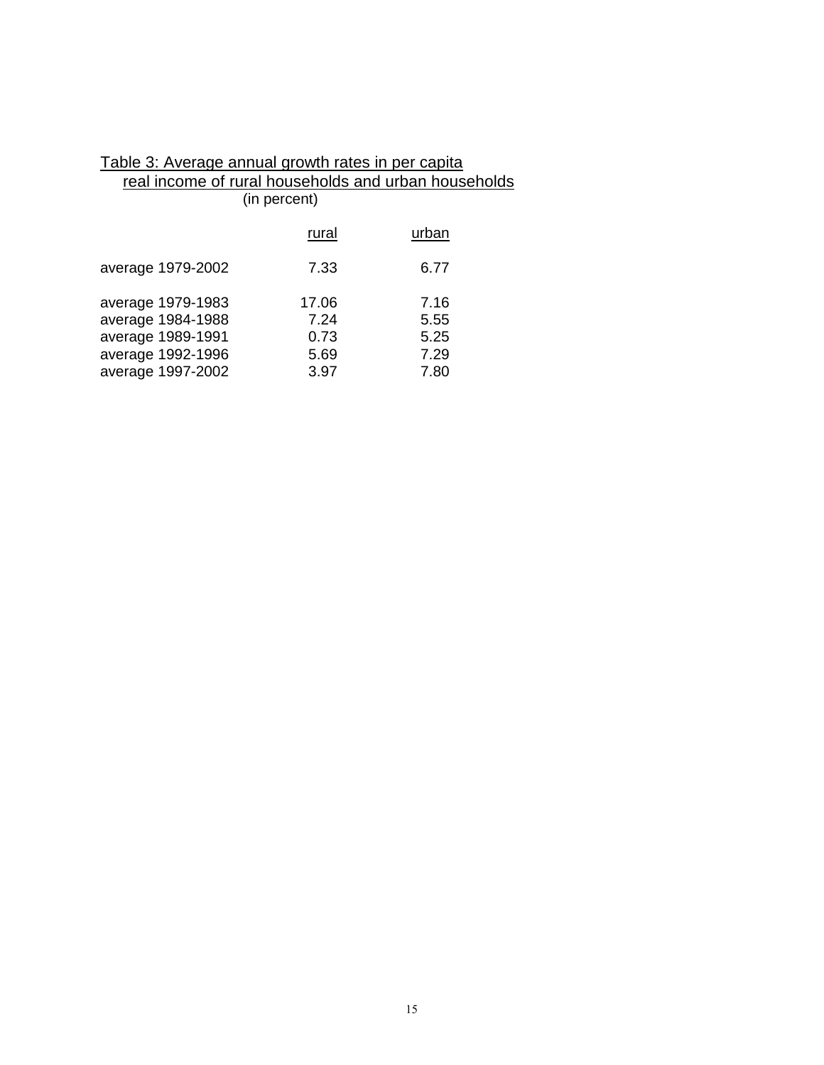Table 3: Average annual growth rates in per capita real income of rural households and urban households (in percent)

| | rural | urban |
|---|---|---|
| average 1979-2002 | 7.33 | 6.77 |
| average 1979-1983 | 17.06 | 7.16 |
| average 1984-1988 | 7.24 | 5.55 |
| average 1989-1991 | 0.73 | 5.25 |
| average 1992-1996 | 5.69 | 7.29 |
| average 1997-2002 | 3.97 | 7.80 |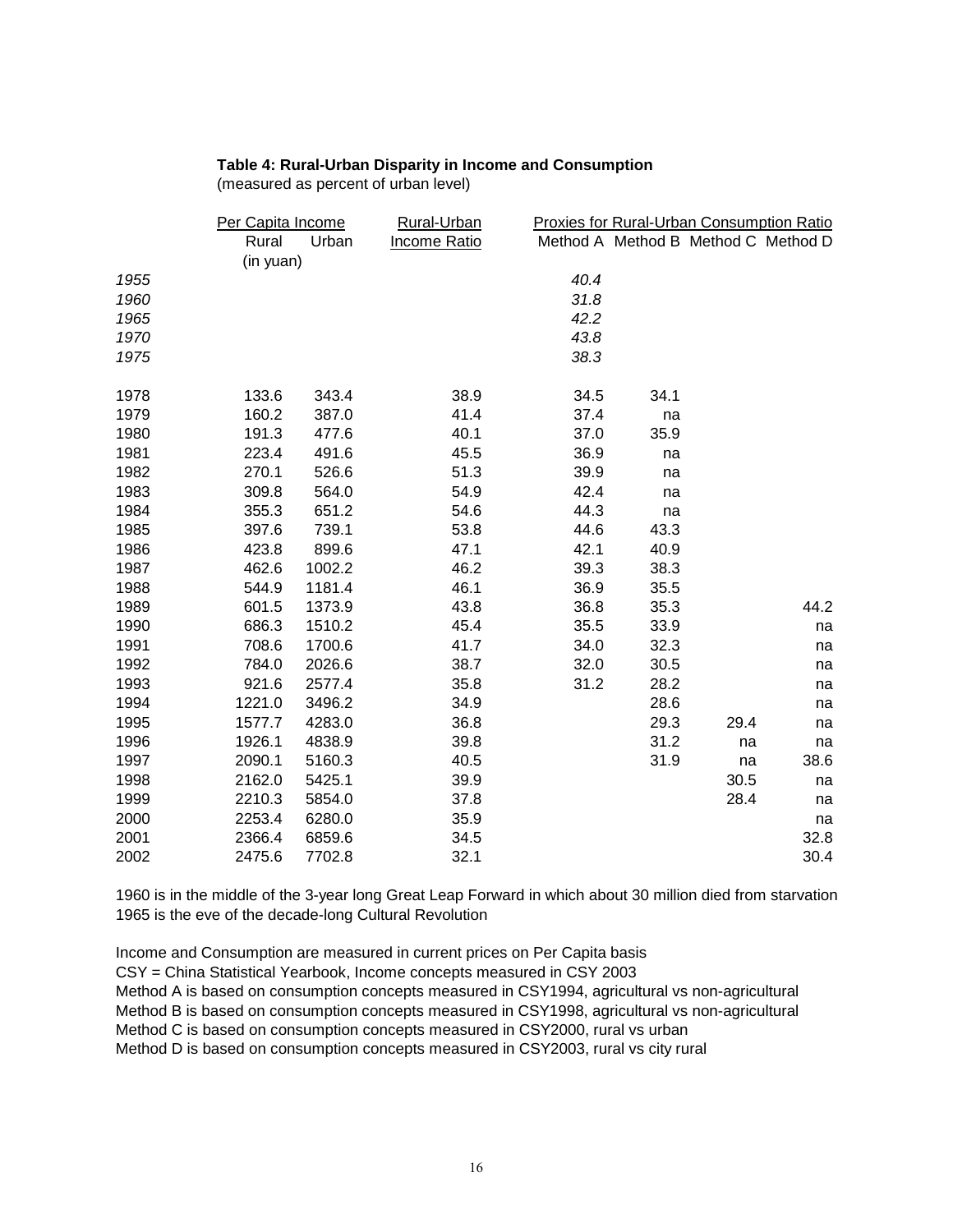**Table 4: Rural-Urban Disparity in Income and Consumption**
(measured as percent of urban level)

| | Per Capita Income | | Rural-Urban | Proxies for Rural-Urban Consumption Ratio | | | |
|---|---|---|---|---|---|---|---|
| | Rural (in yuan) | Urban | Income Ratio | Method A | Method B | Method C | Method D |
| *1955* | | | | *40.4* | | | |
| *1960* | | | | *31.8* | | | |
| *1965* | | | | *42.2* | | | |
| *1970* | | | | *43.8* | | | |
| *1975* | | | | *38.3* | | | |
| 1978 | 133.6 | 343.4 | 38.9 | 34.5 | 34.1 | | |
| 1979 | 160.2 | 387.0 | 41.4 | 37.4 | na | | |
| 1980 | 191.3 | 477.6 | 40.1 | 37.0 | 35.9 | | |
| 1981 | 223.4 | 491.6 | 45.5 | 36.9 | na | | |
| 1982 | 270.1 | 526.6 | 51.3 | 39.9 | na | | |
| 1983 | 309.8 | 564.0 | 54.9 | 42.4 | na | | |
| 1984 | 355.3 | 651.2 | 54.6 | 44.3 | na | | |
| 1985 | 397.6 | 739.1 | 53.8 | 44.6 | 43.3 | | |
| 1986 | 423.8 | 899.6 | 47.1 | 42.1 | 40.9 | | |
| 1987 | 462.6 | 1002.2 | 46.2 | 39.3 | 38.3 | | |
| 1988 | 544.9 | 1181.4 | 46.1 | 36.9 | 35.5 | | |
| 1989 | 601.5 | 1373.9 | 43.8 | 36.8 | 35.3 | | 44.2 |
| 1990 | 686.3 | 1510.2 | 45.4 | 35.5 | 33.9 | | na |
| 1991 | 708.6 | 1700.6 | 41.7 | 34.0 | 32.3 | | na |
| 1992 | 784.0 | 2026.6 | 38.7 | 32.0 | 30.5 | | na |
| 1993 | 921.6 | 2577.4 | 35.8 | 31.2 | 28.2 | | na |
| 1994 | 1221.0 | 3496.2 | 34.9 | | 28.6 | | na |
| 1995 | 1577.7 | 4283.0 | 36.8 | | 29.3 | 29.4 | na |
| 1996 | 1926.1 | 4838.9 | 39.8 | | 31.2 | na | na |
| 1997 | 2090.1 | 5160.3 | 40.5 | | 31.9 | na | 38.6 |
| 1998 | 2162.0 | 5425.1 | 39.9 | | | 30.5 | na |
| 1999 | 2210.3 | 5854.0 | 37.8 | | | 28.4 | na |
| 2000 | 2253.4 | 6280.0 | 35.9 | | | | na |
| 2001 | 2366.4 | 6859.6 | 34.5 | | | | 32.8 |
| 2002 | 2475.6 | 7702.8 | 32.1 | | | | 30.4 |

1960 is in the middle of the 3-year long Great Leap Forward in which about 30 million died from starvation
1965 is the eve of the decade-long Cultural Revolution

Income and Consumption are measured in current prices on Per Capita basis
CSY = China Statistical Yearbook, Income concepts measured in CSY 2003
Method A is based on consumption concepts measured in CSY1994, agricultural vs non-agricultural
Method B is based on consumption concepts measured in CSY1998, agricultural vs non-agricultural
Method C is based on consumption concepts measured in CSY2000, rural vs urban
Method D is based on consumption concepts measured in CSY2003, rural vs city rural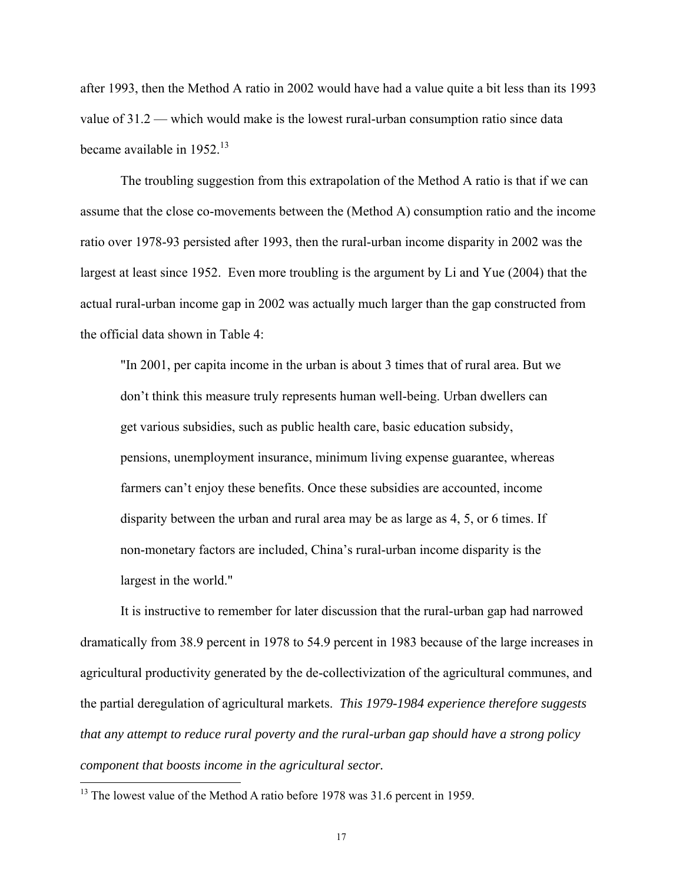after 1993, then the Method A ratio in 2002 would have had a value quite a bit less than its 1993 value of 31.2 — which would make is the lowest rural-urban consumption ratio since data became available in 1952.[13]

The troubling suggestion from this extrapolation of the Method A ratio is that if we can assume that the close co-movements between the (Method A) consumption ratio and the income ratio over 1978-93 persisted after 1993, then the rural-urban income disparity in 2002 was the largest at least since 1952. Even more troubling is the argument by Li and Yue (2004) that the actual rural-urban income gap in 2002 was actually much larger than the gap constructed from the official data shown in Table 4:

> "In 2001, per capita income in the urban is about 3 times that of rural area. But we don't think this measure truly represents human well-being. Urban dwellers can get various subsidies, such as public health care, basic education subsidy, pensions, unemployment insurance, minimum living expense guarantee, whereas farmers can't enjoy these benefits. Once these subsidies are accounted, income disparity between the urban and rural area may be as large as 4, 5, or 6 times. If non-monetary factors are included, China's rural-urban income disparity is the largest in the world."

It is instructive to remember for later discussion that the rural-urban gap had narrowed dramatically from 38.9 percent in 1978 to 54.9 percent in 1983 because of the large increases in agricultural productivity generated by the de-collectivization of the agricultural communes, and the partial deregulation of agricultural markets. *This 1979-1984 experience therefore suggests that any attempt to reduce rural poverty and the rural-urban gap should have a strong policy component that boosts income in the agricultural sector.*

[13] The lowest value of the Method A ratio before 1978 was 31.6 percent in 1959.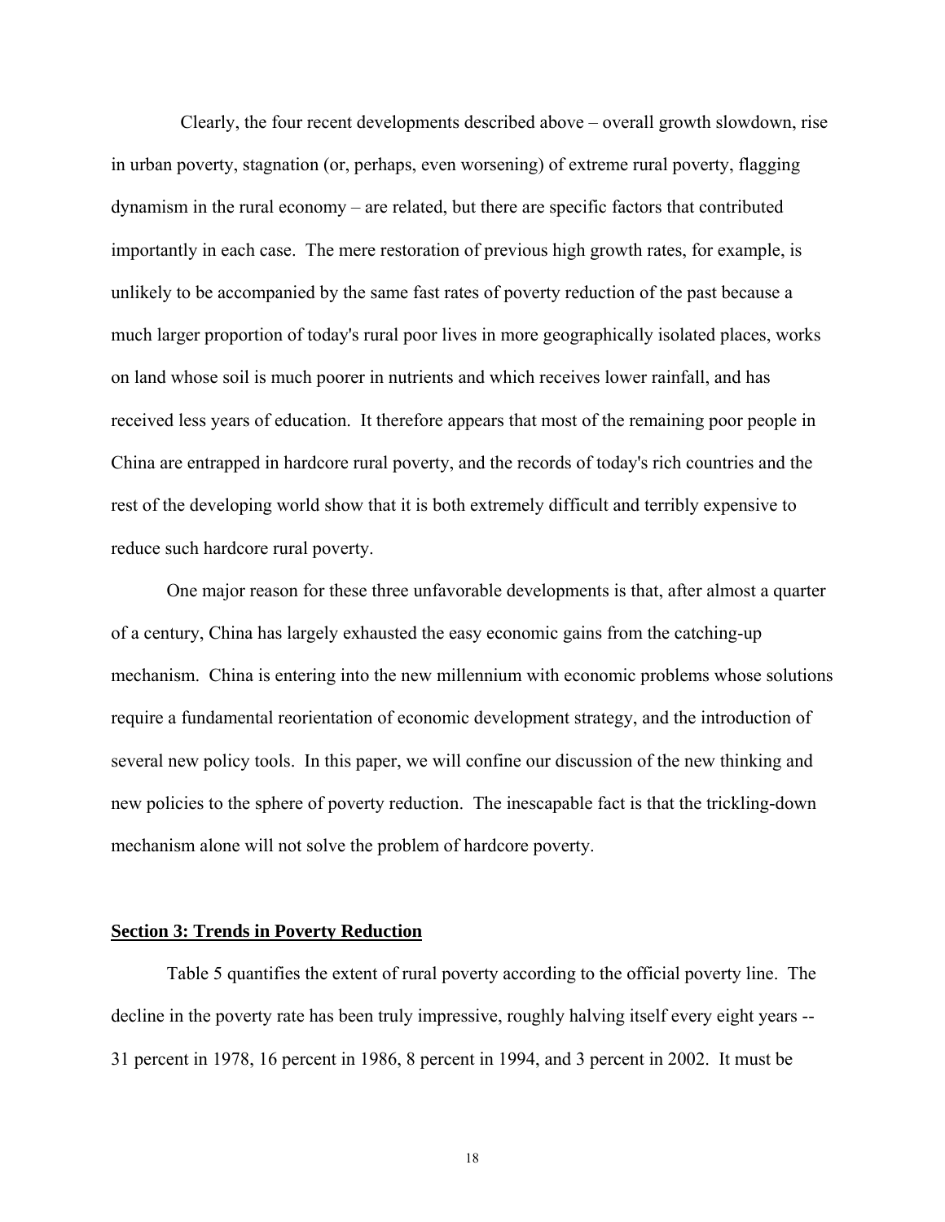Clearly, the four recent developments described above – overall growth slowdown, rise in urban poverty, stagnation (or, perhaps, even worsening) of extreme rural poverty, flagging dynamism in the rural economy – are related, but there are specific factors that contributed importantly in each case. The mere restoration of previous high growth rates, for example, is unlikely to be accompanied by the same fast rates of poverty reduction of the past because a much larger proportion of today's rural poor lives in more geographically isolated places, works on land whose soil is much poorer in nutrients and which receives lower rainfall, and has received less years of education. It therefore appears that most of the remaining poor people in China are entrapped in hardcore rural poverty, and the records of today's rich countries and the rest of the developing world show that it is both extremely difficult and terribly expensive to reduce such hardcore rural poverty.

One major reason for these three unfavorable developments is that, after almost a quarter of a century, China has largely exhausted the easy economic gains from the catching-up mechanism. China is entering into the new millennium with economic problems whose solutions require a fundamental reorientation of economic development strategy, and the introduction of several new policy tools. In this paper, we will confine our discussion of the new thinking and new policies to the sphere of poverty reduction. The inescapable fact is that the trickling-down mechanism alone will not solve the problem of hardcore poverty.

## Section 3: Trends in Poverty Reduction

Table 5 quantifies the extent of rural poverty according to the official poverty line. The decline in the poverty rate has been truly impressive, roughly halving itself every eight years -- 31 percent in 1978, 16 percent in 1986, 8 percent in 1994, and 3 percent in 2002. It must be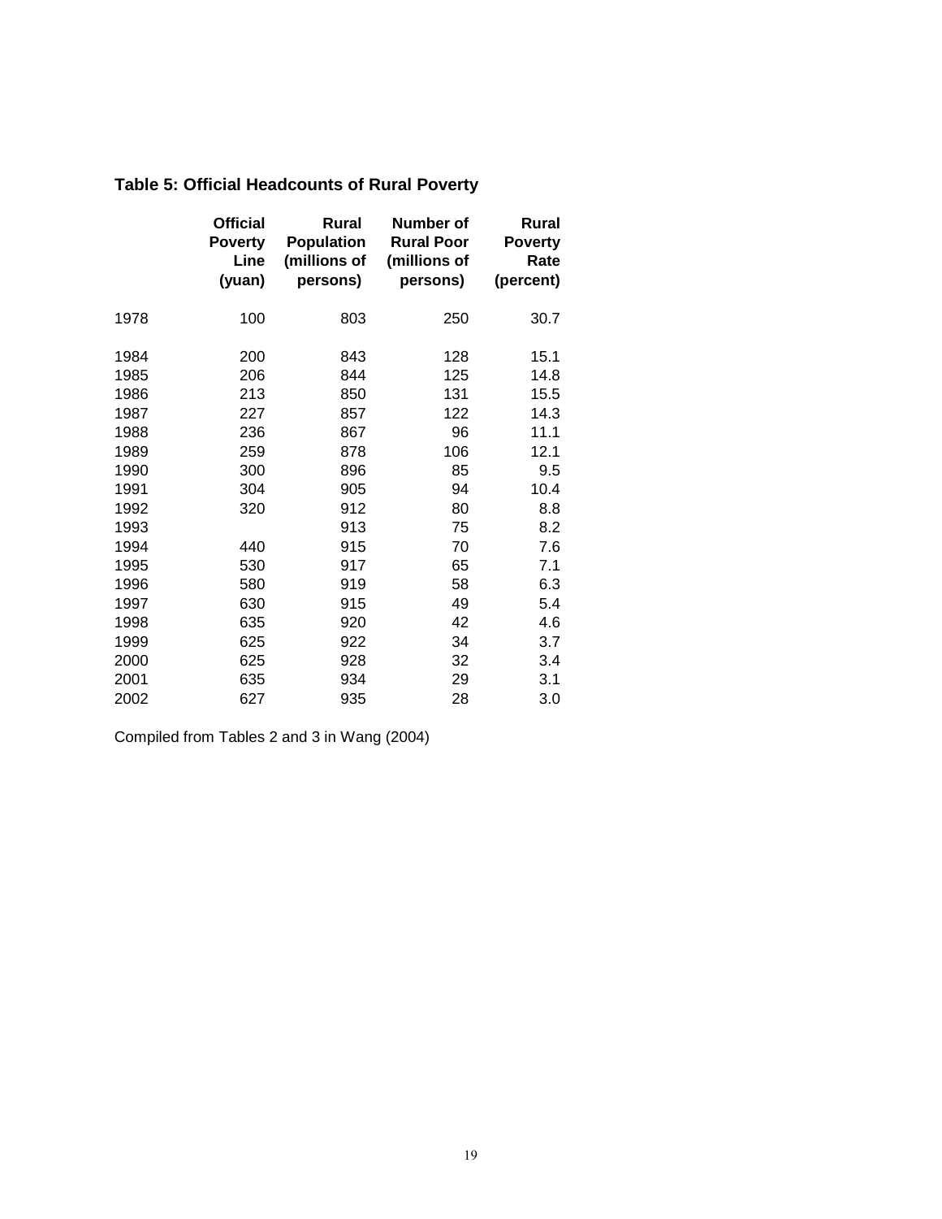**Table 5: Official Headcounts of Rural Poverty**

| | Official Poverty Line (yuan) | Rural Population (millions of persons) | Number of Rural Poor (millions of persons) | Rural Poverty Rate (percent) |
|---|---|---|---|---|
| 1978 | 100 | 803 | 250 | 30.7 |
| 1984 | 200 | 843 | 128 | 15.1 |
| 1985 | 206 | 844 | 125 | 14.8 |
| 1986 | 213 | 850 | 131 | 15.5 |
| 1987 | 227 | 857 | 122 | 14.3 |
| 1988 | 236 | 867 | 96 | 11.1 |
| 1989 | 259 | 878 | 106 | 12.1 |
| 1990 | 300 | 896 | 85 | 9.5 |
| 1991 | 304 | 905 | 94 | 10.4 |
| 1992 | 320 | 912 | 80 | 8.8 |
| 1993 | | 913 | 75 | 8.2 |
| 1994 | 440 | 915 | 70 | 7.6 |
| 1995 | 530 | 917 | 65 | 7.1 |
| 1996 | 580 | 919 | 58 | 6.3 |
| 1997 | 630 | 915 | 49 | 5.4 |
| 1998 | 635 | 920 | 42 | 4.6 |
| 1999 | 625 | 922 | 34 | 3.7 |
| 2000 | 625 | 928 | 32 | 3.4 |
| 2001 | 635 | 934 | 29 | 3.1 |
| 2002 | 627 | 935 | 28 | 3.0 |

Compiled from Tables 2 and 3 in Wang (2004)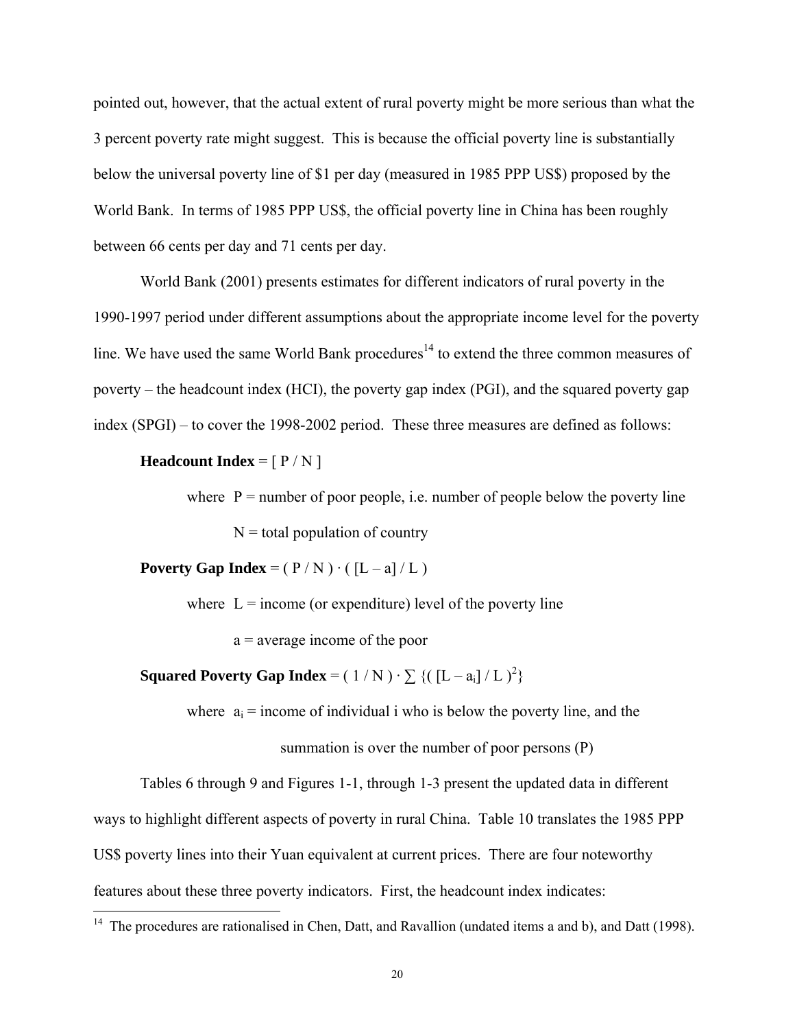pointed out, however, that the actual extent of rural poverty might be more serious than what the 3 percent poverty rate might suggest. This is because the official poverty line is substantially below the universal poverty line of $1 per day (measured in 1985 PPP US$) proposed by the World Bank. In terms of 1985 PPP US$, the official poverty line in China has been roughly between 66 cents per day and 71 cents per day.

World Bank (2001) presents estimates for different indicators of rural poverty in the 1990-1997 period under different assumptions about the appropriate income level for the poverty line. We have used the same World Bank procedures[14] to extend the three common measures of poverty – the headcount index (HCI), the poverty gap index (PGI), and the squared poverty gap index (SPGI) – to cover the 1998-2002 period. These three measures are defined as follows:

**Headcount Index** = $[\, P / N \,]$

where $P$ = number of poor people, i.e. number of people below the poverty line

$N$ = total population of country

**Poverty Gap Index** = $( P / N ) \cdot ( [L - a] / L )$

where $L$ = income (or expenditure) level of the poverty line

$a$ = average income of the poor

**Squared Poverty Gap Index** = $( 1 / N ) \cdot \sum \{( [L - a_i] / L )^2\}$

where $a_i$ = income of individual i who is below the poverty line, and the summation is over the number of poor persons (P)

Tables 6 through 9 and Figures 1-1, through 1-3 present the updated data in different ways to highlight different aspects of poverty in rural China. Table 10 translates the 1985 PPP US$ poverty lines into their Yuan equivalent at current prices. There are four noteworthy features about these three poverty indicators. First, the headcount index indicates:

[14] The procedures are rationalised in Chen, Datt, and Ravallion (undated items a and b), and Datt (1998).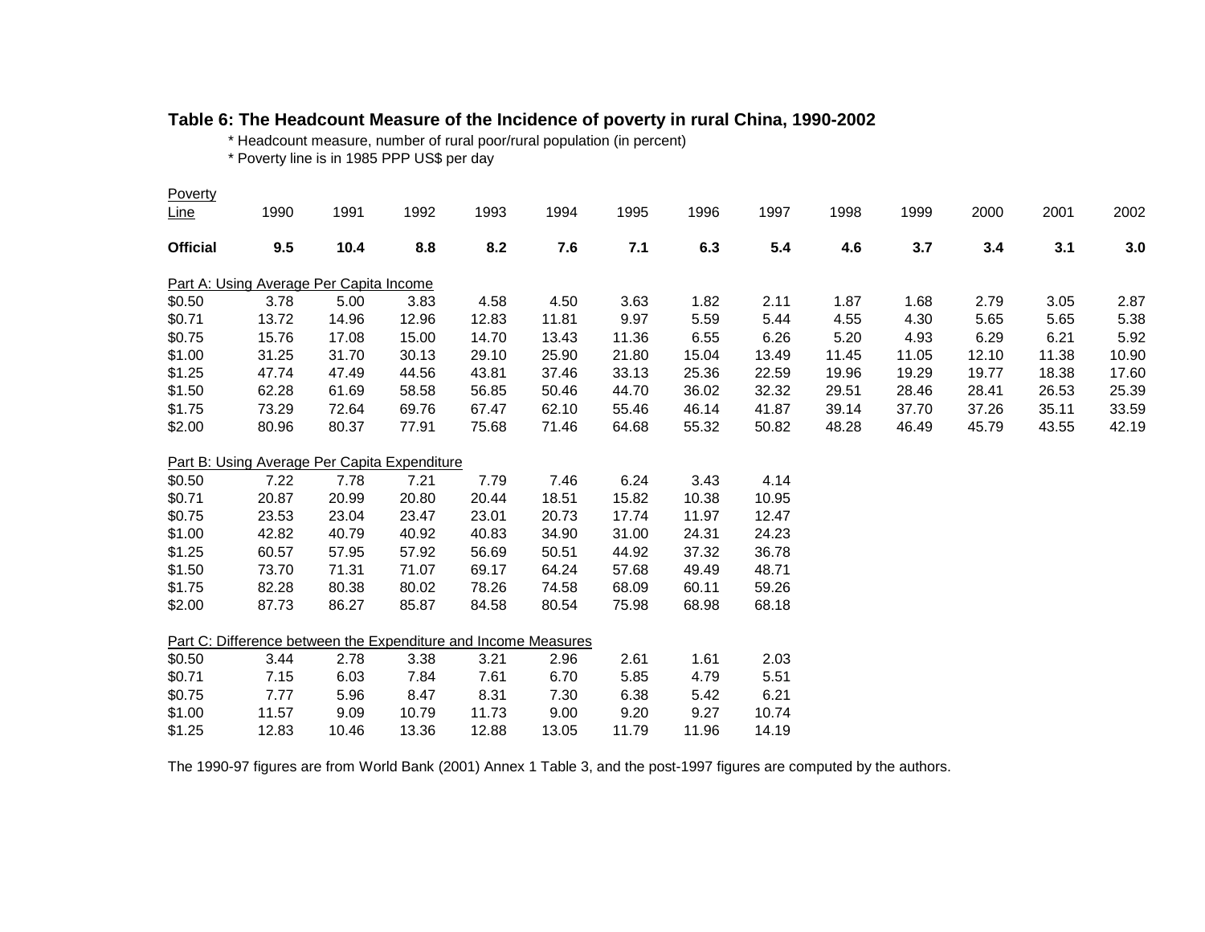**Table 6: The Headcount Measure of the Incidence of poverty in rural China, 1990-2002**

* Headcount measure, number of rural poor/rural population (in percent)
* Poverty line is in 1985 PPP US$ per day

| Poverty Line | 1990 | 1991 | 1992 | 1993 | 1994 | 1995 | 1996 | 1997 | 1998 | 1999 | 2000 | 2001 | 2002 |
|---|---|---|---|---|---|---|---|---|---|---|---|---|---|
| **Official** | **9.5** | **10.4** | **8.8** | **8.2** | **7.6** | **7.1** | **6.3** | **5.4** | **4.6** | **3.7** | **3.4** | **3.1** | **3.0** |
| Part A: Using Average Per Capita Income | | | | | | | | | | | | | |
| $0.50 | 3.78 | 5.00 | 3.83 | 4.58 | 4.50 | 3.63 | 1.82 | 2.11 | 1.87 | 1.68 | 2.79 | 3.05 | 2.87 |
| $0.71 | 13.72 | 14.96 | 12.96 | 12.83 | 11.81 | 9.97 | 5.59 | 5.44 | 4.55 | 4.30 | 5.65 | 5.65 | 5.38 |
| $0.75 | 15.76 | 17.08 | 15.00 | 14.70 | 13.43 | 11.36 | 6.55 | 6.26 | 5.20 | 4.93 | 6.29 | 6.21 | 5.92 |
| $1.00 | 31.25 | 31.70 | 30.13 | 29.10 | 25.90 | 21.80 | 15.04 | 13.49 | 11.45 | 11.05 | 12.10 | 11.38 | 10.90 |
| $1.25 | 47.74 | 47.49 | 44.56 | 43.81 | 37.46 | 33.13 | 25.36 | 22.59 | 19.96 | 19.29 | 19.77 | 18.38 | 17.60 |
| $1.50 | 62.28 | 61.69 | 58.58 | 56.85 | 50.46 | 44.70 | 36.02 | 32.32 | 29.51 | 28.46 | 28.41 | 26.53 | 25.39 |
| $1.75 | 73.29 | 72.64 | 69.76 | 67.47 | 62.10 | 55.46 | 46.14 | 41.87 | 39.14 | 37.70 | 37.26 | 35.11 | 33.59 |
| $2.00 | 80.96 | 80.37 | 77.91 | 75.68 | 71.46 | 64.68 | 55.32 | 50.82 | 48.28 | 46.49 | 45.79 | 43.55 | 42.19 |
| Part B: Using Average Per Capita Expenditure | | | | | | | | | | | | | |
| $0.50 | 7.22 | 7.78 | 7.21 | 7.79 | 7.46 | 6.24 | 3.43 | 4.14 | | | | | |
| $0.71 | 20.87 | 20.99 | 20.80 | 20.44 | 18.51 | 15.82 | 10.38 | 10.95 | | | | | |
| $0.75 | 23.53 | 23.04 | 23.47 | 23.01 | 20.73 | 17.74 | 11.97 | 12.47 | | | | | |
| $1.00 | 42.82 | 40.79 | 40.92 | 40.83 | 34.90 | 31.00 | 24.31 | 24.23 | | | | | |
| $1.25 | 60.57 | 57.95 | 57.92 | 56.69 | 50.51 | 44.92 | 37.32 | 36.78 | | | | | |
| $1.50 | 73.70 | 71.31 | 71.07 | 69.17 | 64.24 | 57.68 | 49.49 | 48.71 | | | | | |
| $1.75 | 82.28 | 80.38 | 80.02 | 78.26 | 74.58 | 68.09 | 60.11 | 59.26 | | | | | |
| $2.00 | 87.73 | 86.27 | 85.87 | 84.58 | 80.54 | 75.98 | 68.98 | 68.18 | | | | | |
| Part C: Difference between the Expenditure and Income Measures | | | | | | | | | | | | | |
| $0.50 | 3.44 | 2.78 | 3.38 | 3.21 | 2.96 | 2.61 | 1.61 | 2.03 | | | | | |
| $0.71 | 7.15 | 6.03 | 7.84 | 7.61 | 6.70 | 5.85 | 4.79 | 5.51 | | | | | |
| $0.75 | 7.77 | 5.96 | 8.47 | 8.31 | 7.30 | 6.38 | 5.42 | 6.21 | | | | | |
| $1.00 | 11.57 | 9.09 | 10.79 | 11.73 | 9.00 | 9.20 | 9.27 | 10.74 | | | | | |
| $1.25 | 12.83 | 10.46 | 13.36 | 12.88 | 13.05 | 11.79 | 11.96 | 14.19 | | | | | |

The 1990-97 figures are from World Bank (2001) Annex 1 Table 3, and the post-1997 figures are computed by the authors.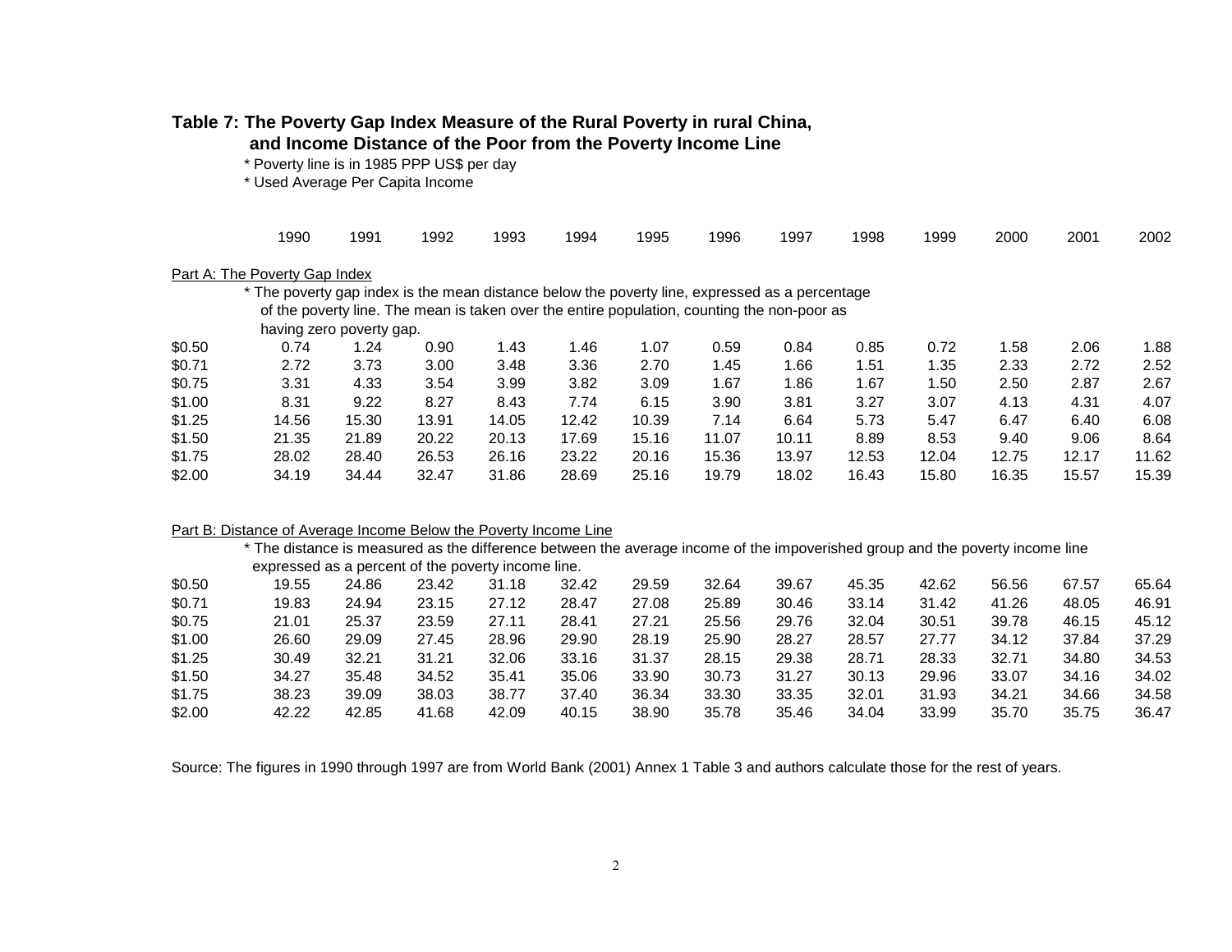**Table 7: The Poverty Gap Index Measure of the Rural Poverty in rural China, and Income Distance of the Poor from the Poverty Income Line**

* Poverty line is in 1985 PPP US$ per day
* Used Average Per Capita Income

Part A: The Poverty Gap Index

* The poverty gap index is the mean distance below the poverty line, expressed as a percentage of the poverty line. The mean is taken over the entire population, counting the non-poor as having zero poverty gap.

| | 1990 | 1991 | 1992 | 1993 | 1994 | 1995 | 1996 | 1997 | 1998 | 1999 | 2000 | 2001 | 2002 |
|---|---|---|---|---|---|---|---|---|---|---|---|---|---|
| $0.50 | 0.74 | 1.24 | 0.90 | 1.43 | 1.46 | 1.07 | 0.59 | 0.84 | 0.85 | 0.72 | 1.58 | 2.06 | 1.88 |
| $0.71 | 2.72 | 3.73 | 3.00 | 3.48 | 3.36 | 2.70 | 1.45 | 1.66 | 1.51 | 1.35 | 2.33 | 2.72 | 2.52 |
| $0.75 | 3.31 | 4.33 | 3.54 | 3.99 | 3.82 | 3.09 | 1.67 | 1.86 | 1.67 | 1.50 | 2.50 | 2.87 | 2.67 |
| $1.00 | 8.31 | 9.22 | 8.27 | 8.43 | 7.74 | 6.15 | 3.90 | 3.81 | 3.27 | 3.07 | 4.13 | 4.31 | 4.07 |
| $1.25 | 14.56 | 15.30 | 13.91 | 14.05 | 12.42 | 10.39 | 7.14 | 6.64 | 5.73 | 5.47 | 6.47 | 6.40 | 6.08 |
| $1.50 | 21.35 | 21.89 | 20.22 | 20.13 | 17.69 | 15.16 | 11.07 | 10.11 | 8.89 | 8.53 | 9.40 | 9.06 | 8.64 |
| $1.75 | 28.02 | 28.40 | 26.53 | 26.16 | 23.22 | 20.16 | 15.36 | 13.97 | 12.53 | 12.04 | 12.75 | 12.17 | 11.62 |
| $2.00 | 34.19 | 34.44 | 32.47 | 31.86 | 28.69 | 25.16 | 19.79 | 18.02 | 16.43 | 15.80 | 16.35 | 15.57 | 15.39 |

Part B: Distance of Average Income Below the Poverty Income Line

* The distance is measured as the difference between the average income of the impoverished group and the poverty income line expressed as a percent of the poverty income line.

| | 1990 | 1991 | 1992 | 1993 | 1994 | 1995 | 1996 | 1997 | 1998 | 1999 | 2000 | 2001 | 2002 |
|---|---|---|---|---|---|---|---|---|---|---|---|---|---|
| $0.50 | 19.55 | 24.86 | 23.42 | 31.18 | 32.42 | 29.59 | 32.64 | 39.67 | 45.35 | 42.62 | 56.56 | 67.57 | 65.64 |
| $0.71 | 19.83 | 24.94 | 23.15 | 27.12 | 28.47 | 27.08 | 25.89 | 30.46 | 33.14 | 31.42 | 41.26 | 48.05 | 46.91 |
| $0.75 | 21.01 | 25.37 | 23.59 | 27.11 | 28.41 | 27.21 | 25.56 | 29.76 | 32.04 | 30.51 | 39.78 | 46.15 | 45.12 |
| $1.00 | 26.60 | 29.09 | 27.45 | 28.96 | 29.90 | 28.19 | 25.90 | 28.27 | 28.57 | 27.77 | 34.12 | 37.84 | 37.29 |
| $1.25 | 30.49 | 32.21 | 31.21 | 32.06 | 33.16 | 31.37 | 28.15 | 29.38 | 28.71 | 28.33 | 32.71 | 34.80 | 34.53 |
| $1.50 | 34.27 | 35.48 | 34.52 | 35.41 | 35.06 | 33.90 | 30.73 | 31.27 | 30.13 | 29.96 | 33.07 | 34.16 | 34.02 |
| $1.75 | 38.23 | 39.09 | 38.03 | 38.77 | 37.40 | 36.34 | 33.30 | 33.35 | 32.01 | 31.93 | 34.21 | 34.66 | 34.58 |
| $2.00 | 42.22 | 42.85 | 41.68 | 42.09 | 40.15 | 38.90 | 35.78 | 35.46 | 34.04 | 33.99 | 35.70 | 35.75 | 36.47 |

Source: The figures in 1990 through 1997 are from World Bank (2001) Annex 1 Table 3 and authors calculate those for the rest of years.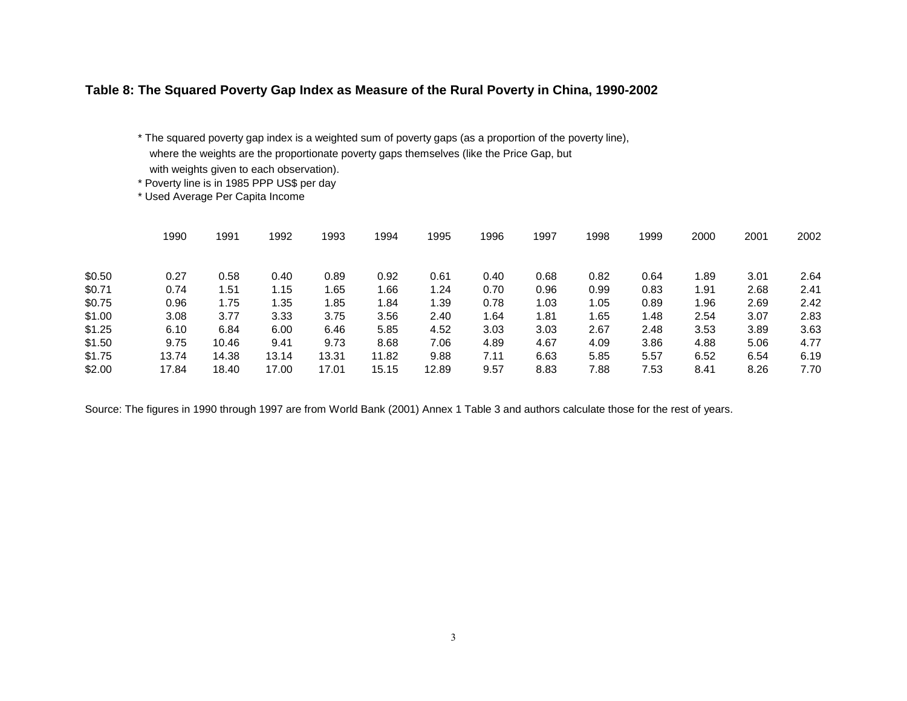**Table 8: The Squared Poverty Gap Index as Measure of the Rural Poverty in China, 1990-2002**

* The squared poverty gap index is a weighted sum of poverty gaps (as a proportion of the poverty line), where the weights are the proportionate poverty gaps themselves (like the Price Gap, but with weights given to each observation).
* Poverty line is in 1985 PPP US$ per day
* Used Average Per Capita Income

| | 1990 | 1991 | 1992 | 1993 | 1994 | 1995 | 1996 | 1997 | 1998 | 1999 | 2000 | 2001 | 2002 |
|---|---|---|---|---|---|---|---|---|---|---|---|---|---|
| $0.50 | 0.27 | 0.58 | 0.40 | 0.89 | 0.92 | 0.61 | 0.40 | 0.68 | 0.82 | 0.64 | 1.89 | 3.01 | 2.64 |
| $0.71 | 0.74 | 1.51 | 1.15 | 1.65 | 1.66 | 1.24 | 0.70 | 0.96 | 0.99 | 0.83 | 1.91 | 2.68 | 2.41 |
| $0.75 | 0.96 | 1.75 | 1.35 | 1.85 | 1.84 | 1.39 | 0.78 | 1.03 | 1.05 | 0.89 | 1.96 | 2.69 | 2.42 |
| $1.00 | 3.08 | 3.77 | 3.33 | 3.75 | 3.56 | 2.40 | 1.64 | 1.81 | 1.65 | 1.48 | 2.54 | 3.07 | 2.83 |
| $1.25 | 6.10 | 6.84 | 6.00 | 6.46 | 5.85 | 4.52 | 3.03 | 3.03 | 2.67 | 2.48 | 3.53 | 3.89 | 3.63 |
| $1.50 | 9.75 | 10.46 | 9.41 | 9.73 | 8.68 | 7.06 | 4.89 | 4.67 | 4.09 | 3.86 | 4.88 | 5.06 | 4.77 |
| $1.75 | 13.74 | 14.38 | 13.14 | 13.31 | 11.82 | 9.88 | 7.11 | 6.63 | 5.85 | 5.57 | 6.52 | 6.54 | 6.19 |
| $2.00 | 17.84 | 18.40 | 17.00 | 17.01 | 15.15 | 12.89 | 9.57 | 8.83 | 7.88 | 7.53 | 8.41 | 8.26 | 7.70 |

Source: The figures in 1990 through 1997 are from World Bank (2001) Annex 1 Table 3 and authors calculate those for the rest of years.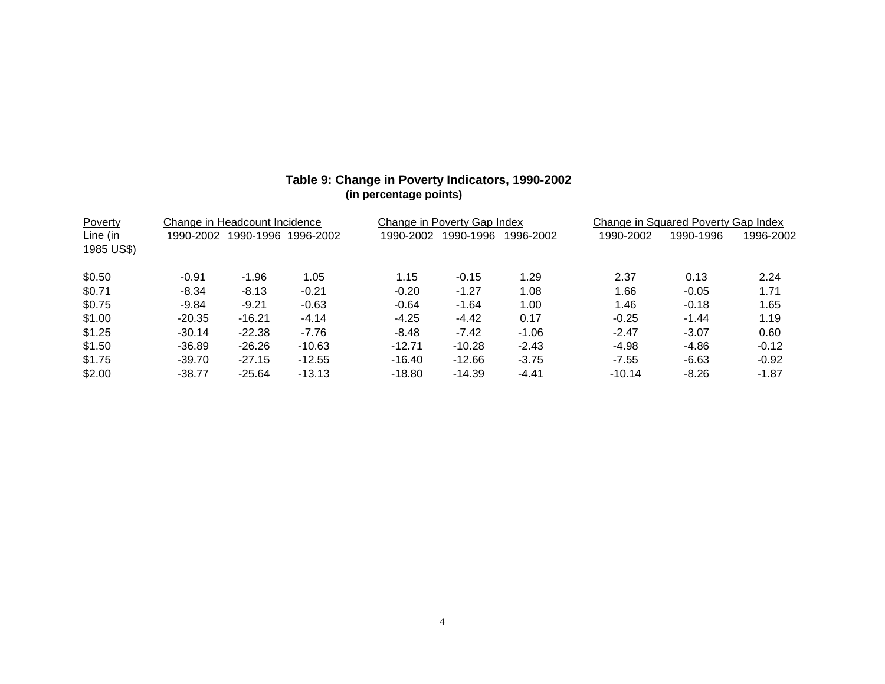**Table 9: Change in Poverty Indicators, 1990-2002**
**(in percentage points)**

| Poverty Line (in 1985 US$) | Change in Headcount Incidence | | | Change in Poverty Gap Index | | | Change in Squared Poverty Gap Index | | |
|---|---|---|---|---|---|---|---|---|---|
| | 1990-2002 | 1990-1996 | 1996-2002 | 1990-2002 | 1990-1996 | 1996-2002 | 1990-2002 | 1990-1996 | 1996-2002 |
| $0.50 | -0.91 | -1.96 | 1.05 | 1.15 | -0.15 | 1.29 | 2.37 | 0.13 | 2.24 |
| $0.71 | -8.34 | -8.13 | -0.21 | -0.20 | -1.27 | 1.08 | 1.66 | -0.05 | 1.71 |
| $0.75 | -9.84 | -9.21 | -0.63 | -0.64 | -1.64 | 1.00 | 1.46 | -0.18 | 1.65 |
| $1.00 | -20.35 | -16.21 | -4.14 | -4.25 | -4.42 | 0.17 | -0.25 | -1.44 | 1.19 |
| $1.25 | -30.14 | -22.38 | -7.76 | -8.48 | -7.42 | -1.06 | -2.47 | -3.07 | 0.60 |
| $1.50 | -36.89 | -26.26 | -10.63 | -12.71 | -10.28 | -2.43 | -4.98 | -4.86 | -0.12 |
| $1.75 | -39.70 | -27.15 | -12.55 | -16.40 | -12.66 | -3.75 | -7.55 | -6.63 | -0.92 |
| $2.00 | -38.77 | -25.64 | -13.13 | -18.80 | -14.39 | -4.41 | -10.14 | -8.26 | -1.87 |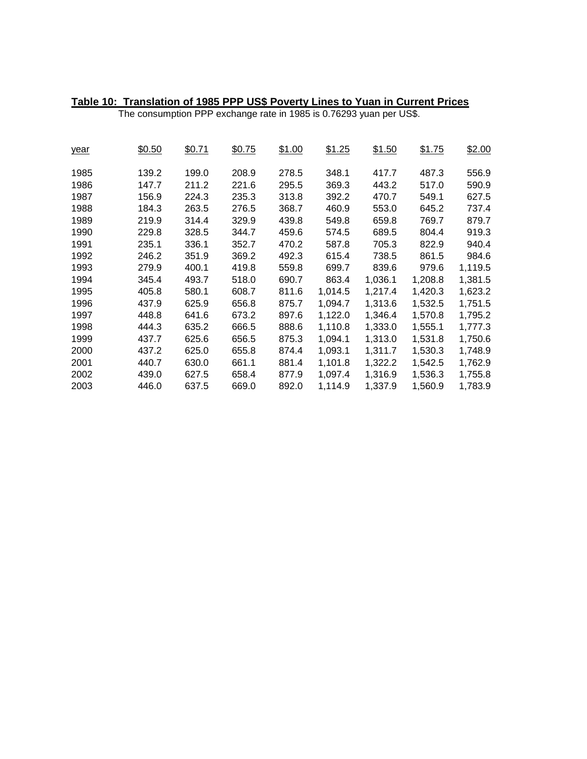**Table 10: Translation of 1985 PPP US$ Poverty Lines to Yuan in Current Prices**

The consumption PPP exchange rate in 1985 is 0.76293 yuan per US$.

| year | $0.50 | $0.71 | $0.75 | $1.00 | $1.25 | $1.50 | $1.75 | $2.00 |
|---|---|---|---|---|---|---|---|---|
| 1985 | 139.2 | 199.0 | 208.9 | 278.5 | 348.1 | 417.7 | 487.3 | 556.9 |
| 1986 | 147.7 | 211.2 | 221.6 | 295.5 | 369.3 | 443.2 | 517.0 | 590.9 |
| 1987 | 156.9 | 224.3 | 235.3 | 313.8 | 392.2 | 470.7 | 549.1 | 627.5 |
| 1988 | 184.3 | 263.5 | 276.5 | 368.7 | 460.9 | 553.0 | 645.2 | 737.4 |
| 1989 | 219.9 | 314.4 | 329.9 | 439.8 | 549.8 | 659.8 | 769.7 | 879.7 |
| 1990 | 229.8 | 328.5 | 344.7 | 459.6 | 574.5 | 689.5 | 804.4 | 919.3 |
| 1991 | 235.1 | 336.1 | 352.7 | 470.2 | 587.8 | 705.3 | 822.9 | 940.4 |
| 1992 | 246.2 | 351.9 | 369.2 | 492.3 | 615.4 | 738.5 | 861.5 | 984.6 |
| 1993 | 279.9 | 400.1 | 419.8 | 559.8 | 699.7 | 839.6 | 979.6 | 1,119.5 |
| 1994 | 345.4 | 493.7 | 518.0 | 690.7 | 863.4 | 1,036.1 | 1,208.8 | 1,381.5 |
| 1995 | 405.8 | 580.1 | 608.7 | 811.6 | 1,014.5 | 1,217.4 | 1,420.3 | 1,623.2 |
| 1996 | 437.9 | 625.9 | 656.8 | 875.7 | 1,094.7 | 1,313.6 | 1,532.5 | 1,751.5 |
| 1997 | 448.8 | 641.6 | 673.2 | 897.6 | 1,122.0 | 1,346.4 | 1,570.8 | 1,795.2 |
| 1998 | 444.3 | 635.2 | 666.5 | 888.6 | 1,110.8 | 1,333.0 | 1,555.1 | 1,777.3 |
| 1999 | 437.7 | 625.6 | 656.5 | 875.3 | 1,094.1 | 1,313.0 | 1,531.8 | 1,750.6 |
| 2000 | 437.2 | 625.0 | 655.8 | 874.4 | 1,093.1 | 1,311.7 | 1,530.3 | 1,748.9 |
| 2001 | 440.7 | 630.0 | 661.1 | 881.4 | 1,101.8 | 1,322.2 | 1,542.5 | 1,762.9 |
| 2002 | 439.0 | 627.5 | 658.4 | 877.9 | 1,097.4 | 1,316.9 | 1,536.3 | 1,755.8 |
| 2003 | 446.0 | 637.5 | 669.0 | 892.0 | 1,114.9 | 1,337.9 | 1,560.9 | 1,783.9 |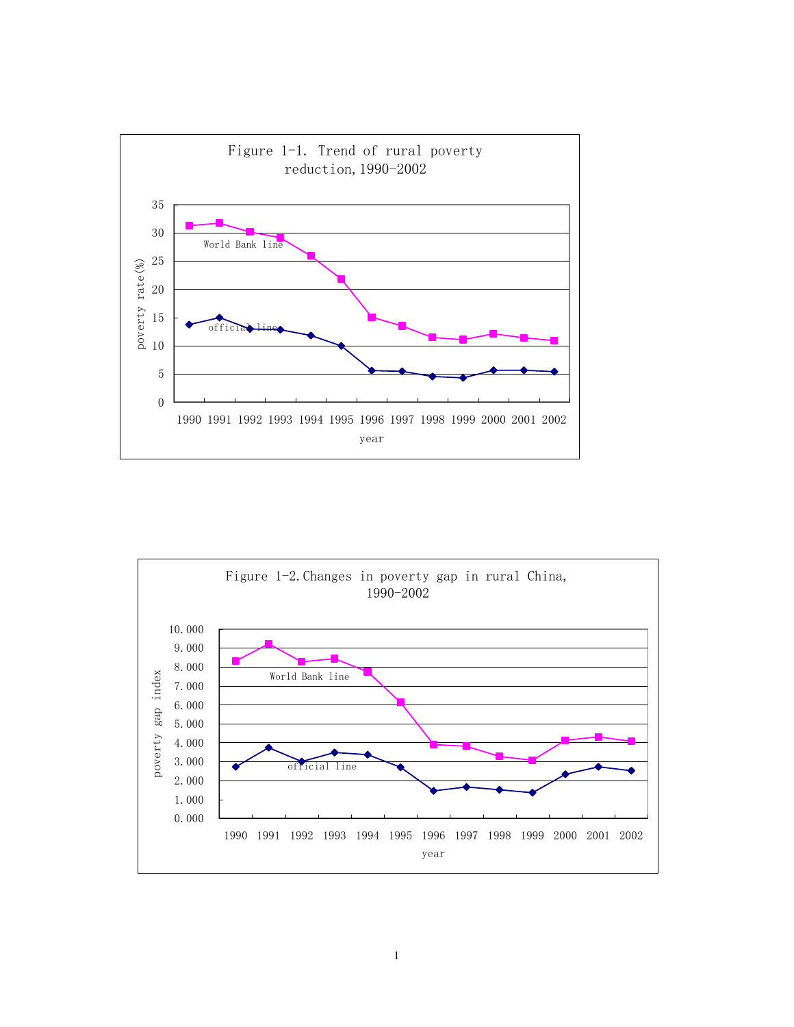Figure 1-1. Trend of rural poverty reduction, 1990-2002

Figure 1-2. Changes in poverty gap in rural China, 1990-2002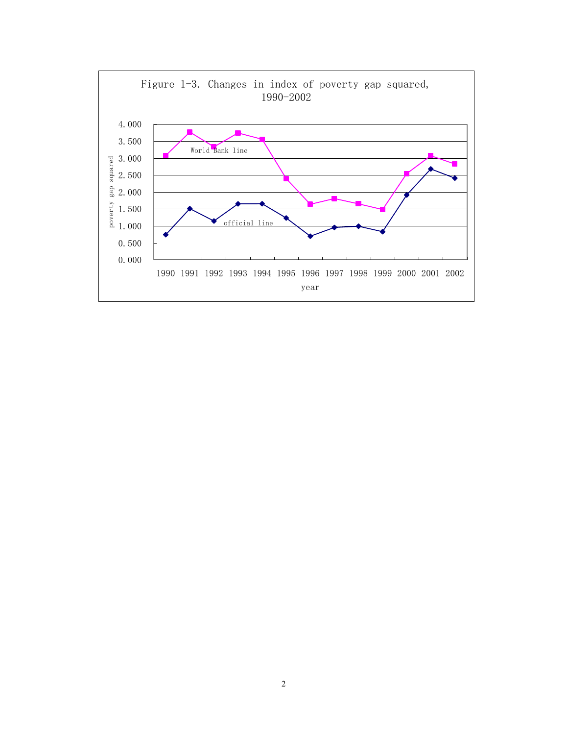Figure 1-3. Changes in index of poverty gap squared, 1990-2002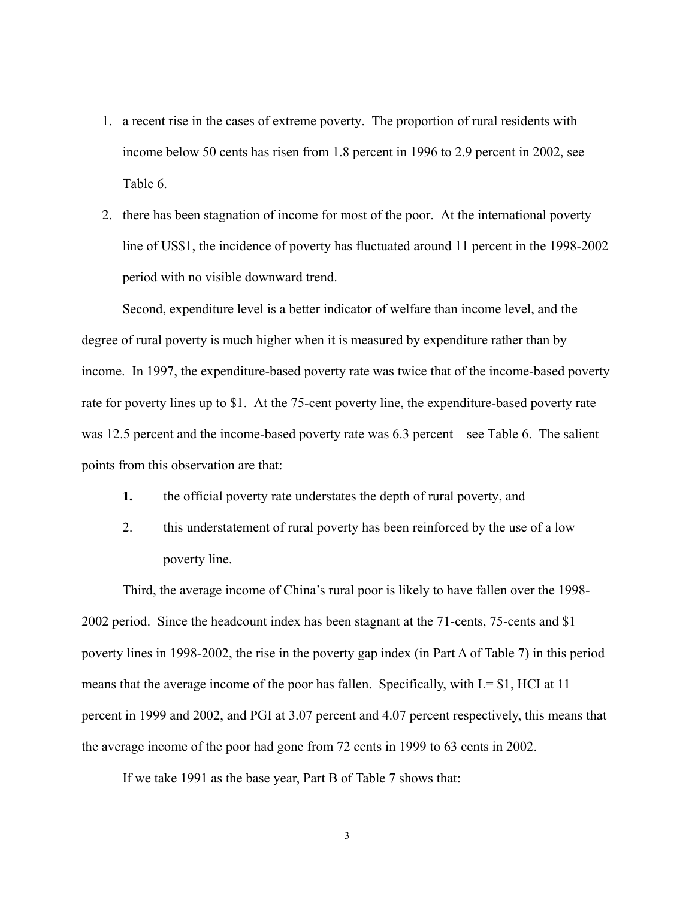1. a recent rise in the cases of extreme poverty. The proportion of rural residents with income below 50 cents has risen from 1.8 percent in 1996 to 2.9 percent in 2002, see Table 6.
2. there has been stagnation of income for most of the poor. At the international poverty line of US$1, the incidence of poverty has fluctuated around 11 percent in the 1998-2002 period with no visible downward trend.

Second, expenditure level is a better indicator of welfare than income level, and the degree of rural poverty is much higher when it is measured by expenditure rather than by income. In 1997, the expenditure-based poverty rate was twice that of the income-based poverty rate for poverty lines up to $1. At the 75-cent poverty line, the expenditure-based poverty rate was 12.5 percent and the income-based poverty rate was 6.3 percent – see Table 6. The salient points from this observation are that:

1. the official poverty rate understates the depth of rural poverty, and
2. this understatement of rural poverty has been reinforced by the use of a low poverty line.

Third, the average income of China's rural poor is likely to have fallen over the 1998-2002 period. Since the headcount index has been stagnant at the 71-cents, 75-cents and $1 poverty lines in 1998-2002, the rise in the poverty gap index (in Part A of Table 7) in this period means that the average income of the poor has fallen. Specifically, with L= $1, HCI at 11 percent in 1999 and 2002, and PGI at 3.07 percent and 4.07 percent respectively, this means that the average income of the poor had gone from 72 cents in 1999 to 63 cents in 2002.

If we take 1991 as the base year, Part B of Table 7 shows that: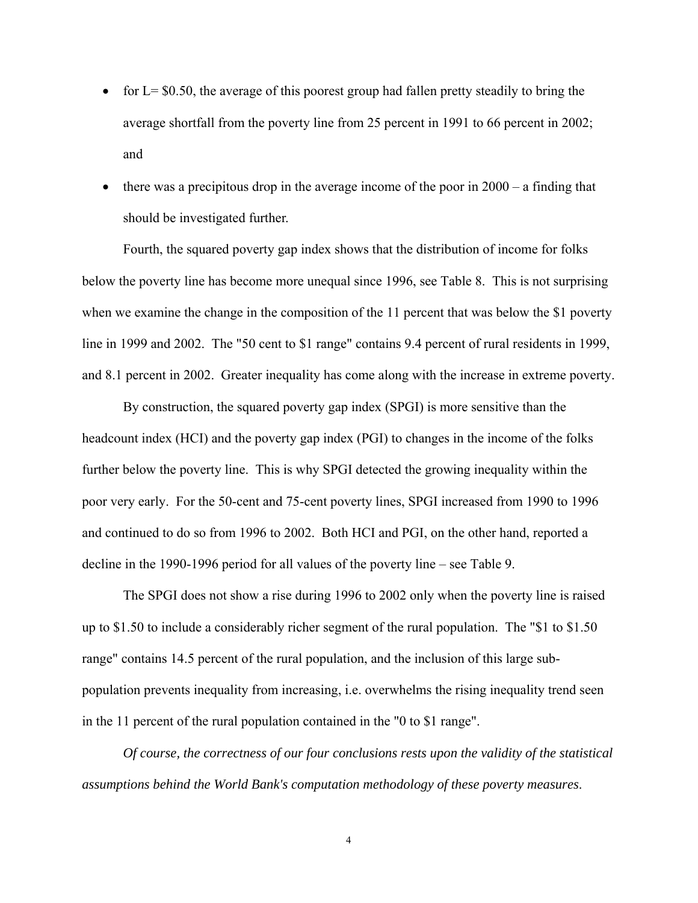- for L= \$0.50, the average of this poorest group had fallen pretty steadily to bring the average shortfall from the poverty line from 25 percent in 1991 to 66 percent in 2002; and
- there was a precipitous drop in the average income of the poor in 2000 – a finding that should be investigated further.

Fourth, the squared poverty gap index shows that the distribution of income for folks below the poverty line has become more unequal since 1996, see Table 8. This is not surprising when we examine the change in the composition of the 11 percent that was below the \$1 poverty line in 1999 and 2002. The "50 cent to \$1 range" contains 9.4 percent of rural residents in 1999, and 8.1 percent in 2002. Greater inequality has come along with the increase in extreme poverty.

By construction, the squared poverty gap index (SPGI) is more sensitive than the headcount index (HCI) and the poverty gap index (PGI) to changes in the income of the folks further below the poverty line. This is why SPGI detected the growing inequality within the poor very early. For the 50-cent and 75-cent poverty lines, SPGI increased from 1990 to 1996 and continued to do so from 1996 to 2002. Both HCI and PGI, on the other hand, reported a decline in the 1990-1996 period for all values of the poverty line – see Table 9.

The SPGI does not show a rise during 1996 to 2002 only when the poverty line is raised up to \$1.50 to include a considerably richer segment of the rural population. The "\$1 to \$1.50 range" contains 14.5 percent of the rural population, and the inclusion of this large sub-population prevents inequality from increasing, i.e. overwhelms the rising inequality trend seen in the 11 percent of the rural population contained in the "0 to \$1 range".

*Of course, the correctness of our four conclusions rests upon the validity of the statistical assumptions behind the World Bank's computation methodology of these poverty measures.*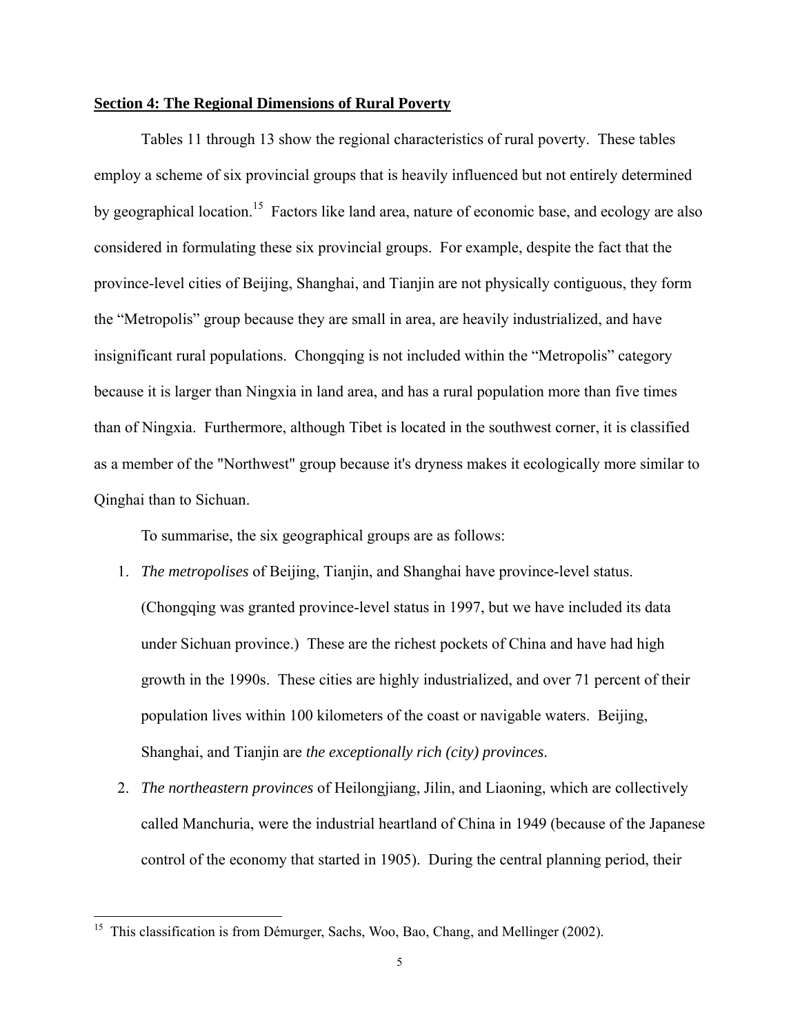**Section 4: The Regional Dimensions of Rural Poverty**

Tables 11 through 13 show the regional characteristics of rural poverty. These tables employ a scheme of six provincial groups that is heavily influenced but not entirely determined by geographical location.[15] Factors like land area, nature of economic base, and ecology are also considered in formulating these six provincial groups. For example, despite the fact that the province-level cities of Beijing, Shanghai, and Tianjin are not physically contiguous, they form the "Metropolis" group because they are small in area, are heavily industrialized, and have insignificant rural populations. Chongqing is not included within the "Metropolis" category because it is larger than Ningxia in land area, and has a rural population more than five times than of Ningxia. Furthermore, although Tibet is located in the southwest corner, it is classified as a member of the "Northwest" group because it's dryness makes it ecologically more similar to Qinghai than to Sichuan.

To summarise, the six geographical groups are as follows:

1. *The metropolises* of Beijing, Tianjin, and Shanghai have province-level status. (Chongqing was granted province-level status in 1997, but we have included its data under Sichuan province.) These are the richest pockets of China and have had high growth in the 1990s. These cities are highly industrialized, and over 71 percent of their population lives within 100 kilometers of the coast or navigable waters. Beijing, Shanghai, and Tianjin are *the exceptionally rich (city) provinces*.
2. *The northeastern provinces* of Heilongjiang, Jilin, and Liaoning, which are collectively called Manchuria, were the industrial heartland of China in 1949 (because of the Japanese control of the economy that started in 1905). During the central planning period, their

[15] This classification is from Démurger, Sachs, Woo, Bao, Chang, and Mellinger (2002).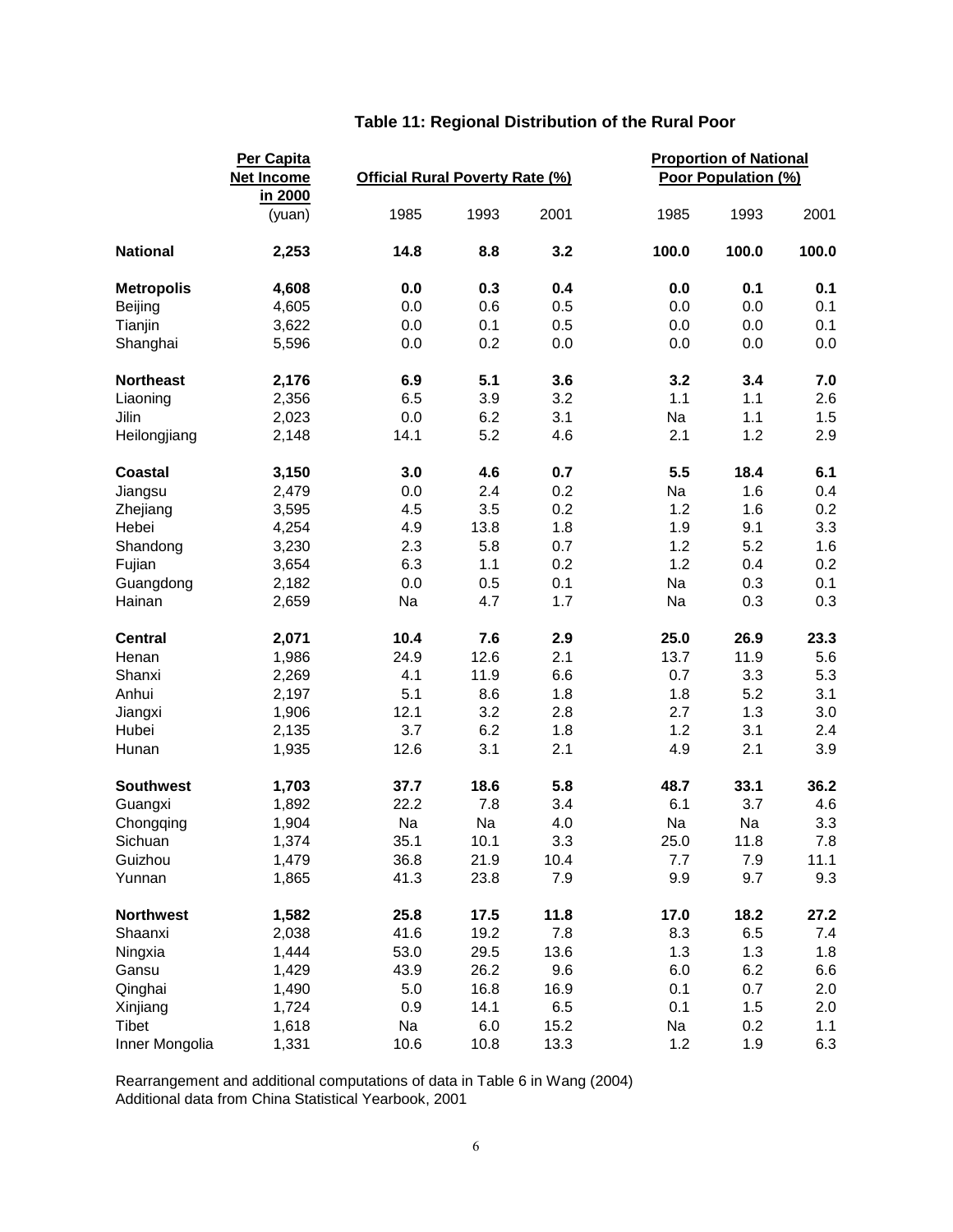## Table 11: Regional Distribution of the Rural Poor

| | Per Capita Net Income in 2000 | Official Rural Poverty Rate (%) | | | Proportion of National Poor Population (%) | | |
|---|---|---|---|---|---|---|---|
| | (yuan) | 1985 | 1993 | 2001 | 1985 | 1993 | 2001 |
| **National** | **2,253** | **14.8** | **8.8** | **3.2** | **100.0** | **100.0** | **100.0** |
| **Metropolis** | **4,608** | **0.0** | **0.3** | **0.4** | **0.0** | **0.1** | **0.1** |
| Beijing | 4,605 | 0.0 | 0.6 | 0.5 | 0.0 | 0.0 | 0.1 |
| Tianjin | 3,622 | 0.0 | 0.1 | 0.5 | 0.0 | 0.0 | 0.1 |
| Shanghai | 5,596 | 0.0 | 0.2 | 0.0 | 0.0 | 0.0 | 0.0 |
| **Northeast** | **2,176** | **6.9** | **5.1** | **3.6** | **3.2** | **3.4** | **7.0** |
| Liaoning | 2,356 | 6.5 | 3.9 | 3.2 | 1.1 | 1.1 | 2.6 |
| Jilin | 2,023 | 0.0 | 6.2 | 3.1 | Na | 1.1 | 1.5 |
| Heilongjiang | 2,148 | 14.1 | 5.2 | 4.6 | 2.1 | 1.2 | 2.9 |
| **Coastal** | **3,150** | **3.0** | **4.6** | **0.7** | **5.5** | **18.4** | **6.1** |
| Jiangsu | 2,479 | 0.0 | 2.4 | 0.2 | Na | 1.6 | 0.4 |
| Zhejiang | 3,595 | 4.5 | 3.5 | 0.2 | 1.2 | 1.6 | 0.2 |
| Hebei | 4,254 | 4.9 | 13.8 | 1.8 | 1.9 | 9.1 | 3.3 |
| Shandong | 3,230 | 2.3 | 5.8 | 0.7 | 1.2 | 5.2 | 1.6 |
| Fujian | 3,654 | 6.3 | 1.1 | 0.2 | 1.2 | 0.4 | 0.2 |
| Guangdong | 2,182 | 0.0 | 0.5 | 0.1 | Na | 0.3 | 0.1 |
| Hainan | 2,659 | Na | 4.7 | 1.7 | Na | 0.3 | 0.3 |
| **Central** | **2,071** | **10.4** | **7.6** | **2.9** | **25.0** | **26.9** | **23.3** |
| Henan | 1,986 | 24.9 | 12.6 | 2.1 | 13.7 | 11.9 | 5.6 |
| Shanxi | 2,269 | 4.1 | 11.9 | 6.6 | 0.7 | 3.3 | 5.3 |
| Anhui | 2,197 | 5.1 | 8.6 | 1.8 | 1.8 | 5.2 | 3.1 |
| Jiangxi | 1,906 | 12.1 | 3.2 | 2.8 | 2.7 | 1.3 | 3.0 |
| Hubei | 2,135 | 3.7 | 6.2 | 1.8 | 1.2 | 3.1 | 2.4 |
| Hunan | 1,935 | 12.6 | 3.1 | 2.1 | 4.9 | 2.1 | 3.9 |
| **Southwest** | **1,703** | **37.7** | **18.6** | **5.8** | **48.7** | **33.1** | **36.2** |
| Guangxi | 1,892 | 22.2 | 7.8 | 3.4 | 6.1 | 3.7 | 4.6 |
| Chongqing | 1,904 | Na | Na | 4.0 | Na | Na | 3.3 |
| Sichuan | 1,374 | 35.1 | 10.1 | 3.3 | 25.0 | 11.8 | 7.8 |
| Guizhou | 1,479 | 36.8 | 21.9 | 10.4 | 7.7 | 7.9 | 11.1 |
| Yunnan | 1,865 | 41.3 | 23.8 | 7.9 | 9.9 | 9.7 | 9.3 |
| **Northwest** | **1,582** | **25.8** | **17.5** | **11.8** | **17.0** | **18.2** | **27.2** |
| Shaanxi | 2,038 | 41.6 | 19.2 | 7.8 | 8.3 | 6.5 | 7.4 |
| Ningxia | 1,444 | 53.0 | 29.5 | 13.6 | 1.3 | 1.3 | 1.8 |
| Gansu | 1,429 | 43.9 | 26.2 | 9.6 | 6.0 | 6.2 | 6.6 |
| Qinghai | 1,490 | 5.0 | 16.8 | 16.9 | 0.1 | 0.7 | 2.0 |
| Xinjiang | 1,724 | 0.9 | 14.1 | 6.5 | 0.1 | 1.5 | 2.0 |
| Tibet | 1,618 | Na | 6.0 | 15.2 | Na | 0.2 | 1.1 |
| Inner Mongolia | 1,331 | 10.6 | 10.8 | 13.3 | 1.2 | 1.9 | 6.3 |

Rearrangement and additional computations of data in Table 6 in Wang (2004)
Additional data from China Statistical Yearbook, 2001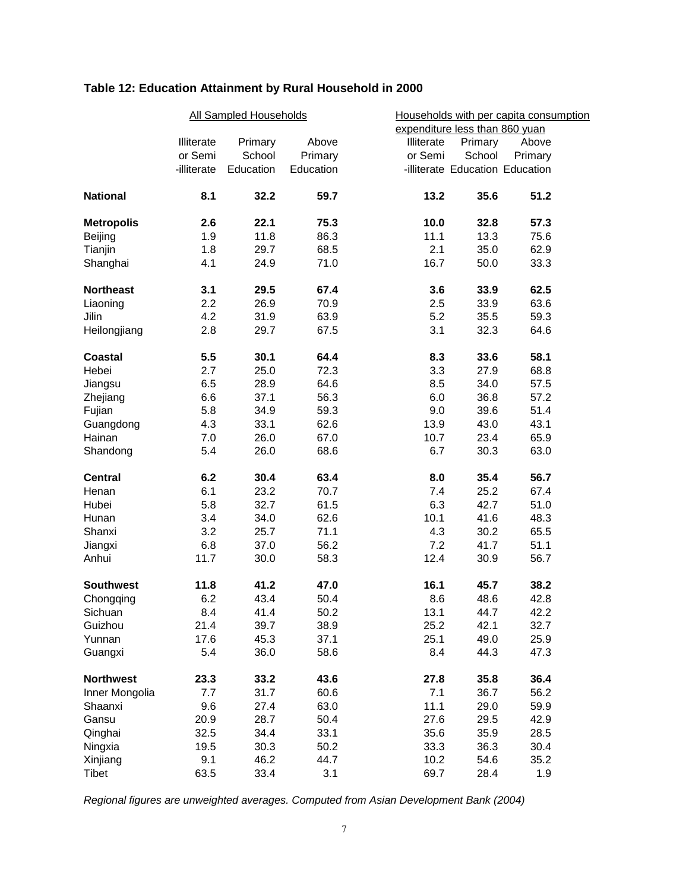**Table 12: Education Attainment by Rural Household in 2000**

| | All Sampled Households | | | Households with per capita consumption expenditure less than 860 yuan | | |
|---|---|---|---|---|---|---|
| | Illiterate or Semi -illiterate | Primary School Education | Above Primary Education | Illiterate or Semi -illiterate | Primary School Education | Above Primary Education |
| **National** | **8.1** | **32.2** | **59.7** | **13.2** | **35.6** | **51.2** |
| **Metropolis** | **2.6** | **22.1** | **75.3** | **10.0** | **32.8** | **57.3** |
| Beijing | 1.9 | 11.8 | 86.3 | 11.1 | 13.3 | 75.6 |
| Tianjin | 1.8 | 29.7 | 68.5 | 2.1 | 35.0 | 62.9 |
| Shanghai | 4.1 | 24.9 | 71.0 | 16.7 | 50.0 | 33.3 |
| **Northeast** | **3.1** | **29.5** | **67.4** | **3.6** | **33.9** | **62.5** |
| Liaoning | 2.2 | 26.9 | 70.9 | 2.5 | 33.9 | 63.6 |
| Jilin | 4.2 | 31.9 | 63.9 | 5.2 | 35.5 | 59.3 |
| Heilongjiang | 2.8 | 29.7 | 67.5 | 3.1 | 32.3 | 64.6 |
| **Coastal** | **5.5** | **30.1** | **64.4** | **8.3** | **33.6** | **58.1** |
| Hebei | 2.7 | 25.0 | 72.3 | 3.3 | 27.9 | 68.8 |
| Jiangsu | 6.5 | 28.9 | 64.6 | 8.5 | 34.0 | 57.5 |
| Zhejiang | 6.6 | 37.1 | 56.3 | 6.0 | 36.8 | 57.2 |
| Fujian | 5.8 | 34.9 | 59.3 | 9.0 | 39.6 | 51.4 |
| Guangdong | 4.3 | 33.1 | 62.6 | 13.9 | 43.0 | 43.1 |
| Hainan | 7.0 | 26.0 | 67.0 | 10.7 | 23.4 | 65.9 |
| Shandong | 5.4 | 26.0 | 68.6 | 6.7 | 30.3 | 63.0 |
| **Central** | **6.2** | **30.4** | **63.4** | **8.0** | **35.4** | **56.7** |
| Henan | 6.1 | 23.2 | 70.7 | 7.4 | 25.2 | 67.4 |
| Hubei | 5.8 | 32.7 | 61.5 | 6.3 | 42.7 | 51.0 |
| Hunan | 3.4 | 34.0 | 62.6 | 10.1 | 41.6 | 48.3 |
| Shanxi | 3.2 | 25.7 | 71.1 | 4.3 | 30.2 | 65.5 |
| Jiangxi | 6.8 | 37.0 | 56.2 | 7.2 | 41.7 | 51.1 |
| Anhui | 11.7 | 30.0 | 58.3 | 12.4 | 30.9 | 56.7 |
| **Southwest** | **11.8** | **41.2** | **47.0** | **16.1** | **45.7** | **38.2** |
| Chongqing | 6.2 | 43.4 | 50.4 | 8.6 | 48.6 | 42.8 |
| Sichuan | 8.4 | 41.4 | 50.2 | 13.1 | 44.7 | 42.2 |
| Guizhou | 21.4 | 39.7 | 38.9 | 25.2 | 42.1 | 32.7 |
| Yunnan | 17.6 | 45.3 | 37.1 | 25.1 | 49.0 | 25.9 |
| Guangxi | 5.4 | 36.0 | 58.6 | 8.4 | 44.3 | 47.3 |
| **Northwest** | **23.3** | **33.2** | **43.6** | **27.8** | **35.8** | **36.4** |
| Inner Mongolia | 7.7 | 31.7 | 60.6 | 7.1 | 36.7 | 56.2 |
| Shaanxi | 9.6 | 27.4 | 63.0 | 11.1 | 29.0 | 59.9 |
| Gansu | 20.9 | 28.7 | 50.4 | 27.6 | 29.5 | 42.9 |
| Qinghai | 32.5 | 34.4 | 33.1 | 35.6 | 35.9 | 28.5 |
| Ningxia | 19.5 | 30.3 | 50.2 | 33.3 | 36.3 | 30.4 |
| Xinjiang | 9.1 | 46.2 | 44.7 | 10.2 | 54.6 | 35.2 |
| Tibet | 63.5 | 33.4 | 3.1 | 69.7 | 28.4 | 1.9 |

*Regional figures are unweighted averages. Computed from Asian Development Bank (2004)*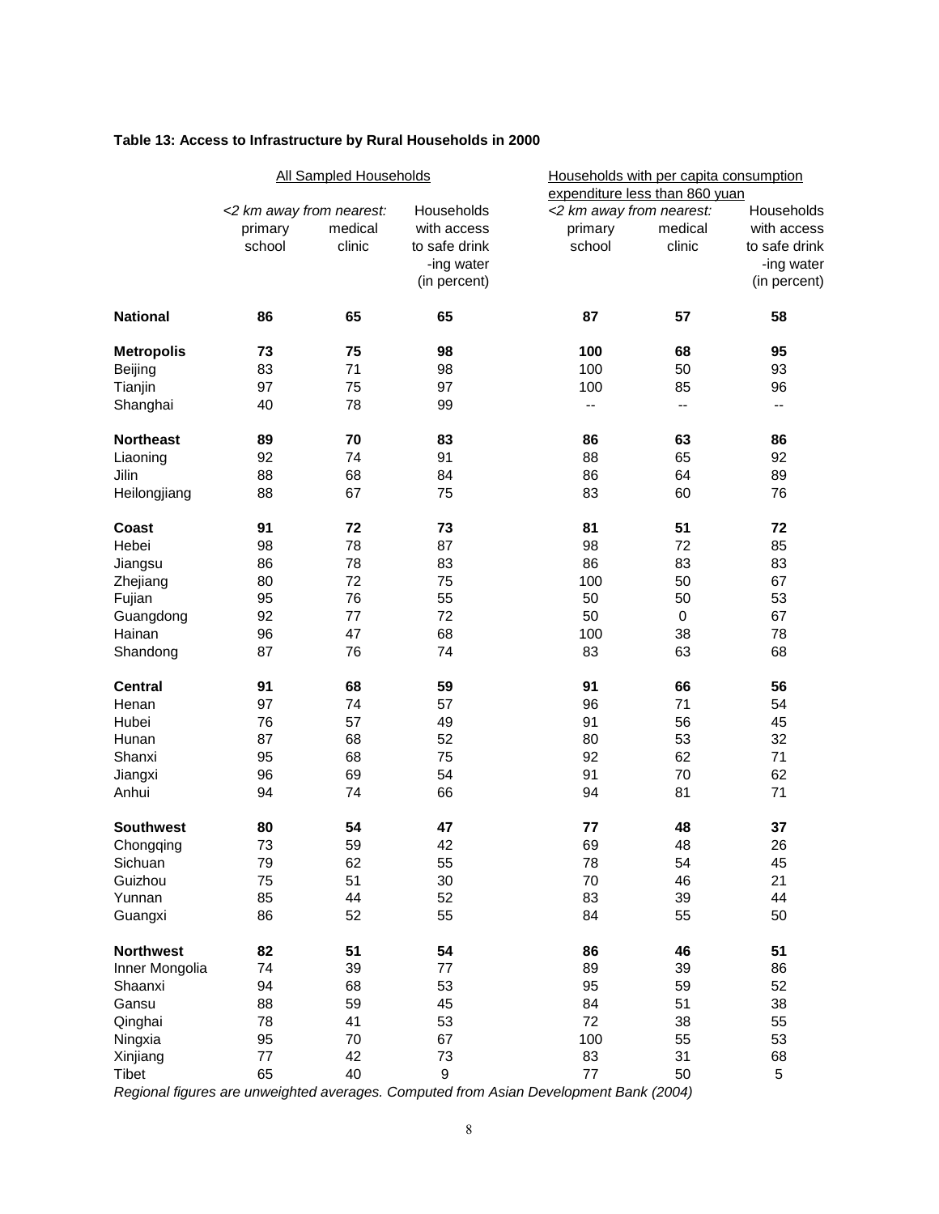**Table 13: Access to Infrastructure by Rural Households in 2000**

| | All Sampled Households | | | Households with per capita consumption expenditure less than 860 yuan | | |
|---|---|---|---|---|---|---|
| | *<2 km away from nearest:* | | Households with access to safe drinking water (in percent) | *<2 km away from nearest:* | | Households with access to safe drinking water (in percent) |
| | primary school | medical clinic | | primary school | medical clinic | |
| **National** | **86** | **65** | **65** | **87** | **57** | **58** |
| **Metropolis** | **73** | **75** | **98** | **100** | **68** | **95** |
| Beijing | 83 | 71 | 98 | 100 | 50 | 93 |
| Tianjin | 97 | 75 | 97 | 100 | 85 | 96 |
| Shanghai | 40 | 78 | 99 | -- | -- | -- |
| **Northeast** | **89** | **70** | **83** | **86** | **63** | **86** |
| Liaoning | 92 | 74 | 91 | 88 | 65 | 92 |
| Jilin | 88 | 68 | 84 | 86 | 64 | 89 |
| Heilongjiang | 88 | 67 | 75 | 83 | 60 | 76 |
| **Coast** | **91** | **72** | **73** | **81** | **51** | **72** |
| Hebei | 98 | 78 | 87 | 98 | 72 | 85 |
| Jiangsu | 86 | 78 | 83 | 86 | 83 | 83 |
| Zhejiang | 80 | 72 | 75 | 100 | 50 | 67 |
| Fujian | 95 | 76 | 55 | 50 | 50 | 53 |
| Guangdong | 92 | 77 | 72 | 50 | 0 | 67 |
| Hainan | 96 | 47 | 68 | 100 | 38 | 78 |
| Shandong | 87 | 76 | 74 | 83 | 63 | 68 |
| **Central** | **91** | **68** | **59** | **91** | **66** | **56** |
| Henan | 97 | 74 | 57 | 96 | 71 | 54 |
| Hubei | 76 | 57 | 49 | 91 | 56 | 45 |
| Hunan | 87 | 68 | 52 | 80 | 53 | 32 |
| Shanxi | 95 | 68 | 75 | 92 | 62 | 71 |
| Jiangxi | 96 | 69 | 54 | 91 | 70 | 62 |
| Anhui | 94 | 74 | 66 | 94 | 81 | 71 |
| **Southwest** | **80** | **54** | **47** | **77** | **48** | **37** |
| Chongqing | 73 | 59 | 42 | 69 | 48 | 26 |
| Sichuan | 79 | 62 | 55 | 78 | 54 | 45 |
| Guizhou | 75 | 51 | 30 | 70 | 46 | 21 |
| Yunnan | 85 | 44 | 52 | 83 | 39 | 44 |
| Guangxi | 86 | 52 | 55 | 84 | 55 | 50 |
| **Northwest** | **82** | **51** | **54** | **86** | **46** | **51** |
| Inner Mongolia | 74 | 39 | 77 | 89 | 39 | 86 |
| Shaanxi | 94 | 68 | 53 | 95 | 59 | 52 |
| Gansu | 88 | 59 | 45 | 84 | 51 | 38 |
| Qinghai | 78 | 41 | 53 | 72 | 38 | 55 |
| Ningxia | 95 | 70 | 67 | 100 | 55 | 53 |
| Xinjiang | 77 | 42 | 73 | 83 | 31 | 68 |
| Tibet | 65 | 40 | 9 | 77 | 50 | 5 |

*Regional figures are unweighted averages. Computed from Asian Development Bank (2004)*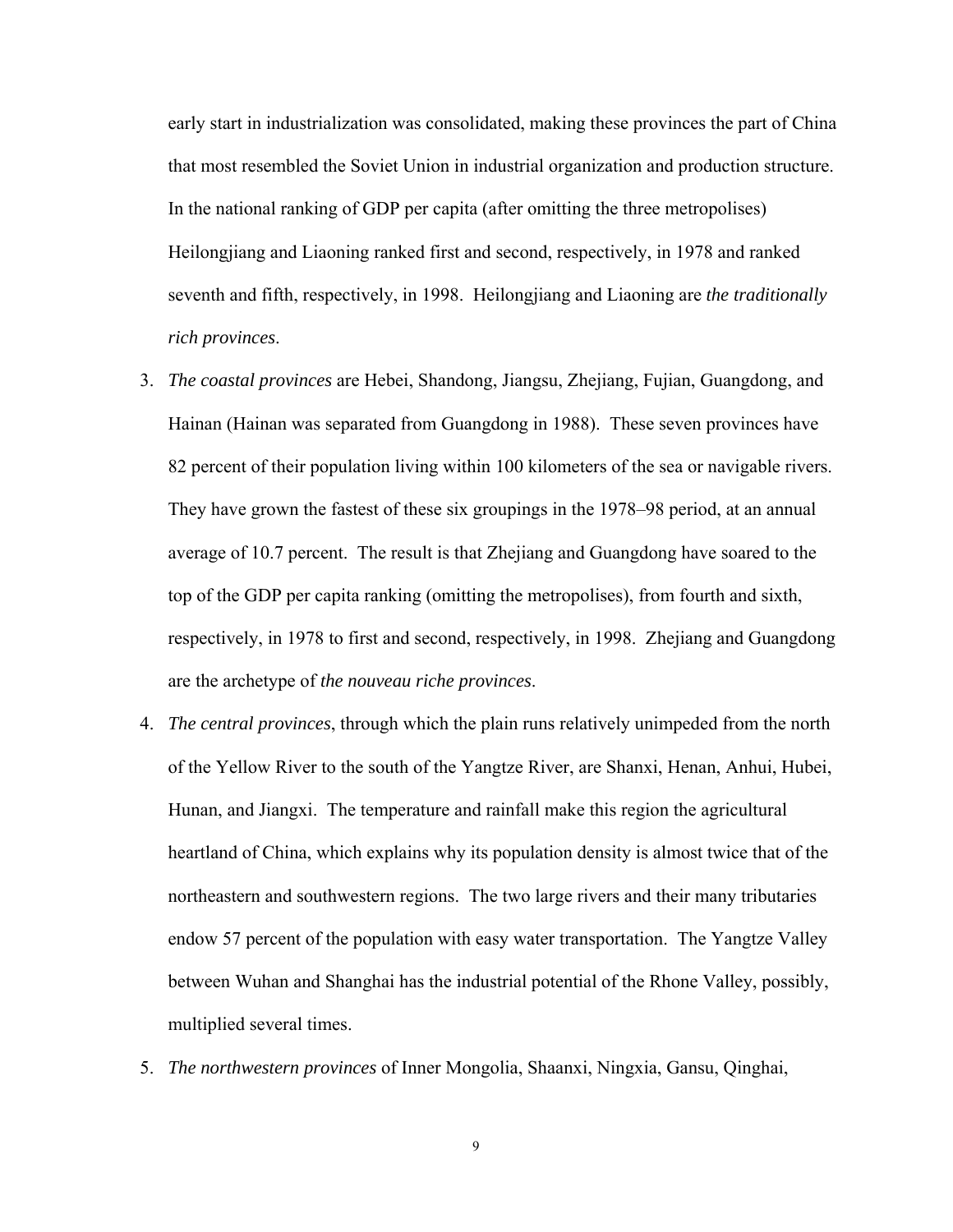early start in industrialization was consolidated, making these provinces the part of China that most resembled the Soviet Union in industrial organization and production structure. In the national ranking of GDP per capita (after omitting the three metropolises) Heilongjiang and Liaoning ranked first and second, respectively, in 1978 and ranked seventh and fifth, respectively, in 1998. Heilongjiang and Liaoning are *the traditionally rich provinces*.

3. *The coastal provinces* are Hebei, Shandong, Jiangsu, Zhejiang, Fujian, Guangdong, and Hainan (Hainan was separated from Guangdong in 1988). These seven provinces have 82 percent of their population living within 100 kilometers of the sea or navigable rivers. They have grown the fastest of these six groupings in the 1978–98 period, at an annual average of 10.7 percent. The result is that Zhejiang and Guangdong have soared to the top of the GDP per capita ranking (omitting the metropolises), from fourth and sixth, respectively, in 1978 to first and second, respectively, in 1998. Zhejiang and Guangdong are the archetype of *the nouveau riche provinces*.

4. *The central provinces*, through which the plain runs relatively unimpeded from the north of the Yellow River to the south of the Yangtze River, are Shanxi, Henan, Anhui, Hubei, Hunan, and Jiangxi. The temperature and rainfall make this region the agricultural heartland of China, which explains why its population density is almost twice that of the northeastern and southwestern regions. The two large rivers and their many tributaries endow 57 percent of the population with easy water transportation. The Yangtze Valley between Wuhan and Shanghai has the industrial potential of the Rhone Valley, possibly, multiplied several times.

5. *The northwestern provinces* of Inner Mongolia, Shaanxi, Ningxia, Gansu, Qinghai,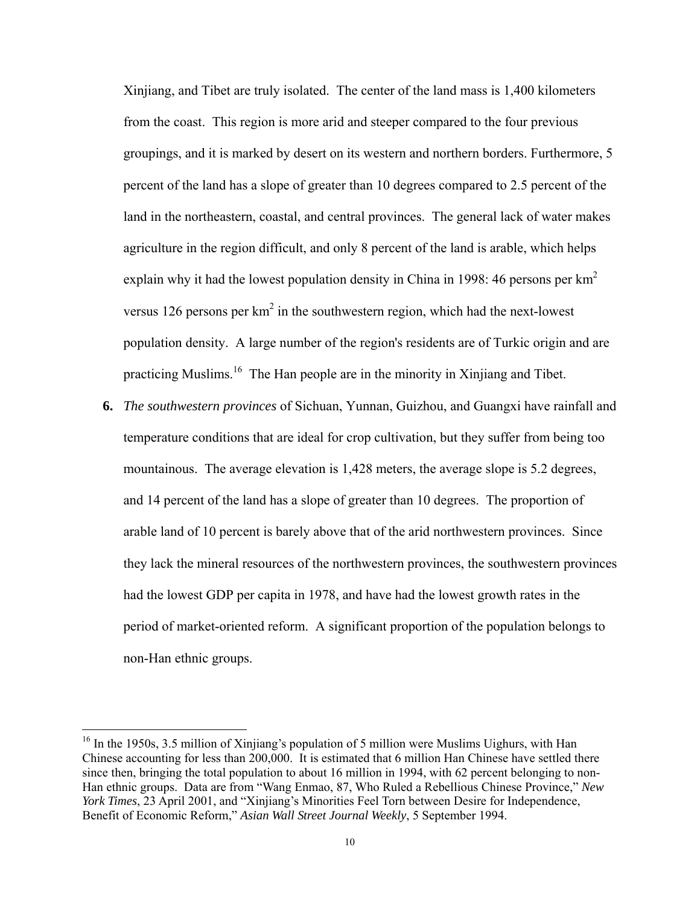Xinjiang, and Tibet are truly isolated. The center of the land mass is 1,400 kilometers from the coast. This region is more arid and steeper compared to the four previous groupings, and it is marked by desert on its western and northern borders. Furthermore, 5 percent of the land has a slope of greater than 10 degrees compared to 2.5 percent of the land in the northeastern, coastal, and central provinces. The general lack of water makes agriculture in the region difficult, and only 8 percent of the land is arable, which helps explain why it had the lowest population density in China in 1998: 46 persons per $km^2$ versus 126 persons per $km^2$ in the southwestern region, which had the next-lowest population density. A large number of the region's residents are of Turkic origin and are practicing Muslims.[16] The Han people are in the minority in Xinjiang and Tibet.

**6.** *The southwestern provinces* of Sichuan, Yunnan, Guizhou, and Guangxi have rainfall and temperature conditions that are ideal for crop cultivation, but they suffer from being too mountainous. The average elevation is 1,428 meters, the average slope is 5.2 degrees, and 14 percent of the land has a slope of greater than 10 degrees. The proportion of arable land of 10 percent is barely above that of the arid northwestern provinces. Since they lack the mineral resources of the northwestern provinces, the southwestern provinces had the lowest GDP per capita in 1978, and have had the lowest growth rates in the period of market-oriented reform. A significant proportion of the population belongs to non-Han ethnic groups.

---

[16] In the 1950s, 3.5 million of Xinjiang's population of 5 million were Muslims Uighurs, with Han Chinese accounting for less than 200,000. It is estimated that 6 million Han Chinese have settled there since then, bringing the total population to about 16 million in 1994, with 62 percent belonging to non-Han ethnic groups. Data are from "Wang Enmao, 87, Who Ruled a Rebellious Chinese Province," *New York Times*, 23 April 2001, and "Xinjiang's Minorities Feel Torn between Desire for Independence, Benefit of Economic Reform," *Asian Wall Street Journal Weekly*, 5 September 1994.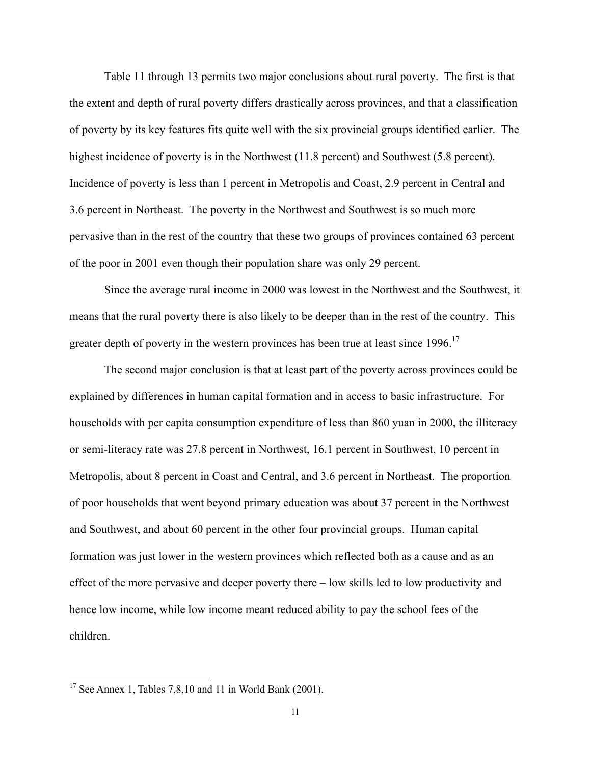Table 11 through 13 permits two major conclusions about rural poverty. The first is that the extent and depth of rural poverty differs drastically across provinces, and that a classification of poverty by its key features fits quite well with the six provincial groups identified earlier. The highest incidence of poverty is in the Northwest (11.8 percent) and Southwest (5.8 percent). Incidence of poverty is less than 1 percent in Metropolis and Coast, 2.9 percent in Central and 3.6 percent in Northeast. The poverty in the Northwest and Southwest is so much more pervasive than in the rest of the country that these two groups of provinces contained 63 percent of the poor in 2001 even though their population share was only 29 percent.

Since the average rural income in 2000 was lowest in the Northwest and the Southwest, it means that the rural poverty there is also likely to be deeper than in the rest of the country. This greater depth of poverty in the western provinces has been true at least since 1996.[17]

The second major conclusion is that at least part of the poverty across provinces could be explained by differences in human capital formation and in access to basic infrastructure. For households with per capita consumption expenditure of less than 860 yuan in 2000, the illiteracy or semi-literacy rate was 27.8 percent in Northwest, 16.1 percent in Southwest, 10 percent in Metropolis, about 8 percent in Coast and Central, and 3.6 percent in Northeast. The proportion of poor households that went beyond primary education was about 37 percent in the Northwest and Southwest, and about 60 percent in the other four provincial groups. Human capital formation was just lower in the western provinces which reflected both as a cause and as an effect of the more pervasive and deeper poverty there – low skills led to low productivity and hence low income, while low income meant reduced ability to pay the school fees of the children.

---

[17] See Annex 1, Tables 7,8,10 and 11 in World Bank (2001).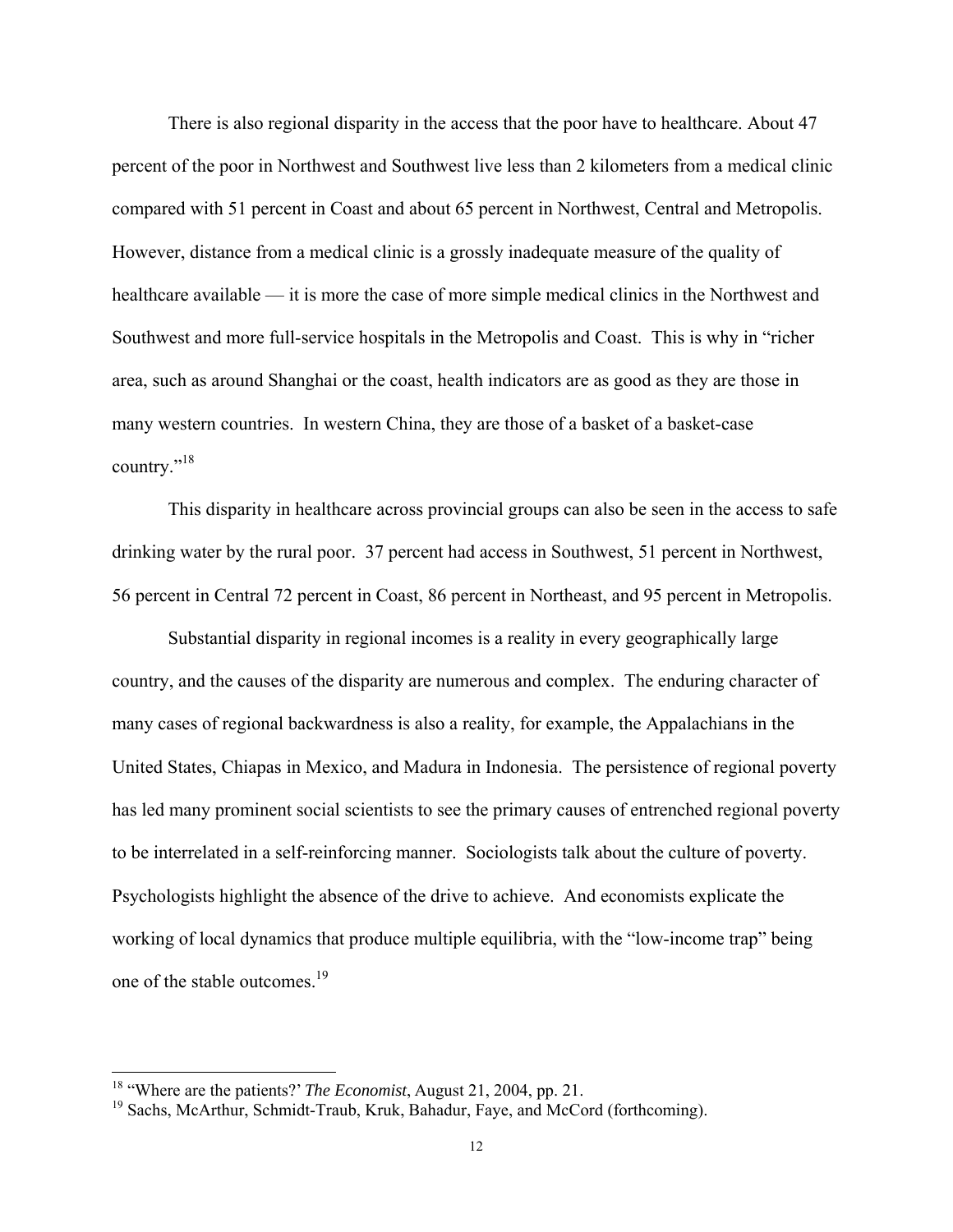There is also regional disparity in the access that the poor have to healthcare. About 47 percent of the poor in Northwest and Southwest live less than 2 kilometers from a medical clinic compared with 51 percent in Coast and about 65 percent in Northwest, Central and Metropolis. However, distance from a medical clinic is a grossly inadequate measure of the quality of healthcare available — it is more the case of more simple medical clinics in the Northwest and Southwest and more full-service hospitals in the Metropolis and Coast. This is why in "richer area, such as around Shanghai or the coast, health indicators are as good as they are those in many western countries. In western China, they are those of a basket of a basket-case country."[18]

This disparity in healthcare across provincial groups can also be seen in the access to safe drinking water by the rural poor. 37 percent had access in Southwest, 51 percent in Northwest, 56 percent in Central 72 percent in Coast, 86 percent in Northeast, and 95 percent in Metropolis.

Substantial disparity in regional incomes is a reality in every geographically large country, and the causes of the disparity are numerous and complex. The enduring character of many cases of regional backwardness is also a reality, for example, the Appalachians in the United States, Chiapas in Mexico, and Madura in Indonesia. The persistence of regional poverty has led many prominent social scientists to see the primary causes of entrenched regional poverty to be interrelated in a self-reinforcing manner. Sociologists talk about the culture of poverty. Psychologists highlight the absence of the drive to achieve. And economists explicate the working of local dynamics that produce multiple equilibria, with the "low-income trap" being one of the stable outcomes.[19]

---

[18] "Where are the patients?' *The Economist*, August 21, 2004, pp. 21.

[19] Sachs, McArthur, Schmidt-Traub, Kruk, Bahadur, Faye, and McCord (forthcoming).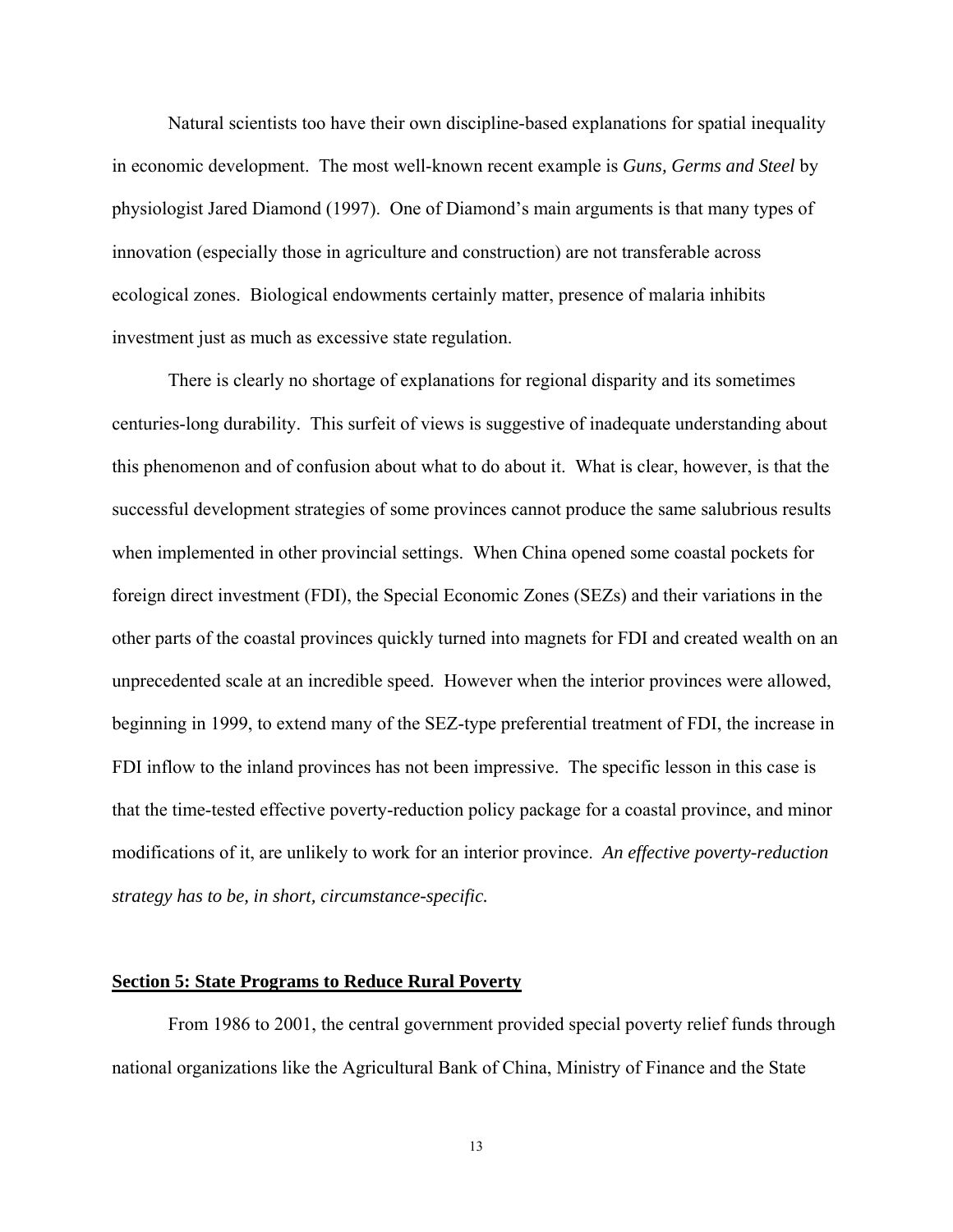Natural scientists too have their own discipline-based explanations for spatial inequality in economic development. The most well-known recent example is *Guns, Germs and Steel* by physiologist Jared Diamond (1997). One of Diamond's main arguments is that many types of innovation (especially those in agriculture and construction) are not transferable across ecological zones. Biological endowments certainly matter, presence of malaria inhibits investment just as much as excessive state regulation.

There is clearly no shortage of explanations for regional disparity and its sometimes centuries-long durability. This surfeit of views is suggestive of inadequate understanding about this phenomenon and of confusion about what to do about it. What is clear, however, is that the successful development strategies of some provinces cannot produce the same salubrious results when implemented in other provincial settings. When China opened some coastal pockets for foreign direct investment (FDI), the Special Economic Zones (SEZs) and their variations in the other parts of the coastal provinces quickly turned into magnets for FDI and created wealth on an unprecedented scale at an incredible speed. However when the interior provinces were allowed, beginning in 1999, to extend many of the SEZ-type preferential treatment of FDI, the increase in FDI inflow to the inland provinces has not been impressive. The specific lesson in this case is that the time-tested effective poverty-reduction policy package for a coastal province, and minor modifications of it, are unlikely to work for an interior province. *An effective poverty-reduction strategy has to be, in short, circumstance-specific.*

## Section 5: State Programs to Reduce Rural Poverty

From 1986 to 2001, the central government provided special poverty relief funds through national organizations like the Agricultural Bank of China, Ministry of Finance and the State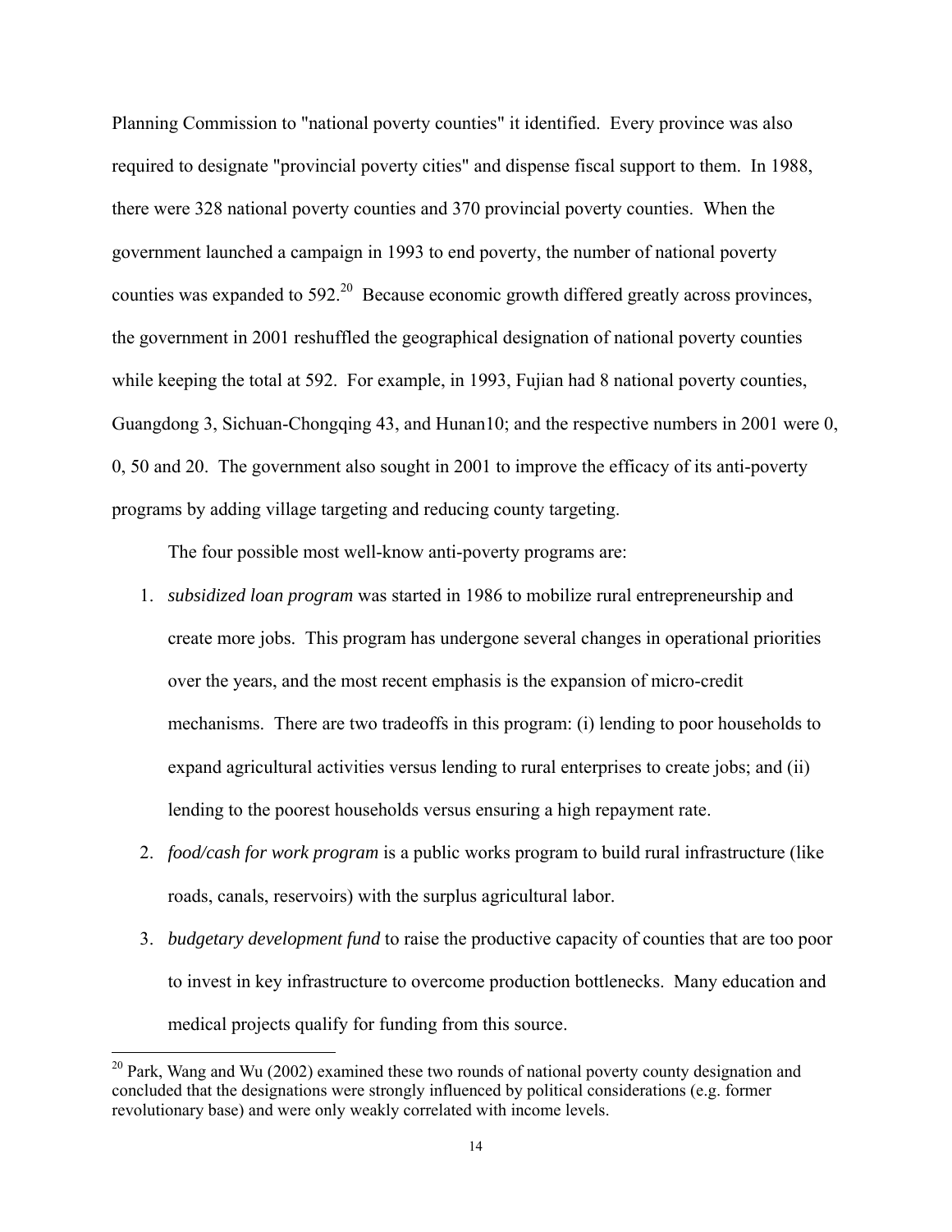Planning Commission to "national poverty counties" it identified. Every province was also required to designate "provincial poverty cities" and dispense fiscal support to them. In 1988, there were 328 national poverty counties and 370 provincial poverty counties. When the government launched a campaign in 1993 to end poverty, the number of national poverty counties was expanded to 592.[20] Because economic growth differed greatly across provinces, the government in 2001 reshuffled the geographical designation of national poverty counties while keeping the total at 592. For example, in 1993, Fujian had 8 national poverty counties, Guangdong 3, Sichuan-Chongqing 43, and Hunan10; and the respective numbers in 2001 were 0, 0, 50 and 20. The government also sought in 2001 to improve the efficacy of its anti-poverty programs by adding village targeting and reducing county targeting.

The four possible most well-know anti-poverty programs are:

1. *subsidized loan program* was started in 1986 to mobilize rural entrepreneurship and create more jobs. This program has undergone several changes in operational priorities over the years, and the most recent emphasis is the expansion of micro-credit mechanisms. There are two tradeoffs in this program: (i) lending to poor households to expand agricultural activities versus lending to rural enterprises to create jobs; and (ii) lending to the poorest households versus ensuring a high repayment rate.
2. *food/cash for work program* is a public works program to build rural infrastructure (like roads, canals, reservoirs) with the surplus agricultural labor.
3. *budgetary development fund* to raise the productive capacity of counties that are too poor to invest in key infrastructure to overcome production bottlenecks. Many education and medical projects qualify for funding from this source.

[20] Park, Wang and Wu (2002) examined these two rounds of national poverty county designation and concluded that the designations were strongly influenced by political considerations (e.g. former revolutionary base) and were only weakly correlated with income levels.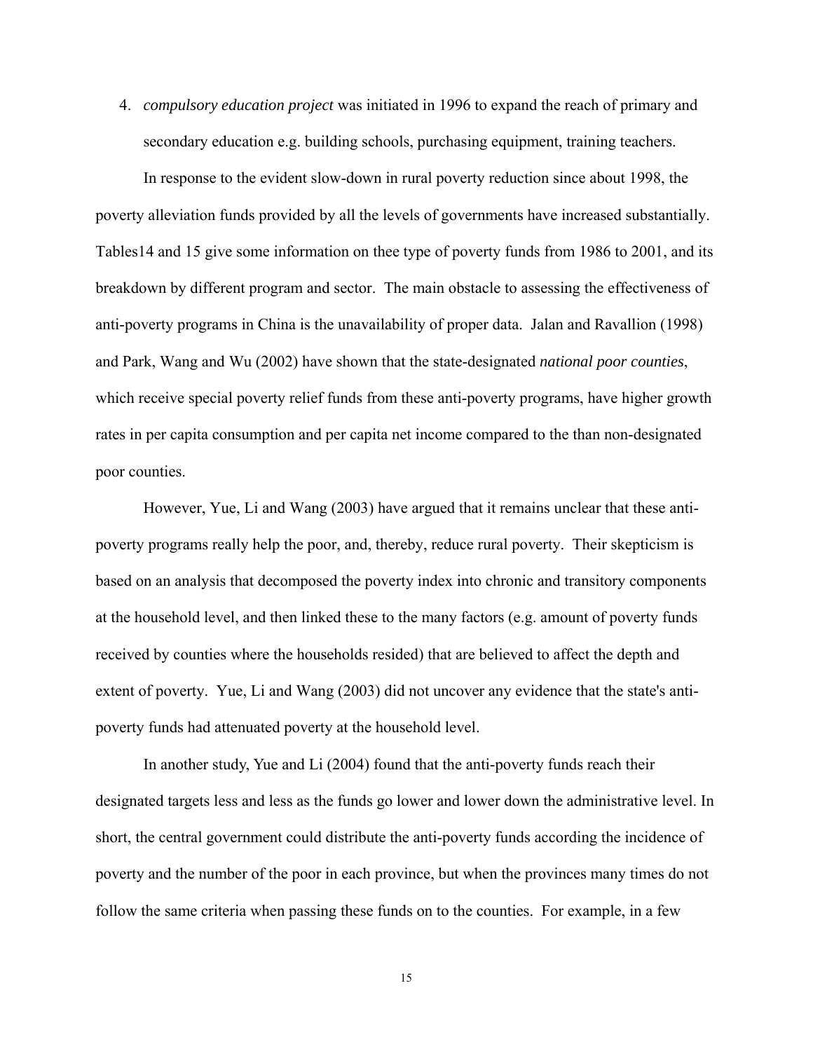4. *compulsory education project* was initiated in 1996 to expand the reach of primary and secondary education e.g. building schools, purchasing equipment, training teachers.

In response to the evident slow-down in rural poverty reduction since about 1998, the poverty alleviation funds provided by all the levels of governments have increased substantially. Tables14 and 15 give some information on thee type of poverty funds from 1986 to 2001, and its breakdown by different program and sector. The main obstacle to assessing the effectiveness of anti-poverty programs in China is the unavailability of proper data. Jalan and Ravallion (1998) and Park, Wang and Wu (2002) have shown that the state-designated *national poor counties*, which receive special poverty relief funds from these anti-poverty programs, have higher growth rates in per capita consumption and per capita net income compared to the than non-designated poor counties.

However, Yue, Li and Wang (2003) have argued that it remains unclear that these anti-poverty programs really help the poor, and, thereby, reduce rural poverty. Their skepticism is based on an analysis that decomposed the poverty index into chronic and transitory components at the household level, and then linked these to the many factors (e.g. amount of poverty funds received by counties where the households resided) that are believed to affect the depth and extent of poverty. Yue, Li and Wang (2003) did not uncover any evidence that the state's anti-poverty funds had attenuated poverty at the household level.

In another study, Yue and Li (2004) found that the anti-poverty funds reach their designated targets less and less as the funds go lower and lower down the administrative level. In short, the central government could distribute the anti-poverty funds according the incidence of poverty and the number of the poor in each province, but when the provinces many times do not follow the same criteria when passing these funds on to the counties. For example, in a few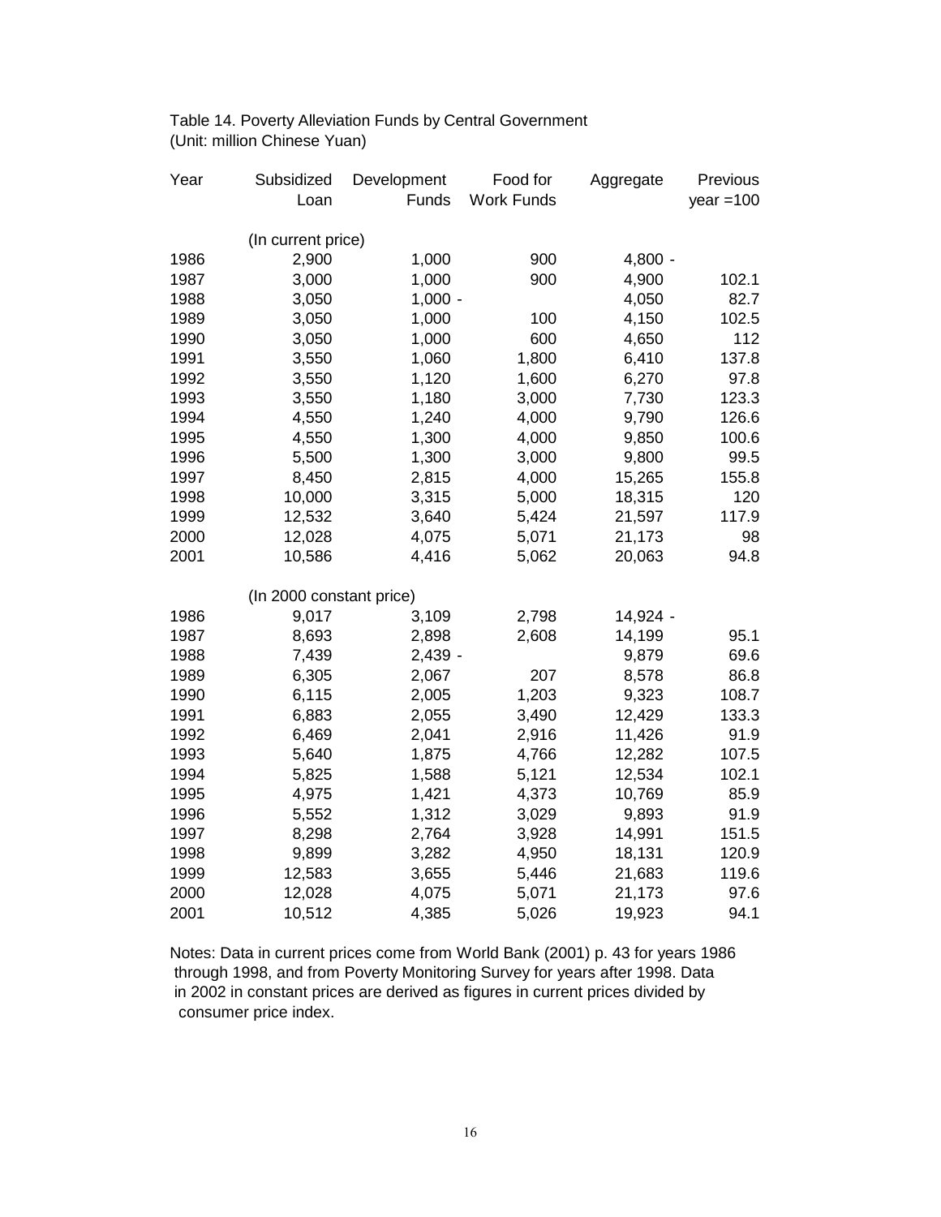Table 14. Poverty Alleviation Funds by Central Government
(Unit: million Chinese Yuan)

| Year | Subsidized Loan | Development Funds | Food for Work Funds | Aggregate | Previous year =100 |
|---|---|---|---|---|---|
| | (In current price) | | | | |
| 1986 | 2,900 | 1,000 | 900 | 4,800 | - |
| 1987 | 3,000 | 1,000 | 900 | 4,900 | 102.1 |
| 1988 | 3,050 | 1,000 | - | 4,050 | 82.7 |
| 1989 | 3,050 | 1,000 | 100 | 4,150 | 102.5 |
| 1990 | 3,050 | 1,000 | 600 | 4,650 | 112 |
| 1991 | 3,550 | 1,060 | 1,800 | 6,410 | 137.8 |
| 1992 | 3,550 | 1,120 | 1,600 | 6,270 | 97.8 |
| 1993 | 3,550 | 1,180 | 3,000 | 7,730 | 123.3 |
| 1994 | 4,550 | 1,240 | 4,000 | 9,790 | 126.6 |
| 1995 | 4,550 | 1,300 | 4,000 | 9,850 | 100.6 |
| 1996 | 5,500 | 1,300 | 3,000 | 9,800 | 99.5 |
| 1997 | 8,450 | 2,815 | 4,000 | 15,265 | 155.8 |
| 1998 | 10,000 | 3,315 | 5,000 | 18,315 | 120 |
| 1999 | 12,532 | 3,640 | 5,424 | 21,597 | 117.9 |
| 2000 | 12,028 | 4,075 | 5,071 | 21,173 | 98 |
| 2001 | 10,586 | 4,416 | 5,062 | 20,063 | 94.8 |
| | (In 2000 constant price) | | | | |
| 1986 | 9,017 | 3,109 | 2,798 | 14,924 | - |
| 1987 | 8,693 | 2,898 | 2,608 | 14,199 | 95.1 |
| 1988 | 7,439 | 2,439 | - | 9,879 | 69.6 |
| 1989 | 6,305 | 2,067 | 207 | 8,578 | 86.8 |
| 1990 | 6,115 | 2,005 | 1,203 | 9,323 | 108.7 |
| 1991 | 6,883 | 2,055 | 3,490 | 12,429 | 133.3 |
| 1992 | 6,469 | 2,041 | 2,916 | 11,426 | 91.9 |
| 1993 | 5,640 | 1,875 | 4,766 | 12,282 | 107.5 |
| 1994 | 5,825 | 1,588 | 5,121 | 12,534 | 102.1 |
| 1995 | 4,975 | 1,421 | 4,373 | 10,769 | 85.9 |
| 1996 | 5,552 | 1,312 | 3,029 | 9,893 | 91.9 |
| 1997 | 8,298 | 2,764 | 3,928 | 14,991 | 151.5 |
| 1998 | 9,899 | 3,282 | 4,950 | 18,131 | 120.9 |
| 1999 | 12,583 | 3,655 | 5,446 | 21,683 | 119.6 |
| 2000 | 12,028 | 4,075 | 5,071 | 21,173 | 97.6 |
| 2001 | 10,512 | 4,385 | 5,026 | 19,923 | 94.1 |

Notes: Data in current prices come from World Bank (2001) p. 43 for years 1986 through 1998, and from Poverty Monitoring Survey for years after 1998. Data in 2002 in constant prices are derived as figures in current prices divided by consumer price index.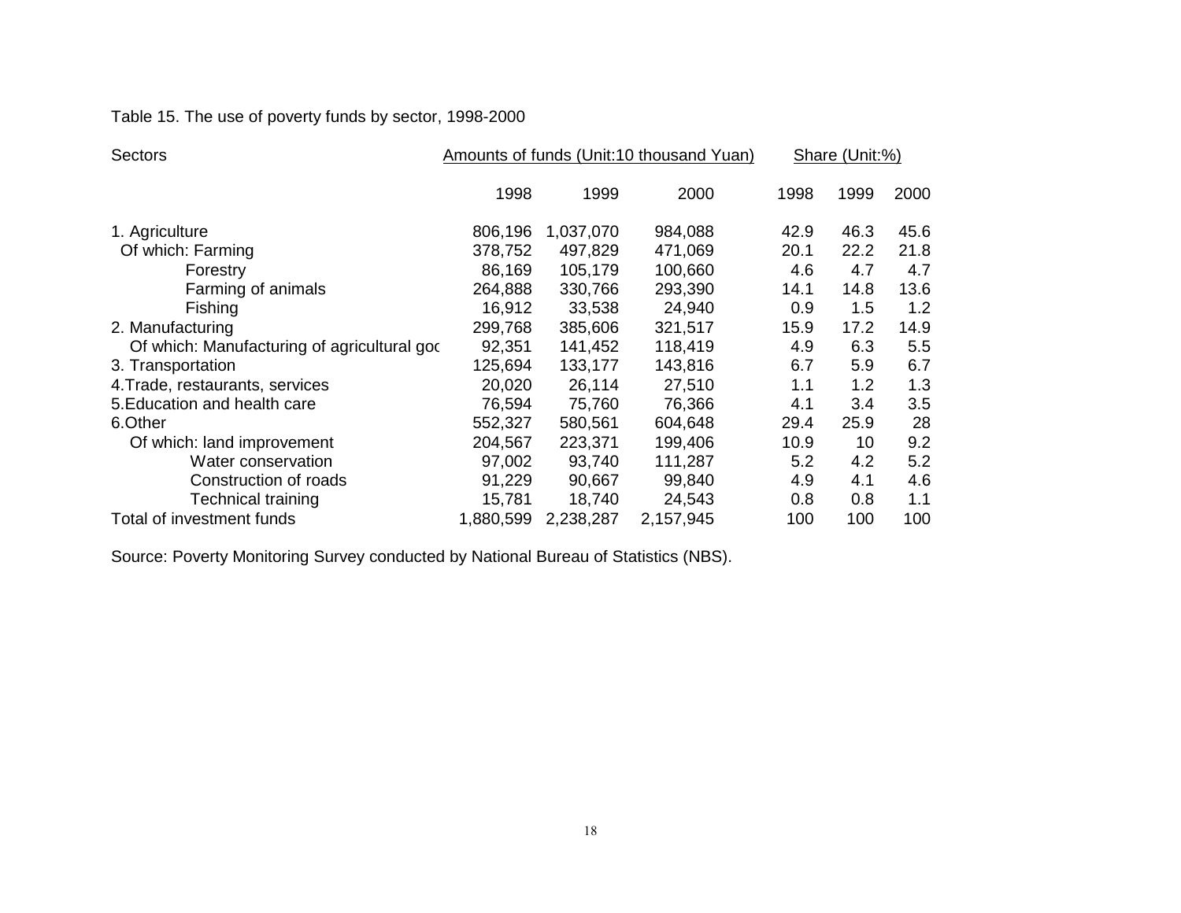Table 15. The use of poverty funds by sector, 1998-2000

| Sectors | Amounts of funds (Unit:10 thousand Yuan) | | | Share (Unit:%) | | |
|---|---|---|---|---|---|---|
| | 1998 | 1999 | 2000 | 1998 | 1999 | 2000 |
| 1. Agriculture | 806,196 | 1,037,070 | 984,088 | 42.9 | 46.3 | 45.6 |
| Of which: Farming | 378,752 | 497,829 | 471,069 | 20.1 | 22.2 | 21.8 |
| Forestry | 86,169 | 105,179 | 100,660 | 4.6 | 4.7 | 4.7 |
| Farming of animals | 264,888 | 330,766 | 293,390 | 14.1 | 14.8 | 13.6 |
| Fishing | 16,912 | 33,538 | 24,940 | 0.9 | 1.5 | 1.2 |
| 2. Manufacturing | 299,768 | 385,606 | 321,517 | 15.9 | 17.2 | 14.9 |
| Of which: Manufacturing of agricultural goc | 92,351 | 141,452 | 118,419 | 4.9 | 6.3 | 5.5 |
| 3. Transportation | 125,694 | 133,177 | 143,816 | 6.7 | 5.9 | 6.7 |
| 4.Trade, restaurants, services | 20,020 | 26,114 | 27,510 | 1.1 | 1.2 | 1.3 |
| 5.Education and health care | 76,594 | 75,760 | 76,366 | 4.1 | 3.4 | 3.5 |
| 6.Other | 552,327 | 580,561 | 604,648 | 29.4 | 25.9 | 28 |
| Of which: land improvement | 204,567 | 223,371 | 199,406 | 10.9 | 10 | 9.2 |
| Water conservation | 97,002 | 93,740 | 111,287 | 5.2 | 4.2 | 5.2 |
| Construction of roads | 91,229 | 90,667 | 99,840 | 4.9 | 4.1 | 4.6 |
| Technical training | 15,781 | 18,740 | 24,543 | 0.8 | 0.8 | 1.1 |
| Total of investment funds | 1,880,599 | 2,238,287 | 2,157,945 | 100 | 100 | 100 |

Source: Poverty Monitoring Survey conducted by National Bureau of Statistics (NBS).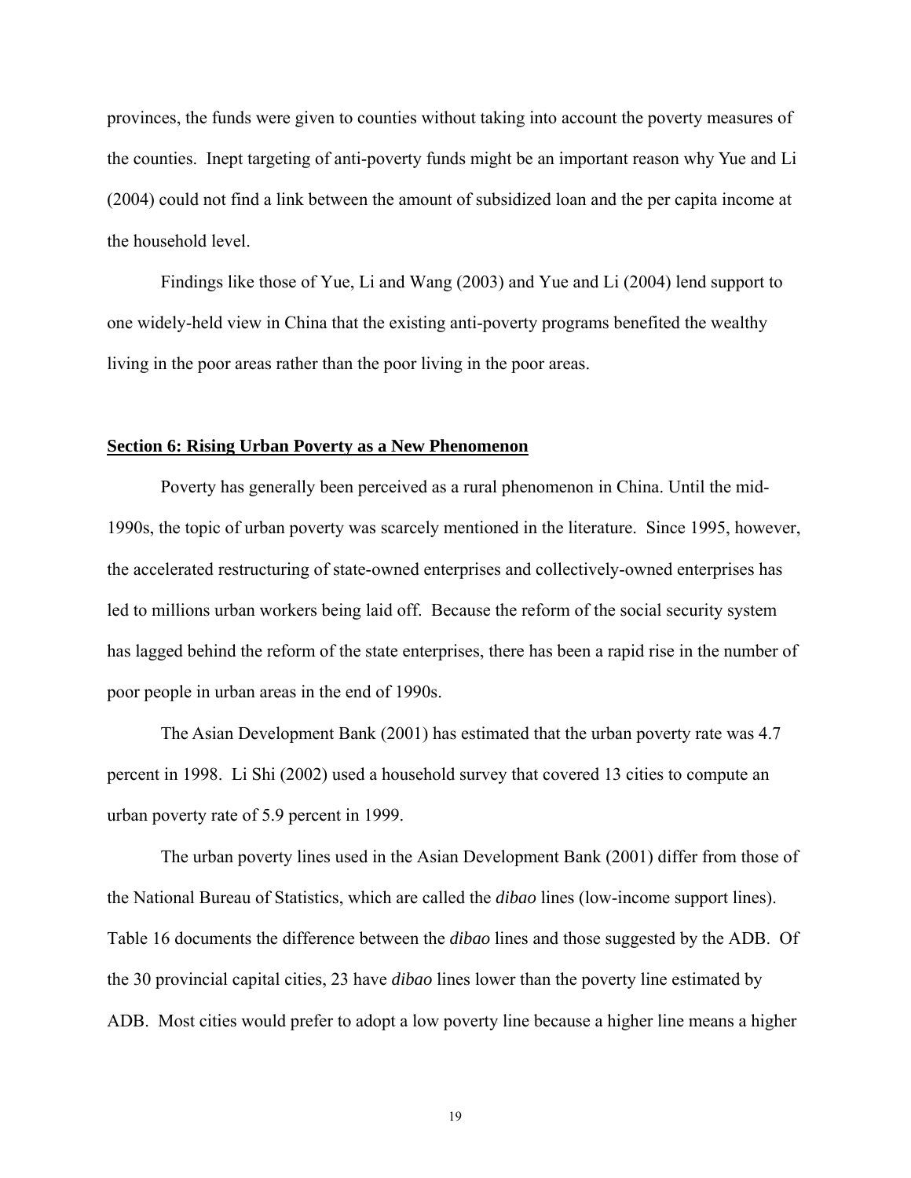provinces, the funds were given to counties without taking into account the poverty measures of the counties. Inept targeting of anti-poverty funds might be an important reason why Yue and Li (2004) could not find a link between the amount of subsidized loan and the per capita income at the household level.

Findings like those of Yue, Li and Wang (2003) and Yue and Li (2004) lend support to one widely-held view in China that the existing anti-poverty programs benefited the wealthy living in the poor areas rather than the poor living in the poor areas.

## Section 6: Rising Urban Poverty as a New Phenomenon

Poverty has generally been perceived as a rural phenomenon in China. Until the mid-1990s, the topic of urban poverty was scarcely mentioned in the literature. Since 1995, however, the accelerated restructuring of state-owned enterprises and collectively-owned enterprises has led to millions urban workers being laid off. Because the reform of the social security system has lagged behind the reform of the state enterprises, there has been a rapid rise in the number of poor people in urban areas in the end of 1990s.

The Asian Development Bank (2001) has estimated that the urban poverty rate was 4.7 percent in 1998. Li Shi (2002) used a household survey that covered 13 cities to compute an urban poverty rate of 5.9 percent in 1999.

The urban poverty lines used in the Asian Development Bank (2001) differ from those of the National Bureau of Statistics, which are called the *dibao* lines (low-income support lines). Table 16 documents the difference between the *dibao* lines and those suggested by the ADB. Of the 30 provincial capital cities, 23 have *dibao* lines lower than the poverty line estimated by ADB. Most cities would prefer to adopt a low poverty line because a higher line means a higher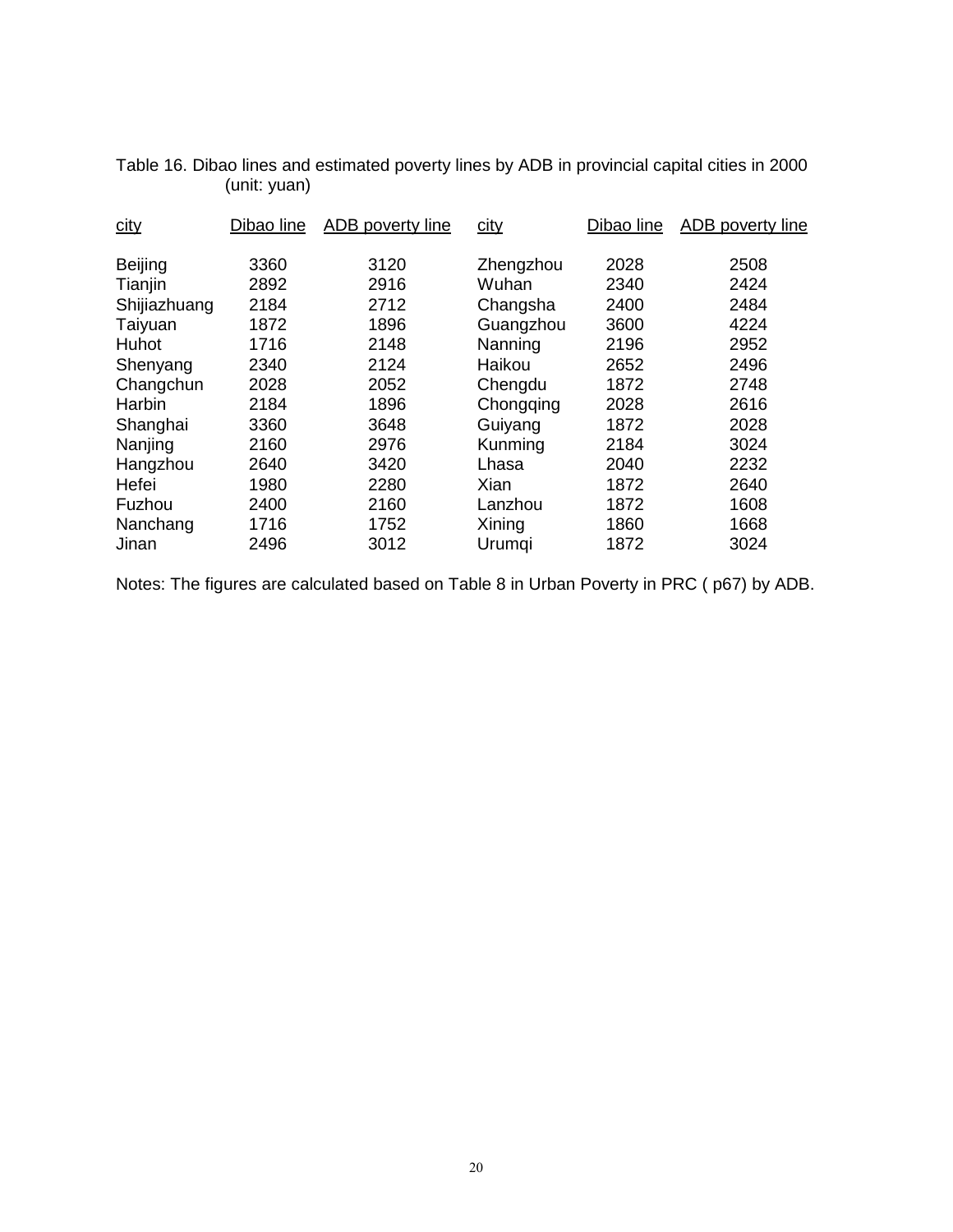Table 16. Dibao lines and estimated poverty lines by ADB in provincial capital cities in 2000 (unit: yuan)

| city | Dibao line | ADB poverty line | city | Dibao line | ADB poverty line |
|---|---|---|---|---|---|
| Beijing | 3360 | 3120 | Zhengzhou | 2028 | 2508 |
| Tianjin | 2892 | 2916 | Wuhan | 2340 | 2424 |
| Shijiazhuang | 2184 | 2712 | Changsha | 2400 | 2484 |
| Taiyuan | 1872 | 1896 | Guangzhou | 3600 | 4224 |
| Huhot | 1716 | 2148 | Nanning | 2196 | 2952 |
| Shenyang | 2340 | 2124 | Haikou | 2652 | 2496 |
| Changchun | 2028 | 2052 | Chengdu | 1872 | 2748 |
| Harbin | 2184 | 1896 | Chongqing | 2028 | 2616 |
| Shanghai | 3360 | 3648 | Guiyang | 1872 | 2028 |
| Nanjing | 2160 | 2976 | Kunming | 2184 | 3024 |
| Hangzhou | 2640 | 3420 | Lhasa | 2040 | 2232 |
| Hefei | 1980 | 2280 | Xian | 1872 | 2640 |
| Fuzhou | 2400 | 2160 | Lanzhou | 1872 | 1608 |
| Nanchang | 1716 | 1752 | Xining | 1860 | 1668 |
| Jinan | 2496 | 3012 | Urumqi | 1872 | 3024 |

Notes: The figures are calculated based on Table 8 in Urban Poverty in PRC ( p67) by ADB.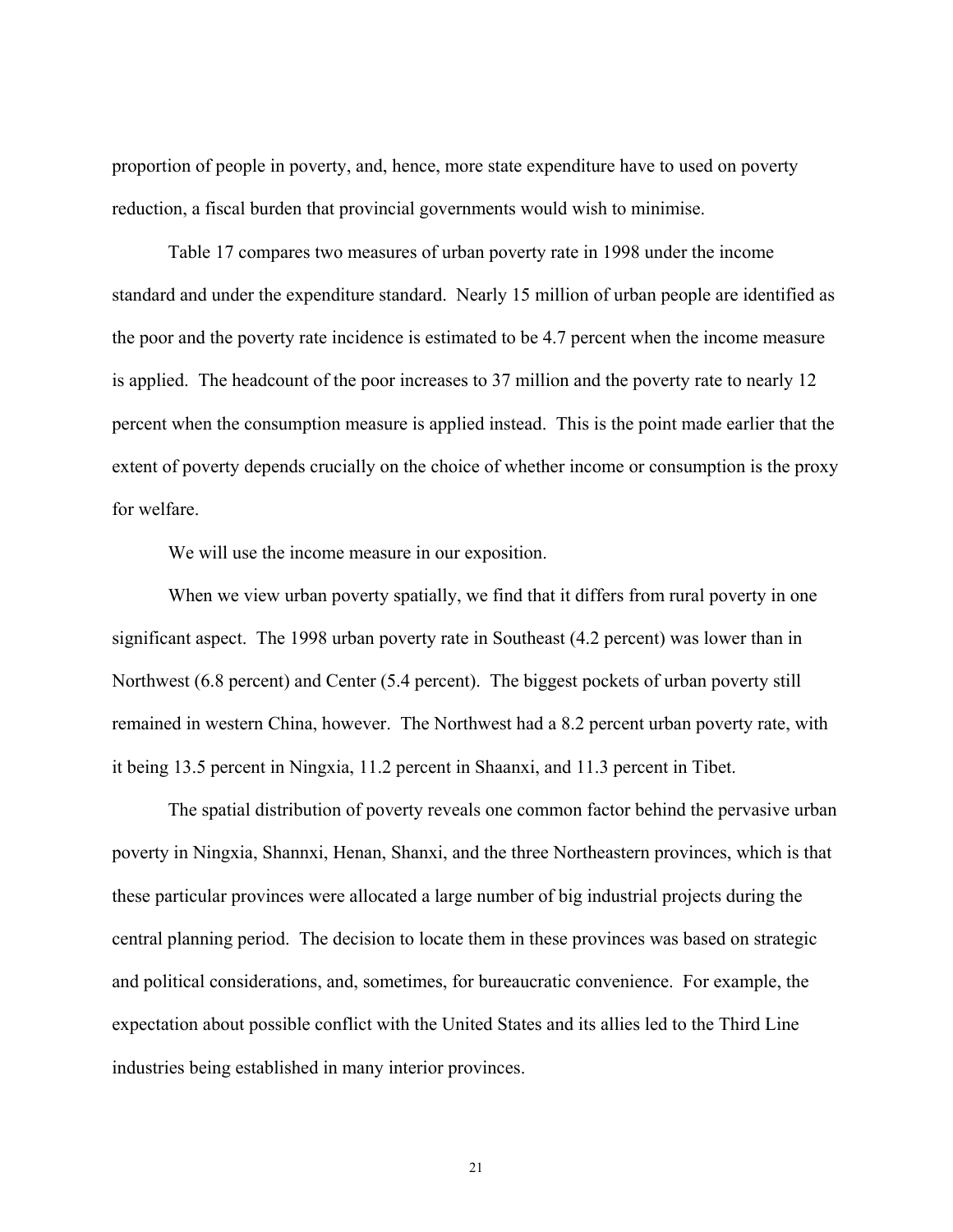proportion of people in poverty, and, hence, more state expenditure have to used on poverty reduction, a fiscal burden that provincial governments would wish to minimise.

Table 17 compares two measures of urban poverty rate in 1998 under the income standard and under the expenditure standard. Nearly 15 million of urban people are identified as the poor and the poverty rate incidence is estimated to be 4.7 percent when the income measure is applied. The headcount of the poor increases to 37 million and the poverty rate to nearly 12 percent when the consumption measure is applied instead. This is the point made earlier that the extent of poverty depends crucially on the choice of whether income or consumption is the proxy for welfare.

We will use the income measure in our exposition.

When we view urban poverty spatially, we find that it differs from rural poverty in one significant aspect. The 1998 urban poverty rate in Southeast (4.2 percent) was lower than in Northwest (6.8 percent) and Center (5.4 percent). The biggest pockets of urban poverty still remained in western China, however. The Northwest had a 8.2 percent urban poverty rate, with it being 13.5 percent in Ningxia, 11.2 percent in Shaanxi, and 11.3 percent in Tibet.

The spatial distribution of poverty reveals one common factor behind the pervasive urban poverty in Ningxia, Shannxi, Henan, Shanxi, and the three Northeastern provinces, which is that these particular provinces were allocated a large number of big industrial projects during the central planning period. The decision to locate them in these provinces was based on strategic and political considerations, and, sometimes, for bureaucratic convenience. For example, the expectation about possible conflict with the United States and its allies led to the Third Line industries being established in many interior provinces.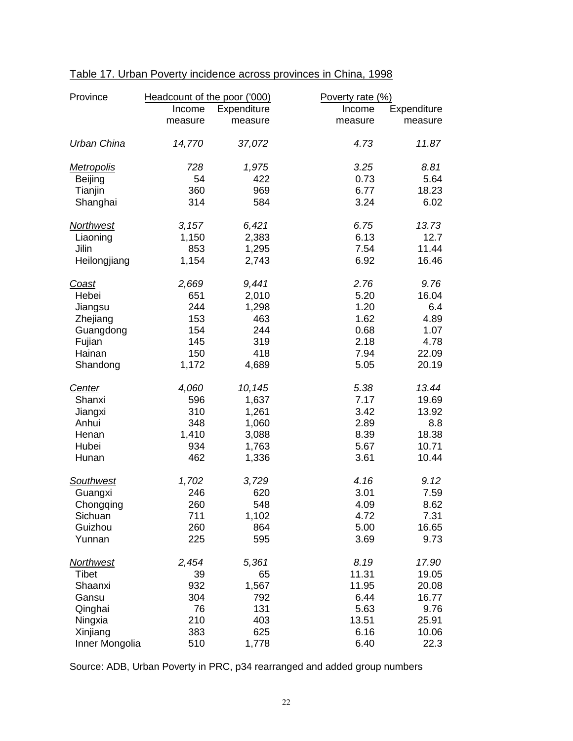Table 17. Urban Poverty incidence across provinces in China, 1998

| Province | Headcount of the poor ('000) | | Poverty rate (%) | |
|---|---|---|---|---|
| | Income measure | Expenditure measure | Income measure | Expenditure measure |
| *Urban China* | *14,770* | *37,072* | *4.73* | *11.87* |
| *Metropolis* | *728* | *1,975* | *3.25* | *8.81* |
| Beijing | 54 | 422 | 0.73 | 5.64 |
| Tianjin | 360 | 969 | 6.77 | 18.23 |
| Shanghai | 314 | 584 | 3.24 | 6.02 |
| *Northwest* | *3,157* | *6,421* | *6.75* | *13.73* |
| Liaoning | 1,150 | 2,383 | 6.13 | 12.7 |
| Jilin | 853 | 1,295 | 7.54 | 11.44 |
| Heilongjiang | 1,154 | 2,743 | 6.92 | 16.46 |
| *Coast* | *2,669* | *9,441* | *2.76* | *9.76* |
| Hebei | 651 | 2,010 | 5.20 | 16.04 |
| Jiangsu | 244 | 1,298 | 1.20 | 6.4 |
| Zhejiang | 153 | 463 | 1.62 | 4.89 |
| Guangdong | 154 | 244 | 0.68 | 1.07 |
| Fujian | 145 | 319 | 2.18 | 4.78 |
| Hainan | 150 | 418 | 7.94 | 22.09 |
| Shandong | 1,172 | 4,689 | 5.05 | 20.19 |
| *Center* | *4,060* | *10,145* | *5.38* | *13.44* |
| Shanxi | 596 | 1,637 | 7.17 | 19.69 |
| Jiangxi | 310 | 1,261 | 3.42 | 13.92 |
| Anhui | 348 | 1,060 | 2.89 | 8.8 |
| Henan | 1,410 | 3,088 | 8.39 | 18.38 |
| Hubei | 934 | 1,763 | 5.67 | 10.71 |
| Hunan | 462 | 1,336 | 3.61 | 10.44 |
| *Southwest* | *1,702* | *3,729* | *4.16* | *9.12* |
| Guangxi | 246 | 620 | 3.01 | 7.59 |
| Chongqing | 260 | 548 | 4.09 | 8.62 |
| Sichuan | 711 | 1,102 | 4.72 | 7.31 |
| Guizhou | 260 | 864 | 5.00 | 16.65 |
| Yunnan | 225 | 595 | 3.69 | 9.73 |
| *Northwest* | *2,454* | *5,361* | *8.19* | *17.90* |
| Tibet | 39 | 65 | 11.31 | 19.05 |
| Shaanxi | 932 | 1,567 | 11.95 | 20.08 |
| Gansu | 304 | 792 | 6.44 | 16.77 |
| Qinghai | 76 | 131 | 5.63 | 9.76 |
| Ningxia | 210 | 403 | 13.51 | 25.91 |
| Xinjiang | 383 | 625 | 6.16 | 10.06 |
| Inner Mongolia | 510 | 1,778 | 6.40 | 22.3 |

Source: ADB, Urban Poverty in PRC, p34 rearranged and added group numbers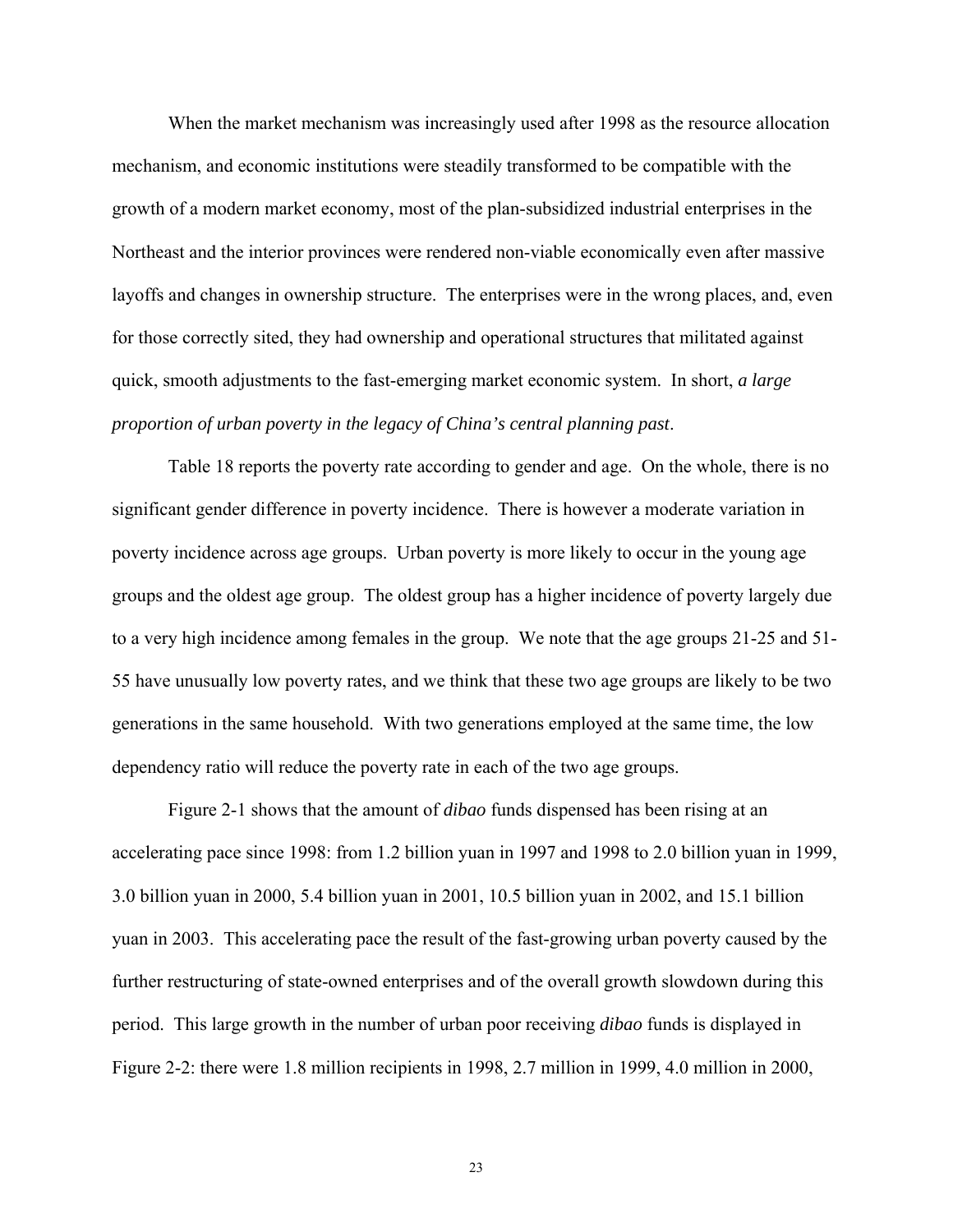When the market mechanism was increasingly used after 1998 as the resource allocation mechanism, and economic institutions were steadily transformed to be compatible with the growth of a modern market economy, most of the plan-subsidized industrial enterprises in the Northeast and the interior provinces were rendered non-viable economically even after massive layoffs and changes in ownership structure. The enterprises were in the wrong places, and, even for those correctly sited, they had ownership and operational structures that militated against quick, smooth adjustments to the fast-emerging market economic system. In short, *a large proportion of urban poverty in the legacy of China's central planning past*.

Table 18 reports the poverty rate according to gender and age. On the whole, there is no significant gender difference in poverty incidence. There is however a moderate variation in poverty incidence across age groups. Urban poverty is more likely to occur in the young age groups and the oldest age group. The oldest group has a higher incidence of poverty largely due to a very high incidence among females in the group. We note that the age groups 21-25 and 51-55 have unusually low poverty rates, and we think that these two age groups are likely to be two generations in the same household. With two generations employed at the same time, the low dependency ratio will reduce the poverty rate in each of the two age groups.

Figure 2-1 shows that the amount of *dibao* funds dispensed has been rising at an accelerating pace since 1998: from 1.2 billion yuan in 1997 and 1998 to 2.0 billion yuan in 1999, 3.0 billion yuan in 2000, 5.4 billion yuan in 2001, 10.5 billion yuan in 2002, and 15.1 billion yuan in 2003. This accelerating pace the result of the fast-growing urban poverty caused by the further restructuring of state-owned enterprises and of the overall growth slowdown during this period. This large growth in the number of urban poor receiving *dibao* funds is displayed in Figure 2-2: there were 1.8 million recipients in 1998, 2.7 million in 1999, 4.0 million in 2000,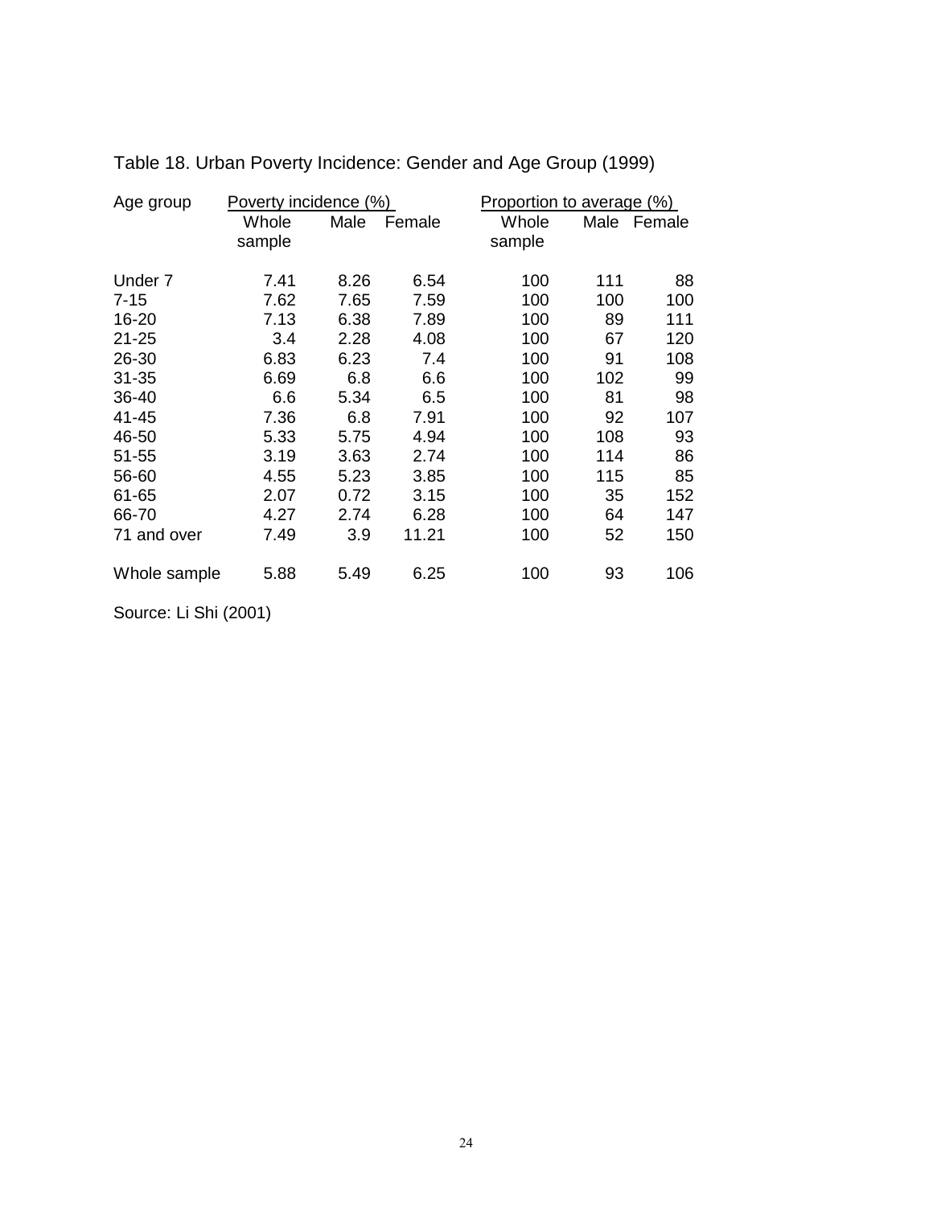Table 18. Urban Poverty Incidence: Gender and Age Group (1999)

| Age group | Poverty incidence (%) | | | Proportion to average (%) | | |
|---|---|---|---|---|---|---|
| | Whole sample | Male | Female | Whole sample | Male | Female |
| Under 7 | 7.41 | 8.26 | 6.54 | 100 | 111 | 88 |
| 7-15 | 7.62 | 7.65 | 7.59 | 100 | 100 | 100 |
| 16-20 | 7.13 | 6.38 | 7.89 | 100 | 89 | 111 |
| 21-25 | 3.4 | 2.28 | 4.08 | 100 | 67 | 120 |
| 26-30 | 6.83 | 6.23 | 7.4 | 100 | 91 | 108 |
| 31-35 | 6.69 | 6.8 | 6.6 | 100 | 102 | 99 |
| 36-40 | 6.6 | 5.34 | 6.5 | 100 | 81 | 98 |
| 41-45 | 7.36 | 6.8 | 7.91 | 100 | 92 | 107 |
| 46-50 | 5.33 | 5.75 | 4.94 | 100 | 108 | 93 |
| 51-55 | 3.19 | 3.63 | 2.74 | 100 | 114 | 86 |
| 56-60 | 4.55 | 5.23 | 3.85 | 100 | 115 | 85 |
| 61-65 | 2.07 | 0.72 | 3.15 | 100 | 35 | 152 |
| 66-70 | 4.27 | 2.74 | 6.28 | 100 | 64 | 147 |
| 71 and over | 7.49 | 3.9 | 11.21 | 100 | 52 | 150 |
| Whole sample | 5.88 | 5.49 | 6.25 | 100 | 93 | 106 |

Source: Li Shi (2001)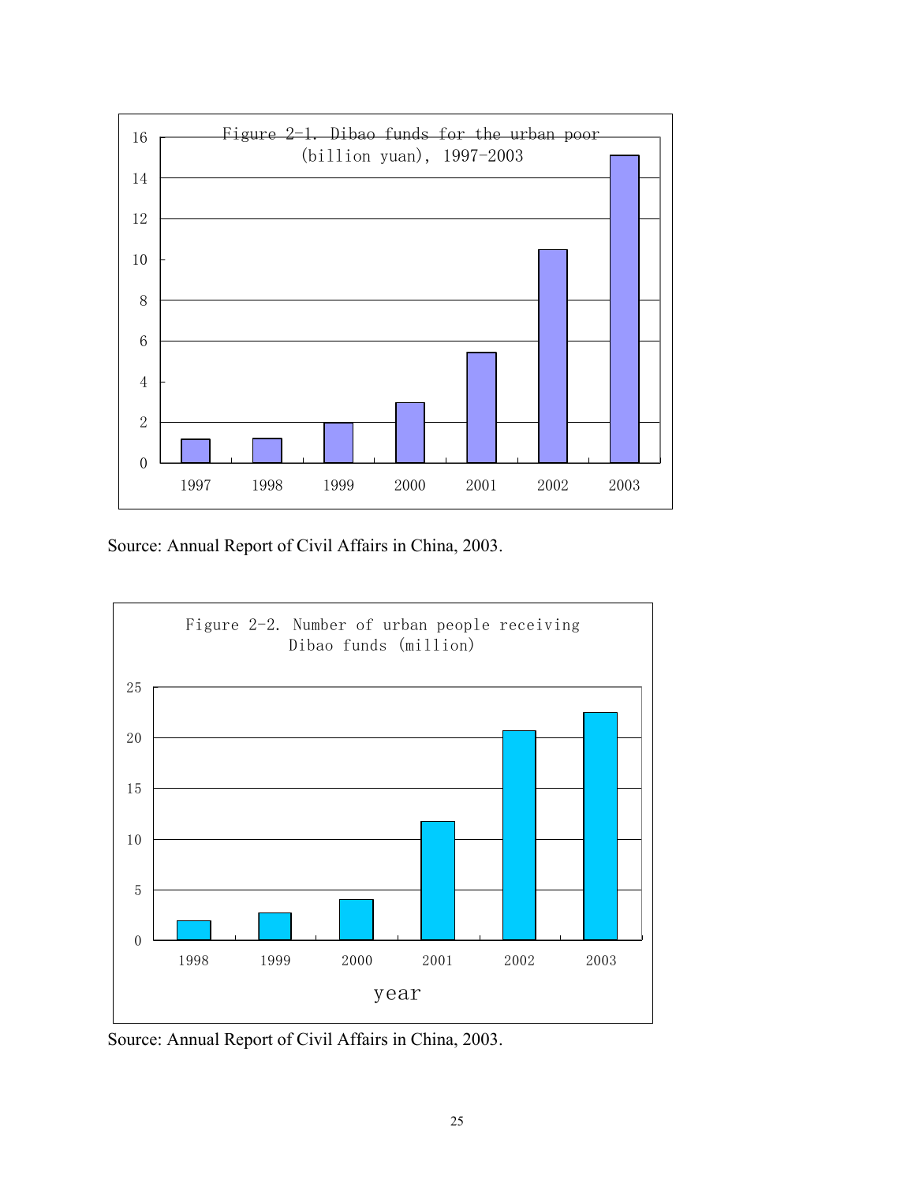Figure 2-1. Dibao funds for the urban poor (billion yuan), 1997-2003

Source: Annual Report of Civil Affairs in China, 2003.

Figure 2-2. Number of urban people receiving Dibao funds (million)

Source: Annual Report of Civil Affairs in China, 2003.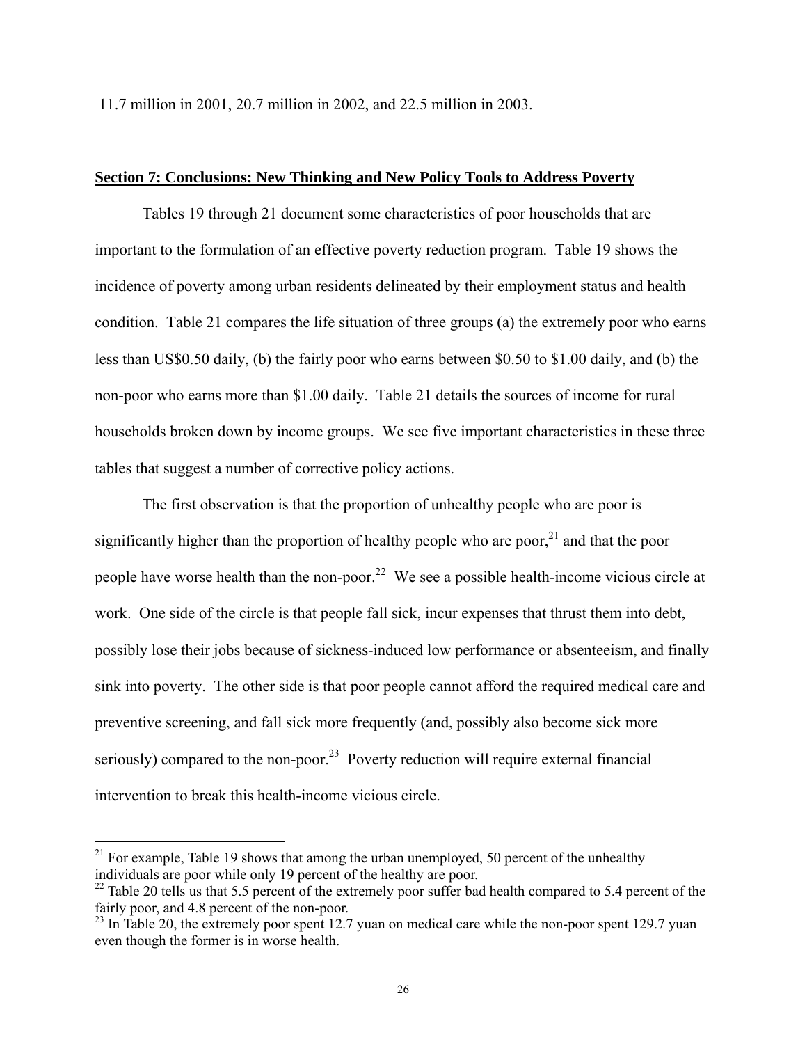11.7 million in 2001, 20.7 million in 2002, and 22.5 million in 2003.

## Section 7: Conclusions: New Thinking and New Policy Tools to Address Poverty

Tables 19 through 21 document some characteristics of poor households that are important to the formulation of an effective poverty reduction program. Table 19 shows the incidence of poverty among urban residents delineated by their employment status and health condition. Table 21 compares the life situation of three groups (a) the extremely poor who earns less than US$0.50 daily, (b) the fairly poor who earns between $0.50 to $1.00 daily, and (b) the non-poor who earns more than $1.00 daily. Table 21 details the sources of income for rural households broken down by income groups. We see five important characteristics in these three tables that suggest a number of corrective policy actions.

The first observation is that the proportion of unhealthy people who are poor is significantly higher than the proportion of healthy people who are poor,[21] and that the poor people have worse health than the non-poor.[22] We see a possible health-income vicious circle at work. One side of the circle is that people fall sick, incur expenses that thrust them into debt, possibly lose their jobs because of sickness-induced low performance or absenteeism, and finally sink into poverty. The other side is that poor people cannot afford the required medical care and preventive screening, and fall sick more frequently (and, possibly also become sick more seriously) compared to the non-poor.[23] Poverty reduction will require external financial intervention to break this health-income vicious circle.

---

[21] For example, Table 19 shows that among the urban unemployed, 50 percent of the unhealthy individuals are poor while only 19 percent of the healthy are poor.

[22] Table 20 tells us that 5.5 percent of the extremely poor suffer bad health compared to 5.4 percent of the fairly poor, and 4.8 percent of the non-poor.

[23] In Table 20, the extremely poor spent 12.7 yuan on medical care while the non-poor spent 129.7 yuan even though the former is in worse health.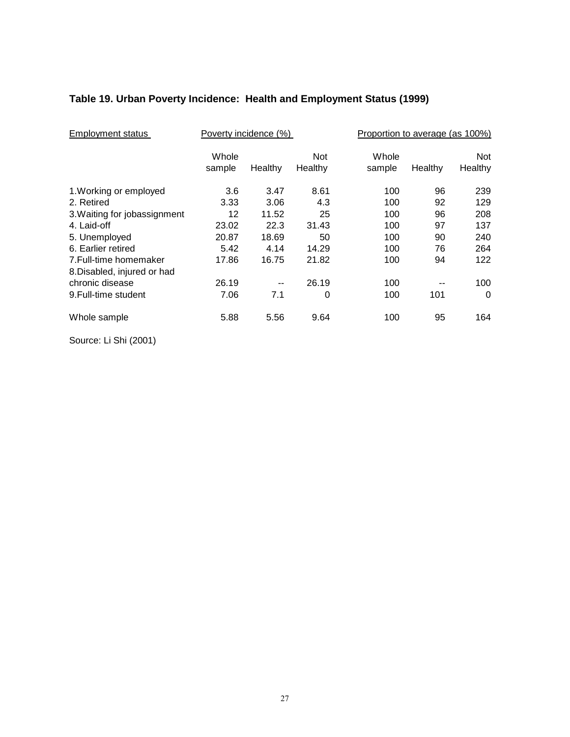**Table 19. Urban Poverty Incidence: Health and Employment Status (1999)**

| Employment status | Poverty incidence (%) | | | Proportion to average (as 100%) | | |
|---|---|---|---|---|---|---|
| | Whole sample | Healthy | Not Healthy | Whole sample | Healthy | Not Healthy |
| 1.Working or employed | 3.6 | 3.47 | 8.61 | 100 | 96 | 239 |
| 2. Retired | 3.33 | 3.06 | 4.3 | 100 | 92 | 129 |
| 3.Waiting for jobassignment | 12 | 11.52 | 25 | 100 | 96 | 208 |
| 4. Laid-off | 23.02 | 22.3 | 31.43 | 100 | 97 | 137 |
| 5. Unemployed | 20.87 | 18.69 | 50 | 100 | 90 | 240 |
| 6. Earlier retired | 5.42 | 4.14 | 14.29 | 100 | 76 | 264 |
| 7.Full-time homemaker | 17.86 | 16.75 | 21.82 | 100 | 94 | 122 |
| 8.Disabled, injured or had chronic disease | 26.19 | -- | 26.19 | 100 | -- | 100 |
| 9.Full-time student | 7.06 | 7.1 | 0 | 100 | 101 | 0 |
| Whole sample | 5.88 | 5.56 | 9.64 | 100 | 95 | 164 |

Source: Li Shi (2001)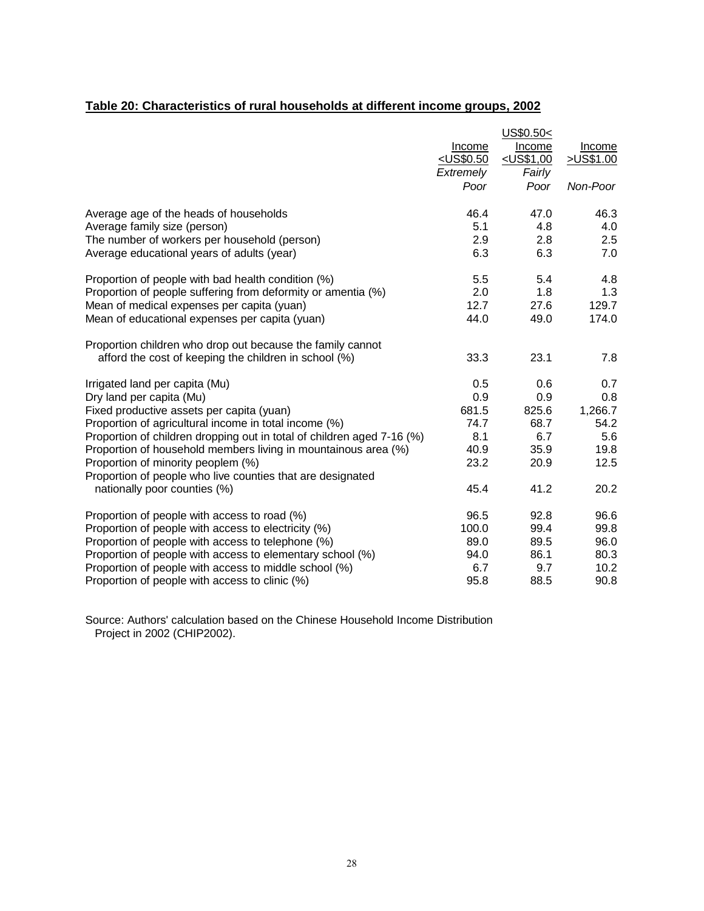**Table 20: Characteristics of rural households at different income groups, 2002**

| | Income <US$0.50 *Extremely Poor* | US$0.50< Income <US$1,00 *Fairly Poor* | Income >US$1.00 *Non-Poor* |
|---|---|---|---|
| Average age of the heads of households | 46.4 | 47.0 | 46.3 |
| Average family size (person) | 5.1 | 4.8 | 4.0 |
| The number of workers per household (person) | 2.9 | 2.8 | 2.5 |
| Average educational years of adults (year) | 6.3 | 6.3 | 7.0 |
| Proportion of people with bad health condition (%) | 5.5 | 5.4 | 4.8 |
| Proportion of people suffering from deformity or amentia (%) | 2.0 | 1.8 | 1.3 |
| Mean of medical expenses per capita (yuan) | 12.7 | 27.6 | 129.7 |
| Mean of educational expenses per capita (yuan) | 44.0 | 49.0 | 174.0 |
| Proportion children who drop out because the family cannot afford the cost of keeping the children in school (%) | 33.3 | 23.1 | 7.8 |
| Irrigated land per capita (Mu) | 0.5 | 0.6 | 0.7 |
| Dry land per capita (Mu) | 0.9 | 0.9 | 0.8 |
| Fixed productive assets per capita (yuan) | 681.5 | 825.6 | 1,266.7 |
| Proportion of agricultural income in total income (%) | 74.7 | 68.7 | 54.2 |
| Proportion of children dropping out in total of children aged 7-16 (%) | 8.1 | 6.7 | 5.6 |
| Proportion of household members living in mountainous area (%) | 40.9 | 35.9 | 19.8 |
| Proportion of minority peoplem (%) | 23.2 | 20.9 | 12.5 |
| Proportion of people who live counties that are designated nationally poor counties (%) | 45.4 | 41.2 | 20.2 |
| Proportion of people with access to road (%) | 96.5 | 92.8 | 96.6 |
| Proportion of people with access to electricity (%) | 100.0 | 99.4 | 99.8 |
| Proportion of people with access to telephone (%) | 89.0 | 89.5 | 96.0 |
| Proportion of people with access to elementary school (%) | 94.0 | 86.1 | 80.3 |
| Proportion of people with access to middle school (%) | 6.7 | 9.7 | 10.2 |
| Proportion of people with access to clinic (%) | 95.8 | 88.5 | 90.8 |

Source: Authors' calculation based on the Chinese Household Income Distribution Project in 2002 (CHIP2002).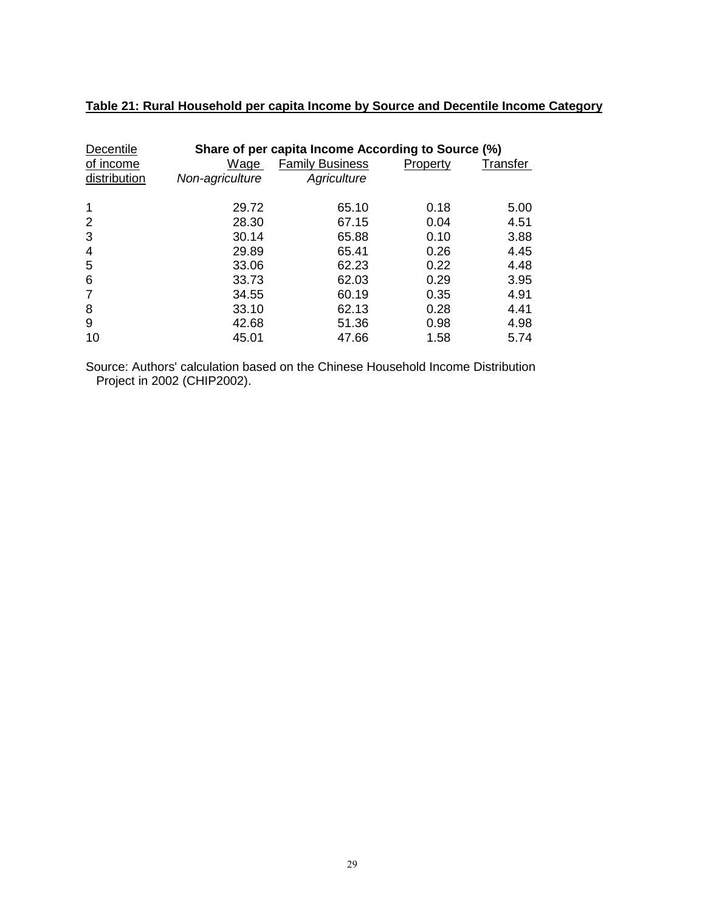**Table 21: Rural Household per capita Income by Source and Decentile Income Category**

| Decentile of income distribution | Share of per capita Income According to Source (%) | | | |
|---|---|---|---|---|
| | Wage *Non-agriculture* | Family Business *Agriculture* | Property | Transfer |
| 1 | 29.72 | 65.10 | 0.18 | 5.00 |
| 2 | 28.30 | 67.15 | 0.04 | 4.51 |
| 3 | 30.14 | 65.88 | 0.10 | 3.88 |
| 4 | 29.89 | 65.41 | 0.26 | 4.45 |
| 5 | 33.06 | 62.23 | 0.22 | 4.48 |
| 6 | 33.73 | 62.03 | 0.29 | 3.95 |
| 7 | 34.55 | 60.19 | 0.35 | 4.91 |
| 8 | 33.10 | 62.13 | 0.28 | 4.41 |
| 9 | 42.68 | 51.36 | 0.98 | 4.98 |
| 10 | 45.01 | 47.66 | 1.58 | 5.74 |

Source: Authors' calculation based on the Chinese Household Income Distribution Project in 2002 (CHIP2002).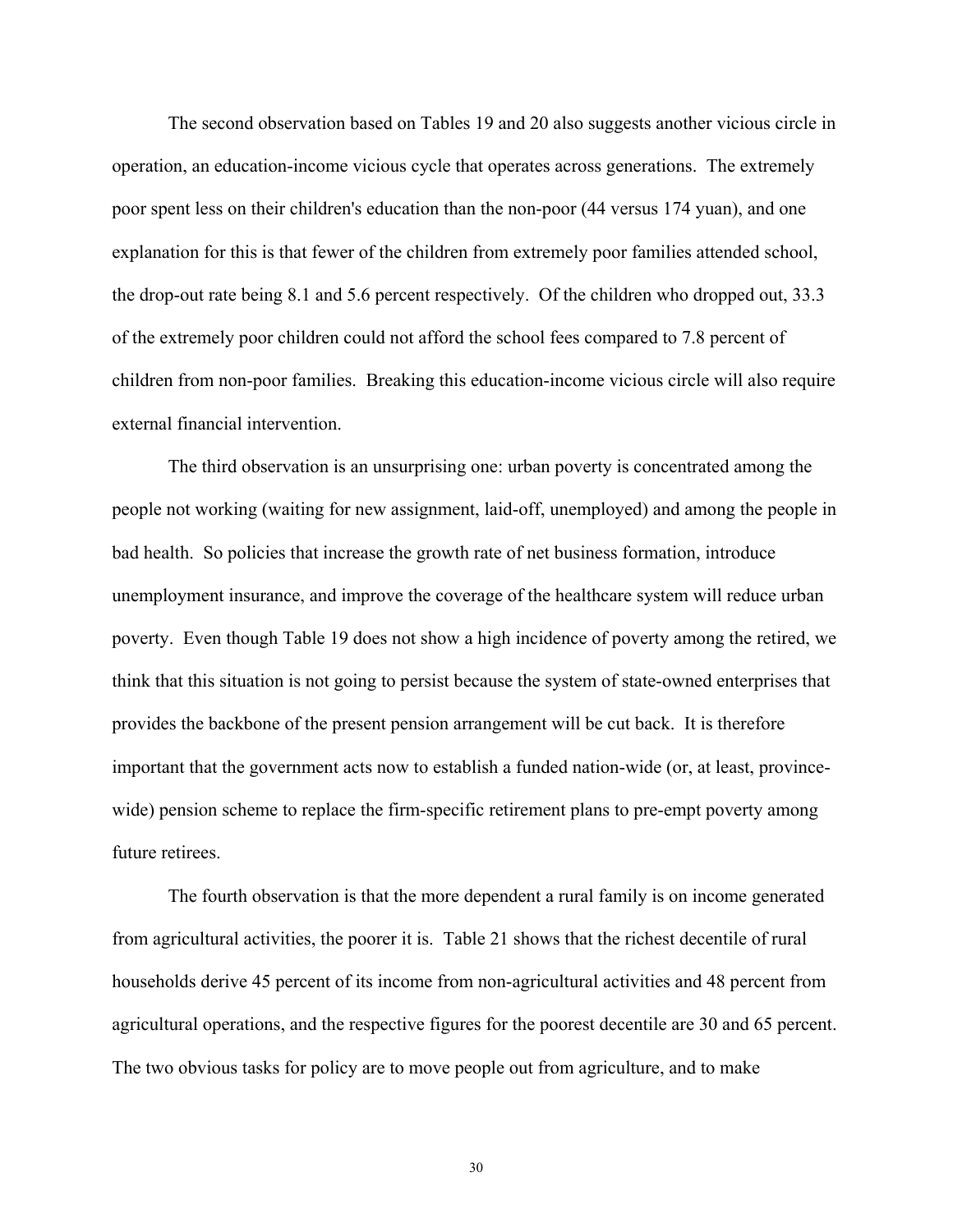The second observation based on Tables 19 and 20 also suggests another vicious circle in operation, an education-income vicious cycle that operates across generations. The extremely poor spent less on their children's education than the non-poor (44 versus 174 yuan), and one explanation for this is that fewer of the children from extremely poor families attended school, the drop-out rate being 8.1 and 5.6 percent respectively. Of the children who dropped out, 33.3 of the extremely poor children could not afford the school fees compared to 7.8 percent of children from non-poor families. Breaking this education-income vicious circle will also require external financial intervention.

The third observation is an unsurprising one: urban poverty is concentrated among the people not working (waiting for new assignment, laid-off, unemployed) and among the people in bad health. So policies that increase the growth rate of net business formation, introduce unemployment insurance, and improve the coverage of the healthcare system will reduce urban poverty. Even though Table 19 does not show a high incidence of poverty among the retired, we think that this situation is not going to persist because the system of state-owned enterprises that provides the backbone of the present pension arrangement will be cut back. It is therefore important that the government acts now to establish a funded nation-wide (or, at least, province-wide) pension scheme to replace the firm-specific retirement plans to pre-empt poverty among future retirees.

The fourth observation is that the more dependent a rural family is on income generated from agricultural activities, the poorer it is. Table 21 shows that the richest decentile of rural households derive 45 percent of its income from non-agricultural activities and 48 percent from agricultural operations, and the respective figures for the poorest decentile are 30 and 65 percent. The two obvious tasks for policy are to move people out from agriculture, and to make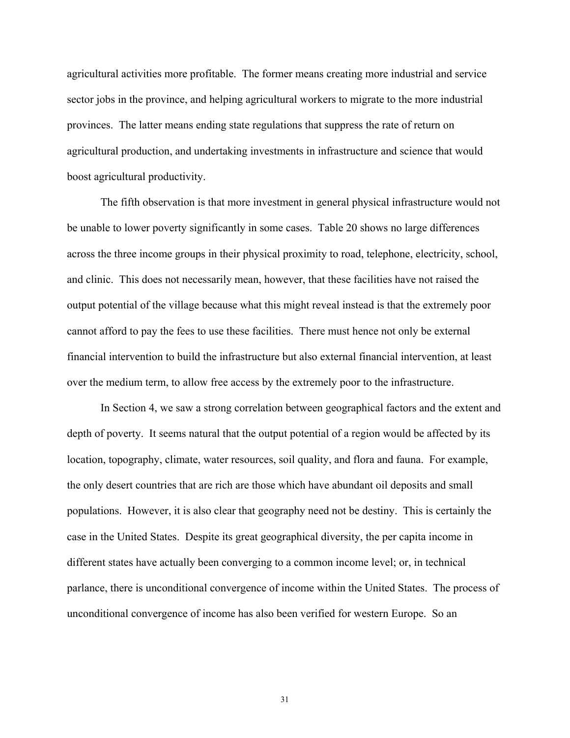agricultural activities more profitable. The former means creating more industrial and service sector jobs in the province, and helping agricultural workers to migrate to the more industrial provinces. The latter means ending state regulations that suppress the rate of return on agricultural production, and undertaking investments in infrastructure and science that would boost agricultural productivity.

The fifth observation is that more investment in general physical infrastructure would not be unable to lower poverty significantly in some cases. Table 20 shows no large differences across the three income groups in their physical proximity to road, telephone, electricity, school, and clinic. This does not necessarily mean, however, that these facilities have not raised the output potential of the village because what this might reveal instead is that the extremely poor cannot afford to pay the fees to use these facilities. There must hence not only be external financial intervention to build the infrastructure but also external financial intervention, at least over the medium term, to allow free access by the extremely poor to the infrastructure.

In Section 4, we saw a strong correlation between geographical factors and the extent and depth of poverty. It seems natural that the output potential of a region would be affected by its location, topography, climate, water resources, soil quality, and flora and fauna. For example, the only desert countries that are rich are those which have abundant oil deposits and small populations. However, it is also clear that geography need not be destiny. This is certainly the case in the United States. Despite its great geographical diversity, the per capita income in different states have actually been converging to a common income level; or, in technical parlance, there is unconditional convergence of income within the United States. The process of unconditional convergence of income has also been verified for western Europe. So an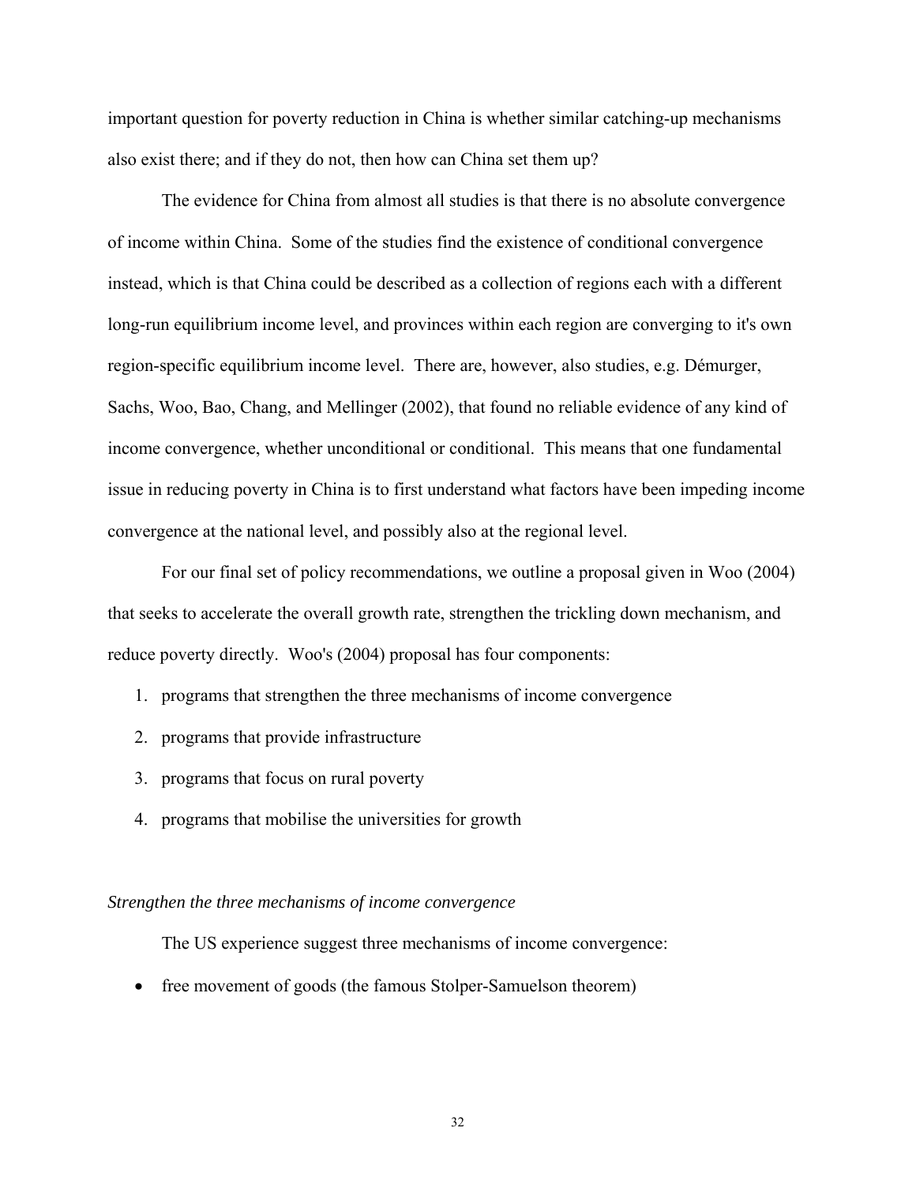important question for poverty reduction in China is whether similar catching-up mechanisms also exist there; and if they do not, then how can China set them up?

The evidence for China from almost all studies is that there is no absolute convergence of income within China. Some of the studies find the existence of conditional convergence instead, which is that China could be described as a collection of regions each with a different long-run equilibrium income level, and provinces within each region are converging to it's own region-specific equilibrium income level. There are, however, also studies, e.g. Démurger, Sachs, Woo, Bao, Chang, and Mellinger (2002), that found no reliable evidence of any kind of income convergence, whether unconditional or conditional. This means that one fundamental issue in reducing poverty in China is to first understand what factors have been impeding income convergence at the national level, and possibly also at the regional level.

For our final set of policy recommendations, we outline a proposal given in Woo (2004) that seeks to accelerate the overall growth rate, strengthen the trickling down mechanism, and reduce poverty directly. Woo's (2004) proposal has four components:

1. programs that strengthen the three mechanisms of income convergence
2. programs that provide infrastructure
3. programs that focus on rural poverty
4. programs that mobilise the universities for growth

*Strengthen the three mechanisms of income convergence*

The US experience suggest three mechanisms of income convergence:

- free movement of goods (the famous Stolper-Samuelson theorem)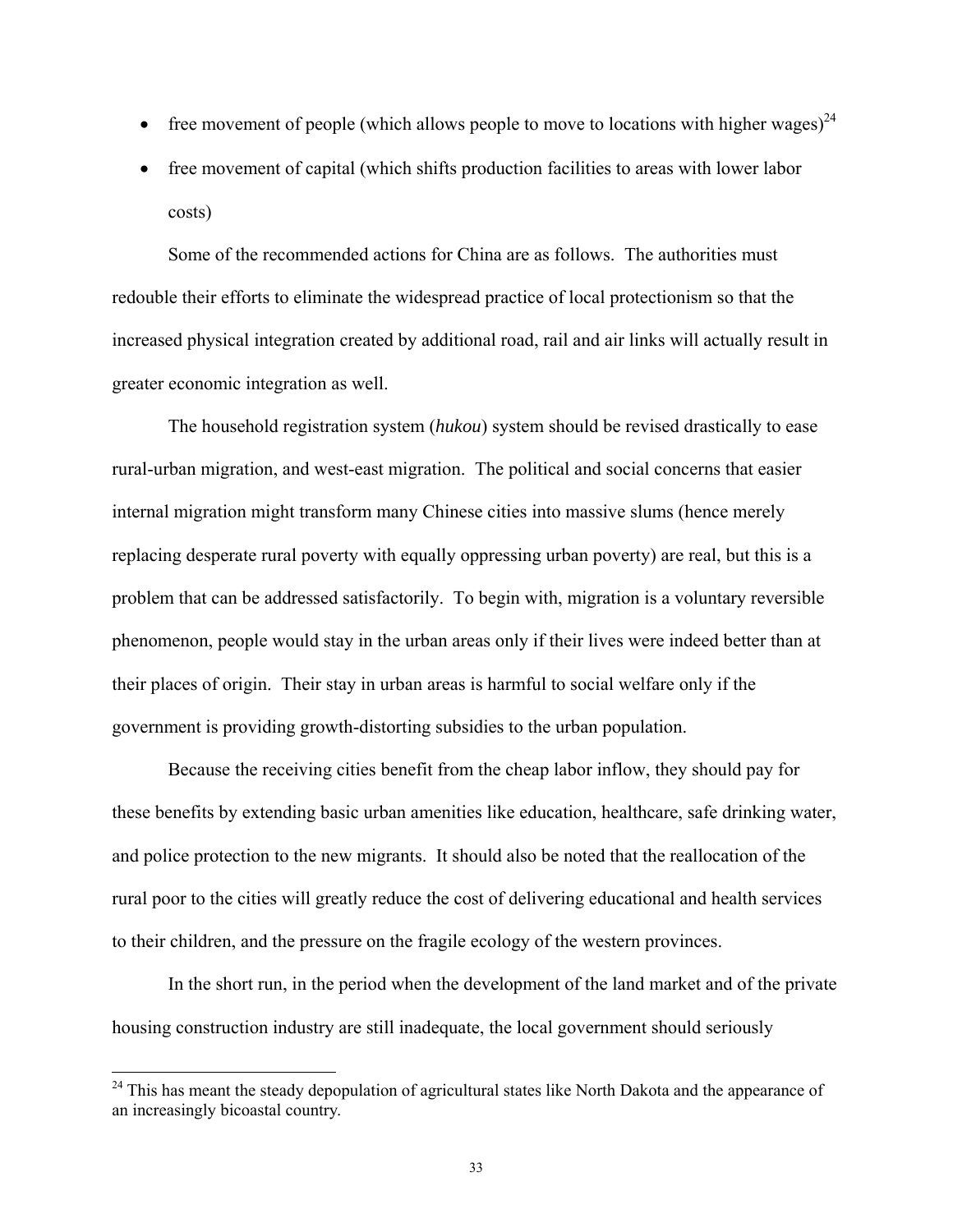- free movement of people (which allows people to move to locations with higher wages)[24]
- free movement of capital (which shifts production facilities to areas with lower labor costs)

Some of the recommended actions for China are as follows. The authorities must redouble their efforts to eliminate the widespread practice of local protectionism so that the increased physical integration created by additional road, rail and air links will actually result in greater economic integration as well.

The household registration system (*hukou*) system should be revised drastically to ease rural-urban migration, and west-east migration. The political and social concerns that easier internal migration might transform many Chinese cities into massive slums (hence merely replacing desperate rural poverty with equally oppressing urban poverty) are real, but this is a problem that can be addressed satisfactorily. To begin with, migration is a voluntary reversible phenomenon, people would stay in the urban areas only if their lives were indeed better than at their places of origin. Their stay in urban areas is harmful to social welfare only if the government is providing growth-distorting subsidies to the urban population.

Because the receiving cities benefit from the cheap labor inflow, they should pay for these benefits by extending basic urban amenities like education, healthcare, safe drinking water, and police protection to the new migrants. It should also be noted that the reallocation of the rural poor to the cities will greatly reduce the cost of delivering educational and health services to their children, and the pressure on the fragile ecology of the western provinces.

In the short run, in the period when the development of the land market and of the private housing construction industry are still inadequate, the local government should seriously

---

[24] This has meant the steady depopulation of agricultural states like North Dakota and the appearance of an increasingly bicoastal country.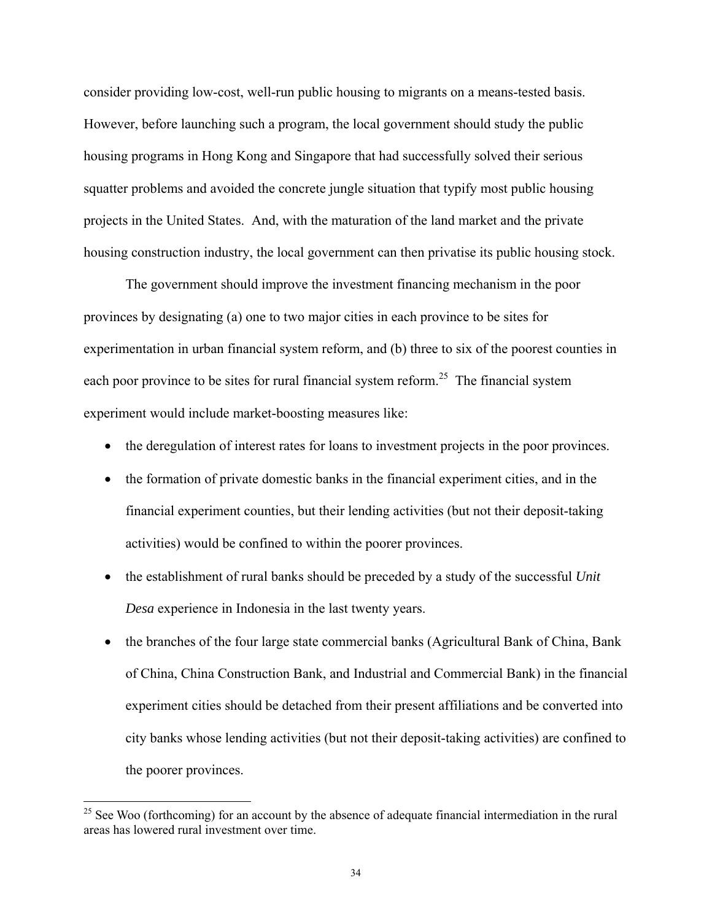consider providing low-cost, well-run public housing to migrants on a means-tested basis. However, before launching such a program, the local government should study the public housing programs in Hong Kong and Singapore that had successfully solved their serious squatter problems and avoided the concrete jungle situation that typify most public housing projects in the United States. And, with the maturation of the land market and the private housing construction industry, the local government can then privatise its public housing stock.

The government should improve the investment financing mechanism in the poor provinces by designating (a) one to two major cities in each province to be sites for experimentation in urban financial system reform, and (b) three to six of the poorest counties in each poor province to be sites for rural financial system reform.[25] The financial system experiment would include market-boosting measures like:

- the deregulation of interest rates for loans to investment projects in the poor provinces.
- the formation of private domestic banks in the financial experiment cities, and in the financial experiment counties, but their lending activities (but not their deposit-taking activities) would be confined to within the poorer provinces.
- the establishment of rural banks should be preceded by a study of the successful *Unit Desa* experience in Indonesia in the last twenty years.
- the branches of the four large state commercial banks (Agricultural Bank of China, Bank of China, China Construction Bank, and Industrial and Commercial Bank) in the financial experiment cities should be detached from their present affiliations and be converted into city banks whose lending activities (but not their deposit-taking activities) are confined to the poorer provinces.

---

[25] See Woo (forthcoming) for an account by the absence of adequate financial intermediation in the rural areas has lowered rural investment over time.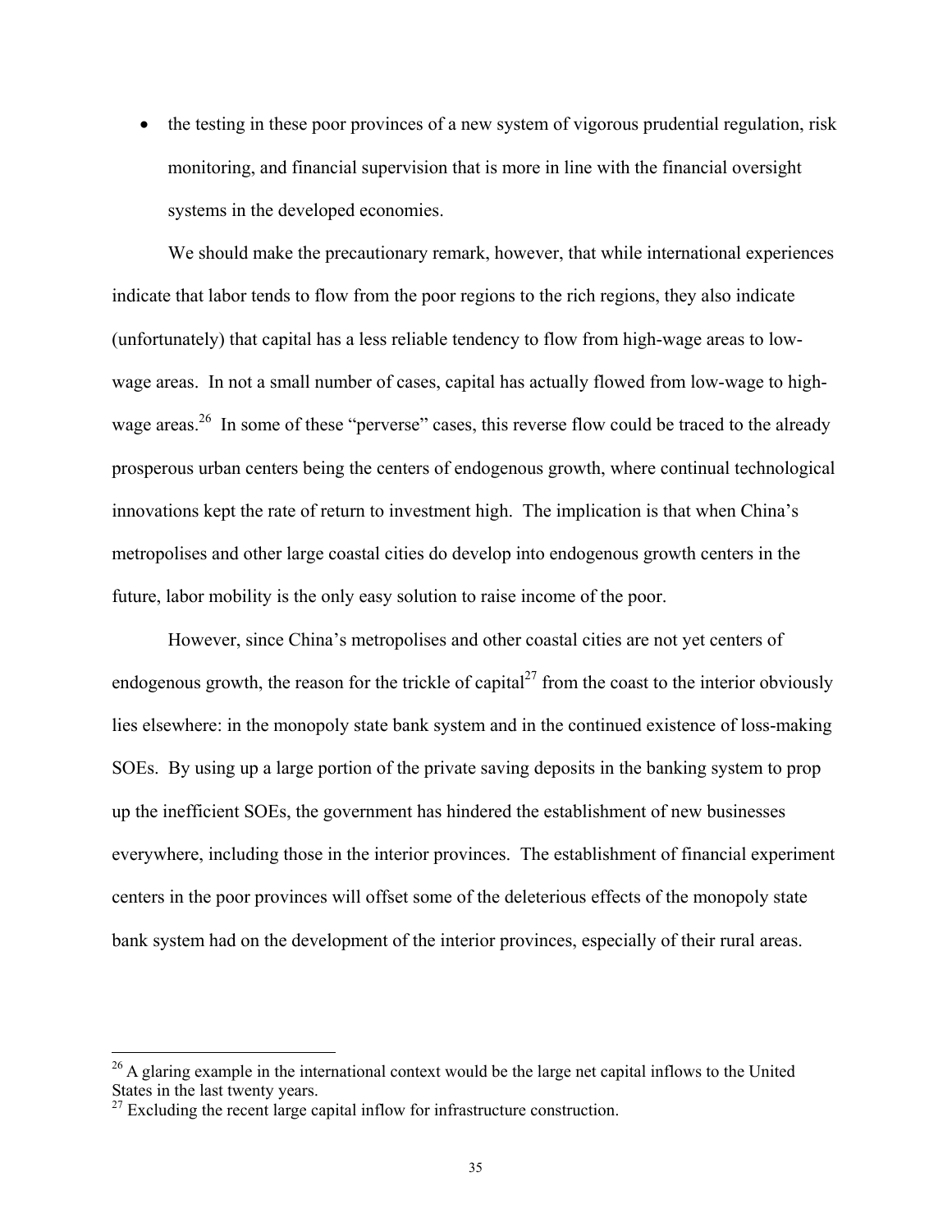- the testing in these poor provinces of a new system of vigorous prudential regulation, risk monitoring, and financial supervision that is more in line with the financial oversight systems in the developed economies.

We should make the precautionary remark, however, that while international experiences indicate that labor tends to flow from the poor regions to the rich regions, they also indicate (unfortunately) that capital has a less reliable tendency to flow from high-wage areas to low-wage areas. In not a small number of cases, capital has actually flowed from low-wage to high-wage areas.[26] In some of these "perverse" cases, this reverse flow could be traced to the already prosperous urban centers being the centers of endogenous growth, where continual technological innovations kept the rate of return to investment high. The implication is that when China's metropolises and other large coastal cities do develop into endogenous growth centers in the future, labor mobility is the only easy solution to raise income of the poor.

However, since China's metropolises and other coastal cities are not yet centers of endogenous growth, the reason for the trickle of capital[27] from the coast to the interior obviously lies elsewhere: in the monopoly state bank system and in the continued existence of loss-making SOEs. By using up a large portion of the private saving deposits in the banking system to prop up the inefficient SOEs, the government has hindered the establishment of new businesses everywhere, including those in the interior provinces. The establishment of financial experiment centers in the poor provinces will offset some of the deleterious effects of the monopoly state bank system had on the development of the interior provinces, especially of their rural areas.

---

[26] A glaring example in the international context would be the large net capital inflows to the United States in the last twenty years.

[27] Excluding the recent large capital inflow for infrastructure construction.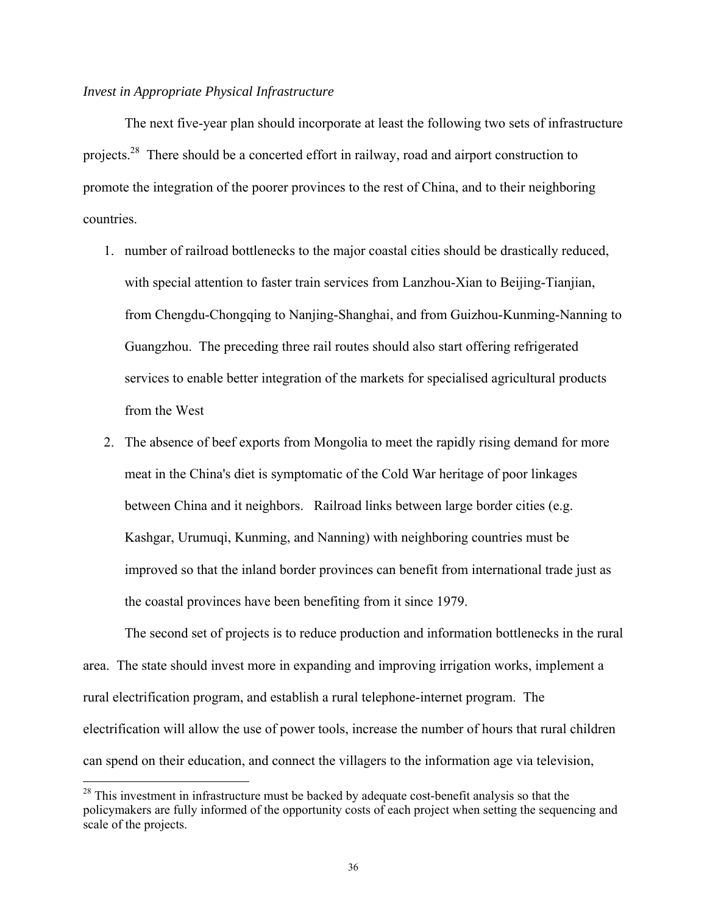*Invest in Appropriate Physical Infrastructure*

The next five-year plan should incorporate at least the following two sets of infrastructure projects.[28] There should be a concerted effort in railway, road and airport construction to promote the integration of the poorer provinces to the rest of China, and to their neighboring countries.

1. number of railroad bottlenecks to the major coastal cities should be drastically reduced, with special attention to faster train services from Lanzhou-Xian to Beijing-Tianjian, from Chengdu-Chongqing to Nanjing-Shanghai, and from Guizhou-Kunming-Nanning to Guangzhou. The preceding three rail routes should also start offering refrigerated services to enable better integration of the markets for specialised agricultural products from the West
2. The absence of beef exports from Mongolia to meet the rapidly rising demand for more meat in the China's diet is symptomatic of the Cold War heritage of poor linkages between China and it neighbors. Railroad links between large border cities (e.g. Kashgar, Urumuqi, Kunming, and Nanning) with neighboring countries must be improved so that the inland border provinces can benefit from international trade just as the coastal provinces have been benefiting from it since 1979.

The second set of projects is to reduce production and information bottlenecks in the rural area. The state should invest more in expanding and improving irrigation works, implement a rural electrification program, and establish a rural telephone-internet program. The electrification will allow the use of power tools, increase the number of hours that rural children can spend on their education, and connect the villagers to the information age via television,

[28] This investment in infrastructure must be backed by adequate cost-benefit analysis so that the policymakers are fully informed of the opportunity costs of each project when setting the sequencing and scale of the projects.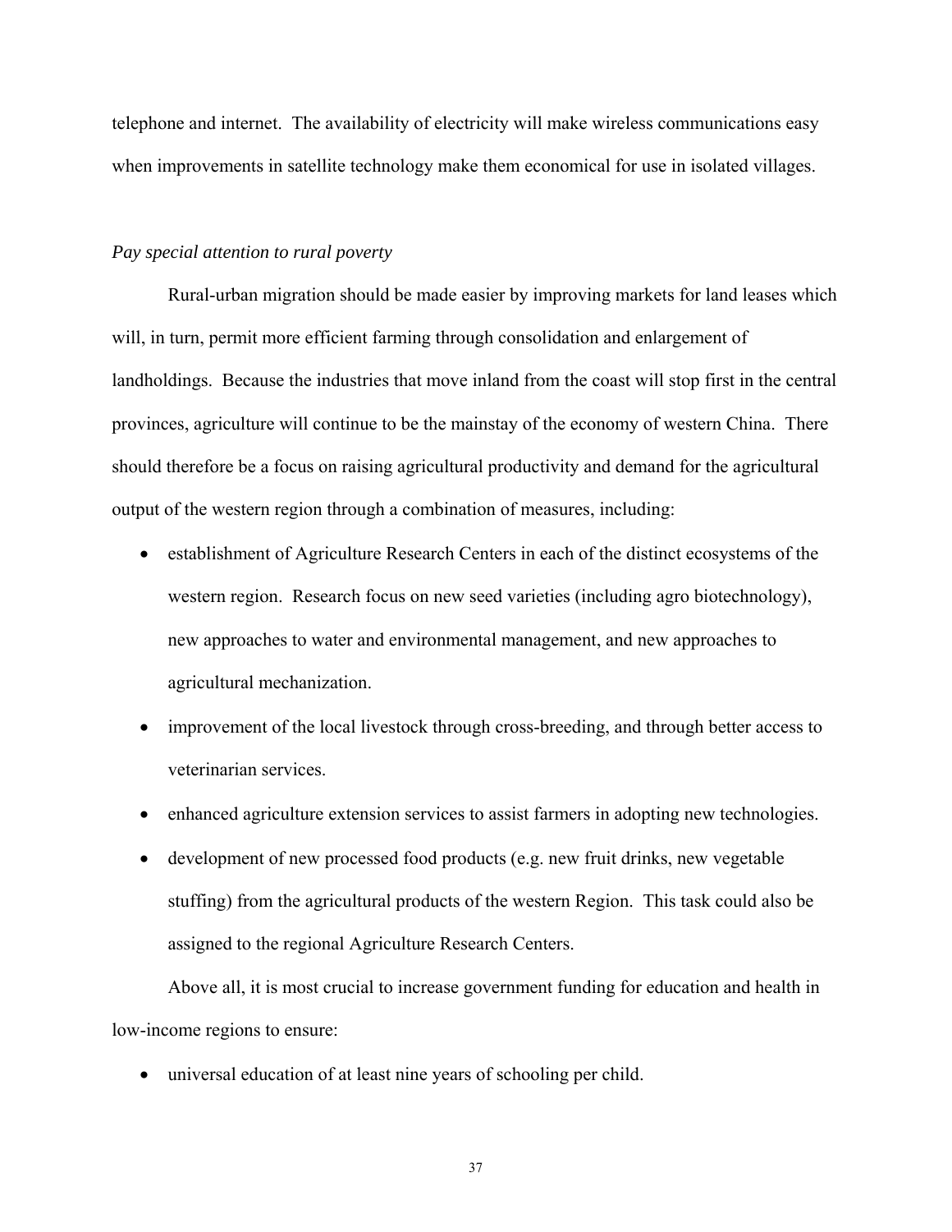telephone and internet. The availability of electricity will make wireless communications easy when improvements in satellite technology make them economical for use in isolated villages.

*Pay special attention to rural poverty*

Rural-urban migration should be made easier by improving markets for land leases which will, in turn, permit more efficient farming through consolidation and enlargement of landholdings. Because the industries that move inland from the coast will stop first in the central provinces, agriculture will continue to be the mainstay of the economy of western China. There should therefore be a focus on raising agricultural productivity and demand for the agricultural output of the western region through a combination of measures, including:

- establishment of Agriculture Research Centers in each of the distinct ecosystems of the western region. Research focus on new seed varieties (including agro biotechnology), new approaches to water and environmental management, and new approaches to agricultural mechanization.
- improvement of the local livestock through cross-breeding, and through better access to veterinarian services.
- enhanced agriculture extension services to assist farmers in adopting new technologies.
- development of new processed food products (e.g. new fruit drinks, new vegetable stuffing) from the agricultural products of the western Region. This task could also be assigned to the regional Agriculture Research Centers.

Above all, it is most crucial to increase government funding for education and health in low-income regions to ensure:

- universal education of at least nine years of schooling per child.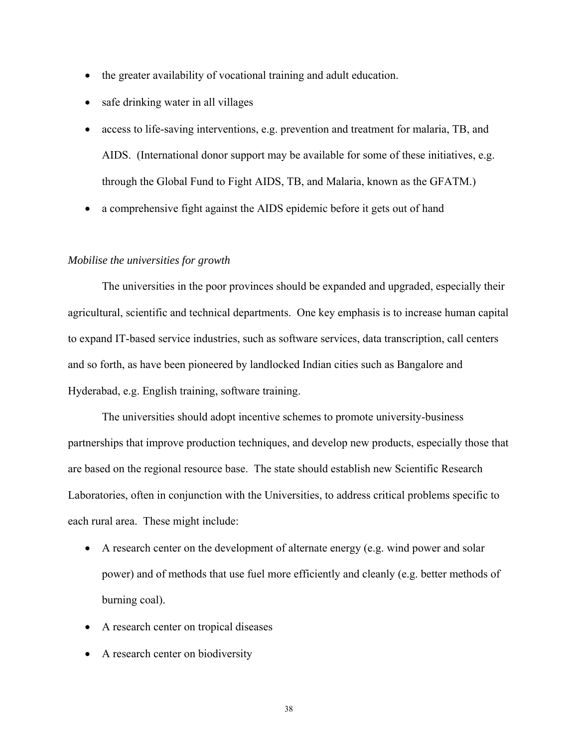- the greater availability of vocational training and adult education.
- safe drinking water in all villages
- access to life-saving interventions, e.g. prevention and treatment for malaria, TB, and AIDS. (International donor support may be available for some of these initiatives, e.g. through the Global Fund to Fight AIDS, TB, and Malaria, known as the GFATM.)
- a comprehensive fight against the AIDS epidemic before it gets out of hand

*Mobilise the universities for growth*

The universities in the poor provinces should be expanded and upgraded, especially their agricultural, scientific and technical departments. One key emphasis is to increase human capital to expand IT-based service industries, such as software services, data transcription, call centers and so forth, as have been pioneered by landlocked Indian cities such as Bangalore and Hyderabad, e.g. English training, software training.

The universities should adopt incentive schemes to promote university-business partnerships that improve production techniques, and develop new products, especially those that are based on the regional resource base. The state should establish new Scientific Research Laboratories, often in conjunction with the Universities, to address critical problems specific to each rural area. These might include:

- A research center on the development of alternate energy (e.g. wind power and solar power) and of methods that use fuel more efficiently and cleanly (e.g. better methods of burning coal).
- A research center on tropical diseases
- A research center on biodiversity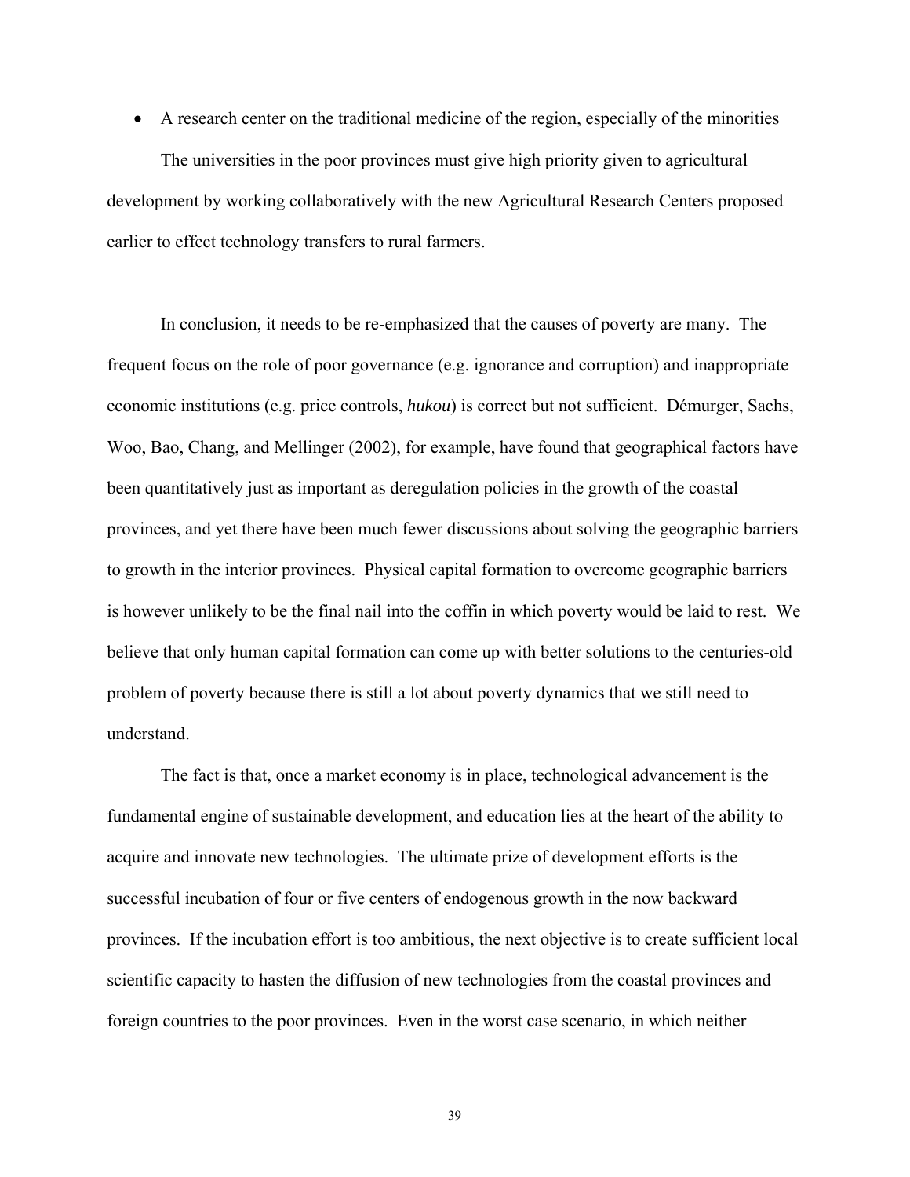- A research center on the traditional medicine of the region, especially of the minorities

The universities in the poor provinces must give high priority given to agricultural development by working collaboratively with the new Agricultural Research Centers proposed earlier to effect technology transfers to rural farmers.

In conclusion, it needs to be re-emphasized that the causes of poverty are many. The frequent focus on the role of poor governance (e.g. ignorance and corruption) and inappropriate economic institutions (e.g. price controls, *hukou*) is correct but not sufficient. Démurger, Sachs, Woo, Bao, Chang, and Mellinger (2002), for example, have found that geographical factors have been quantitatively just as important as deregulation policies in the growth of the coastal provinces, and yet there have been much fewer discussions about solving the geographic barriers to growth in the interior provinces. Physical capital formation to overcome geographic barriers is however unlikely to be the final nail into the coffin in which poverty would be laid to rest. We believe that only human capital formation can come up with better solutions to the centuries-old problem of poverty because there is still a lot about poverty dynamics that we still need to understand.

The fact is that, once a market economy is in place, technological advancement is the fundamental engine of sustainable development, and education lies at the heart of the ability to acquire and innovate new technologies. The ultimate prize of development efforts is the successful incubation of four or five centers of endogenous growth in the now backward provinces. If the incubation effort is too ambitious, the next objective is to create sufficient local scientific capacity to hasten the diffusion of new technologies from the coastal provinces and foreign countries to the poor provinces. Even in the worst case scenario, in which neither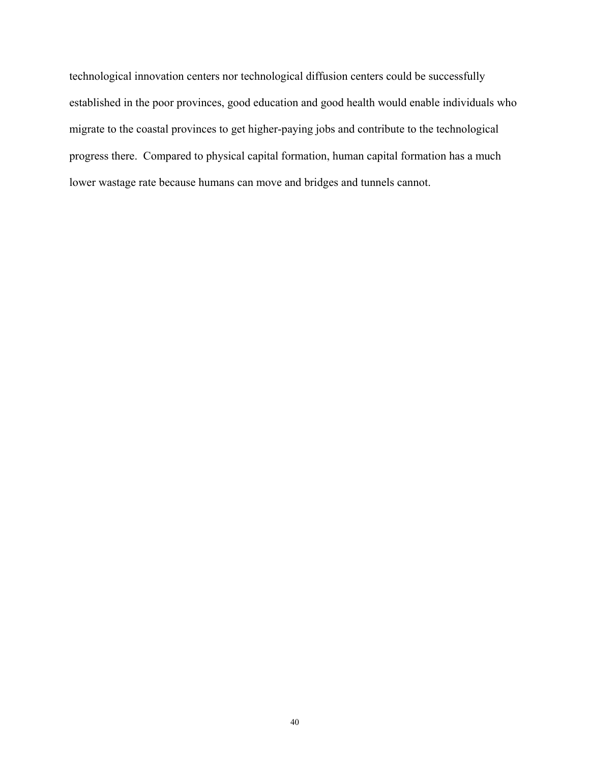technological innovation centers nor technological diffusion centers could be successfully established in the poor provinces, good education and good health would enable individuals who migrate to the coastal provinces to get higher-paying jobs and contribute to the technological progress there. Compared to physical capital formation, human capital formation has a much lower wastage rate because humans can move and bridges and tunnels cannot.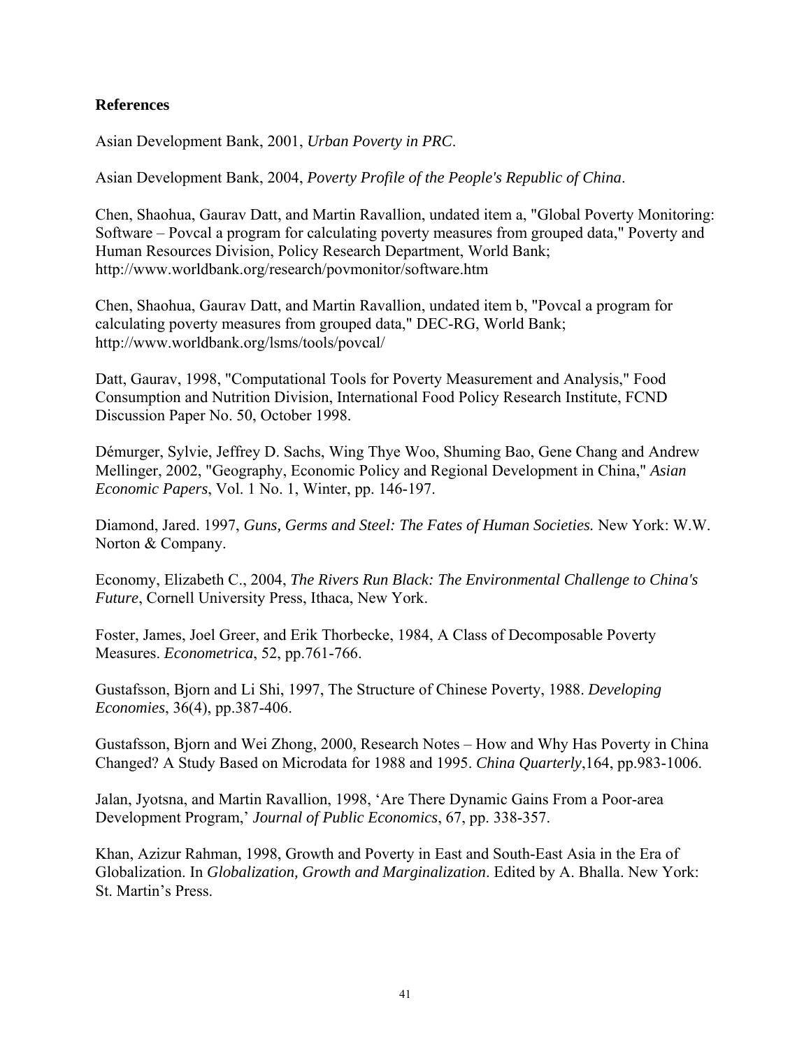## References

Asian Development Bank, 2001, *Urban Poverty in PRC*.

Asian Development Bank, 2004, *Poverty Profile of the People's Republic of China*.

Chen, Shaohua, Gaurav Datt, and Martin Ravallion, undated item a, "Global Poverty Monitoring: Software – Povcal a program for calculating poverty measures from grouped data," Poverty and Human Resources Division, Policy Research Department, World Bank; http://www.worldbank.org/research/povmonitor/software.htm

Chen, Shaohua, Gaurav Datt, and Martin Ravallion, undated item b, "Povcal a program for calculating poverty measures from grouped data," DEC-RG, World Bank; http://www.worldbank.org/lsms/tools/povcal/

Datt, Gaurav, 1998, "Computational Tools for Poverty Measurement and Analysis," Food Consumption and Nutrition Division, International Food Policy Research Institute, FCND Discussion Paper No. 50, October 1998.

Démurger, Sylvie, Jeffrey D. Sachs, Wing Thye Woo, Shuming Bao, Gene Chang and Andrew Mellinger, 2002, "Geography, Economic Policy and Regional Development in China," *Asian Economic Papers*, Vol. 1 No. 1, Winter, pp. 146-197.

Diamond, Jared. 1997, *Guns, Germs and Steel: The Fates of Human Societies.* New York: W.W. Norton & Company.

Economy, Elizabeth C., 2004, *The Rivers Run Black: The Environmental Challenge to China's Future*, Cornell University Press, Ithaca, New York.

Foster, James, Joel Greer, and Erik Thorbecke, 1984, A Class of Decomposable Poverty Measures. *Econometrica*, 52, pp.761-766.

Gustafsson, Bjorn and Li Shi, 1997, The Structure of Chinese Poverty, 1988. *Developing Economies*, 36(4), pp.387-406.

Gustafsson, Bjorn and Wei Zhong, 2000, Research Notes – How and Why Has Poverty in China Changed? A Study Based on Microdata for 1988 and 1995. *China Quarterly*,164, pp.983-1006.

Jalan, Jyotsna, and Martin Ravallion, 1998, 'Are There Dynamic Gains From a Poor-area Development Program,' *Journal of Public Economics*, 67, pp. 338-357.

Khan, Azizur Rahman, 1998, Growth and Poverty in East and South-East Asia in the Era of Globalization. In *Globalization, Growth and Marginalization*. Edited by A. Bhalla. New York: St. Martin's Press.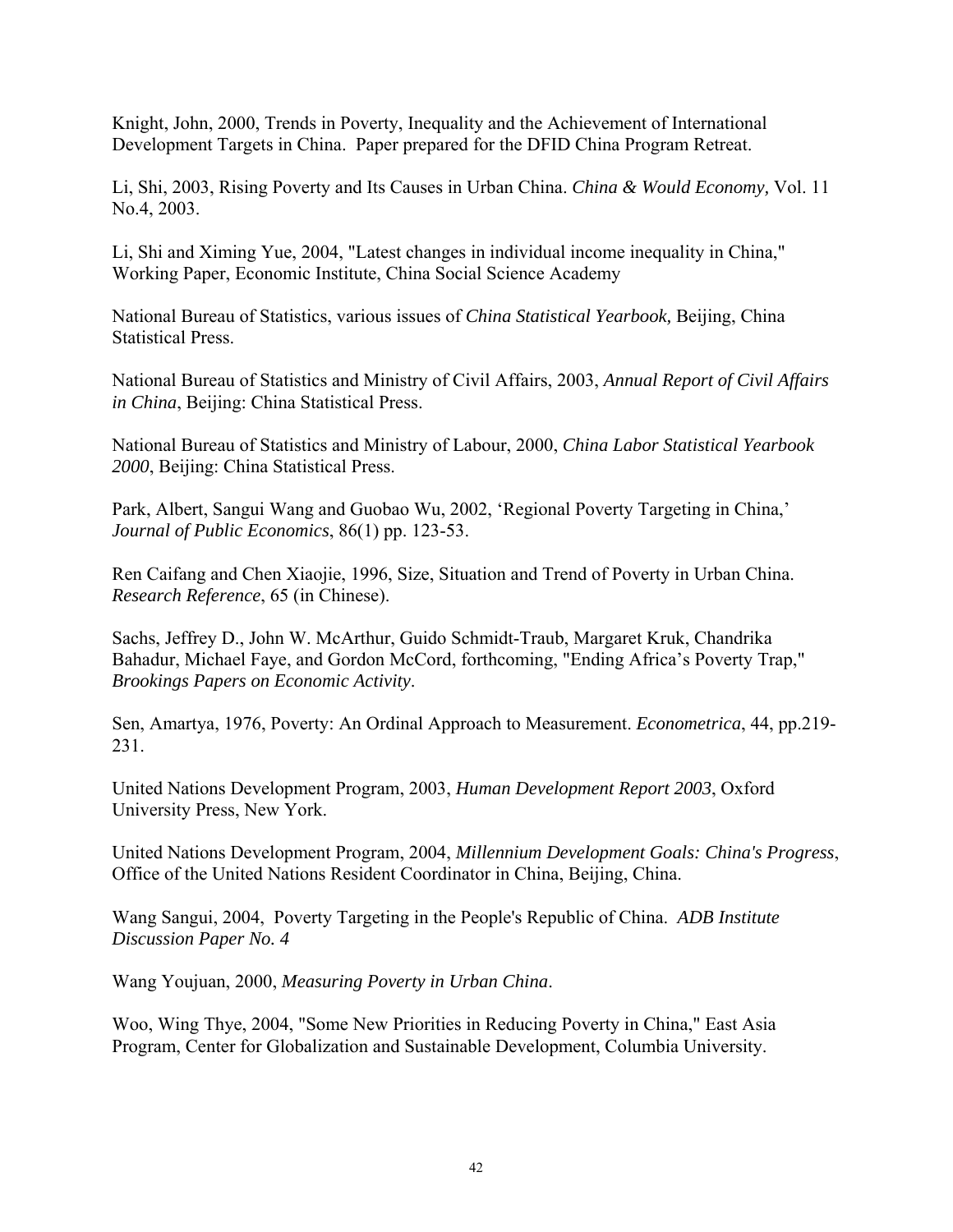Knight, John, 2000, Trends in Poverty, Inequality and the Achievement of International Development Targets in China. Paper prepared for the DFID China Program Retreat.

Li, Shi, 2003, Rising Poverty and Its Causes in Urban China. *China & Would Economy,* Vol. 11 No.4, 2003.

Li, Shi and Ximing Yue, 2004, "Latest changes in individual income inequality in China," Working Paper, Economic Institute, China Social Science Academy

National Bureau of Statistics, various issues of *China Statistical Yearbook,* Beijing, China Statistical Press.

National Bureau of Statistics and Ministry of Civil Affairs, 2003, *Annual Report of Civil Affairs in China*, Beijing: China Statistical Press.

National Bureau of Statistics and Ministry of Labour, 2000, *China Labor Statistical Yearbook 2000*, Beijing: China Statistical Press.

Park, Albert, Sangui Wang and Guobao Wu, 2002, 'Regional Poverty Targeting in China,' *Journal of Public Economics*, 86(1) pp. 123-53.

Ren Caifang and Chen Xiaojie, 1996, Size, Situation and Trend of Poverty in Urban China. *Research Reference*, 65 (in Chinese).

Sachs, Jeffrey D., John W. McArthur, Guido Schmidt-Traub, Margaret Kruk, Chandrika Bahadur, Michael Faye, and Gordon McCord, forthcoming, "Ending Africa's Poverty Trap," *Brookings Papers on Economic Activity*.

Sen, Amartya, 1976, Poverty: An Ordinal Approach to Measurement. *Econometrica*, 44, pp.219-231.

United Nations Development Program, 2003, *Human Development Report 2003*, Oxford University Press, New York.

United Nations Development Program, 2004, *Millennium Development Goals: China's Progress*, Office of the United Nations Resident Coordinator in China, Beijing, China.

Wang Sangui, 2004, Poverty Targeting in the People's Republic of China. *ADB Institute Discussion Paper No. 4*

Wang Youjuan, 2000, *Measuring Poverty in Urban China*.

Woo, Wing Thye, 2004, "Some New Priorities in Reducing Poverty in China," East Asia Program, Center for Globalization and Sustainable Development, Columbia University.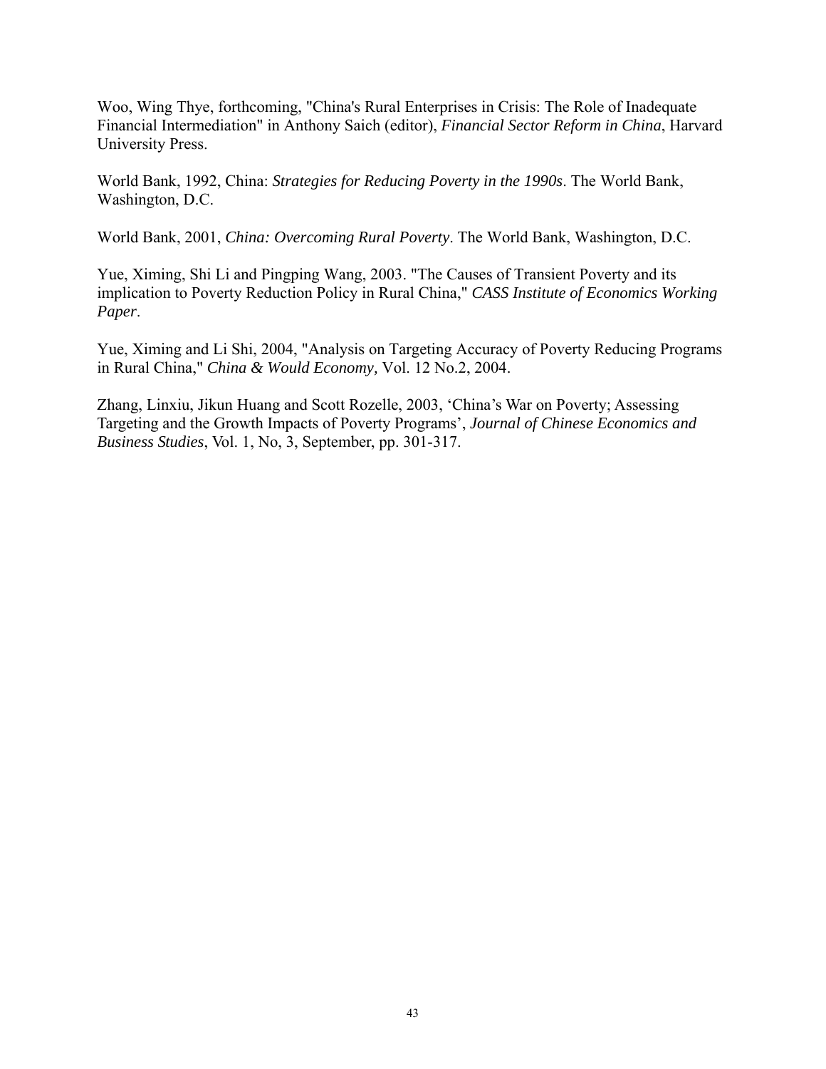Woo, Wing Thye, forthcoming, "China's Rural Enterprises in Crisis: The Role of Inadequate Financial Intermediation" in Anthony Saich (editor), *Financial Sector Reform in China*, Harvard University Press.

World Bank, 1992, China: *Strategies for Reducing Poverty in the 1990s*. The World Bank, Washington, D.C.

World Bank, 2001, *China: Overcoming Rural Poverty*. The World Bank, Washington, D.C.

Yue, Ximing, Shi Li and Pingping Wang, 2003. "The Causes of Transient Poverty and its implication to Poverty Reduction Policy in Rural China," *CASS Institute of Economics Working Paper*.

Yue, Ximing and Li Shi, 2004, "Analysis on Targeting Accuracy of Poverty Reducing Programs in Rural China," *China & Would Economy,* Vol. 12 No.2, 2004.

Zhang, Linxiu, Jikun Huang and Scott Rozelle, 2003, 'China's War on Poverty; Assessing Targeting and the Growth Impacts of Poverty Programs', *Journal of Chinese Economics and Business Studies*, Vol. 1, No, 3, September, pp. 301-317.